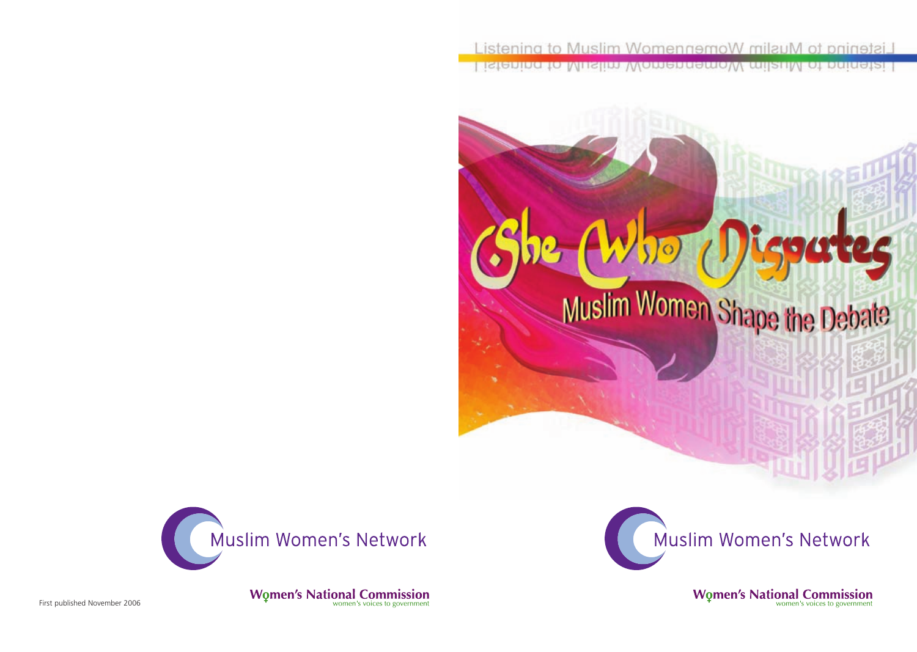Listening to Muslim Women

# She Who Disputes

## Muslim Women Shape the Debate

Muslim Women's Network

Women's National Commission
women's voices to government

Muslim Women's Network

Women's National Commission
women's voices to government

First published November 2006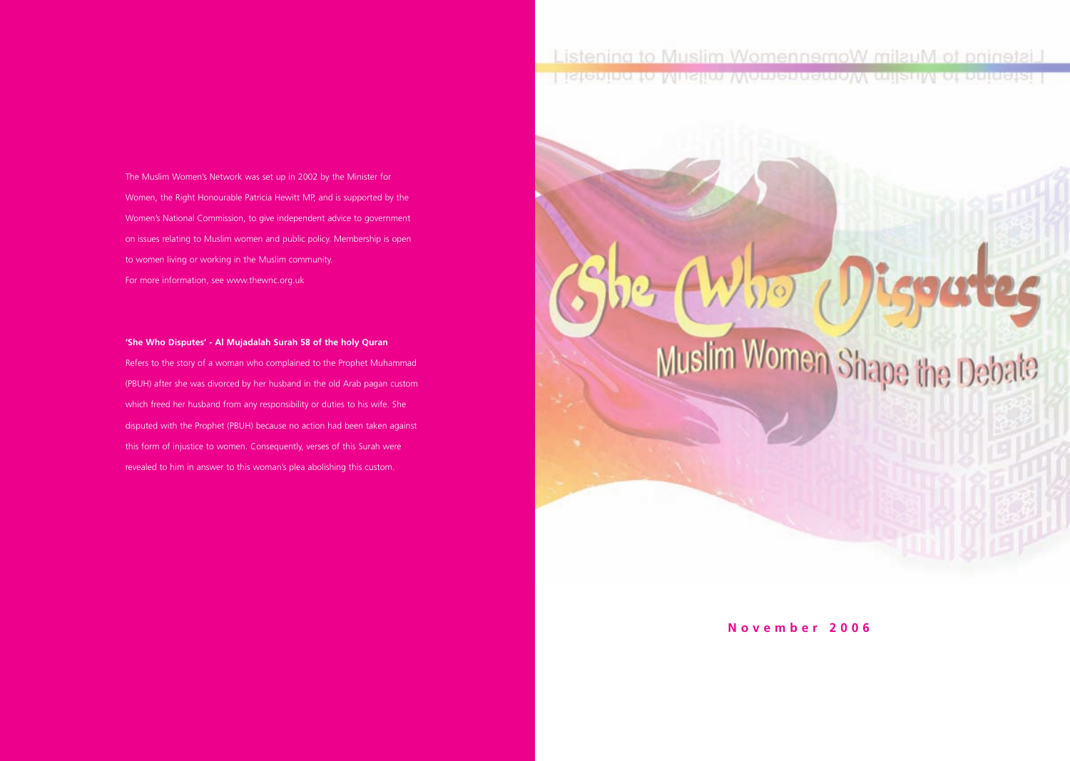The Muslim Women's Network was set up in 2002 by the Minister for Women, the Right Honourable Patricia Hewitt MP, and is supported by the Women's National Commission, to give independent advice to government on issues relating to Muslim women and public policy. Membership is open to women living or working in the Muslim community.

For more information, see www.thewnc.org.uk

**'She Who Disputes' - Al Mujadalah Surah 58 of the holy Quran**

Refers to the story of a woman who complained to the Prophet Muhammad (PBUH) after she was divorced by her husband in the old Arab pagan custom which freed her husband from any responsibility or duties to his wife. She disputed with the Prophet (PBUH) because no action had been taken against this form of injustice to women. Consequently, verses of this Surah were revealed to him in answer to this woman's plea abolishing this custom.

Listening to Muslim Women

# She Who Disputes

## Muslim Women Shape the Debate

**November 2006**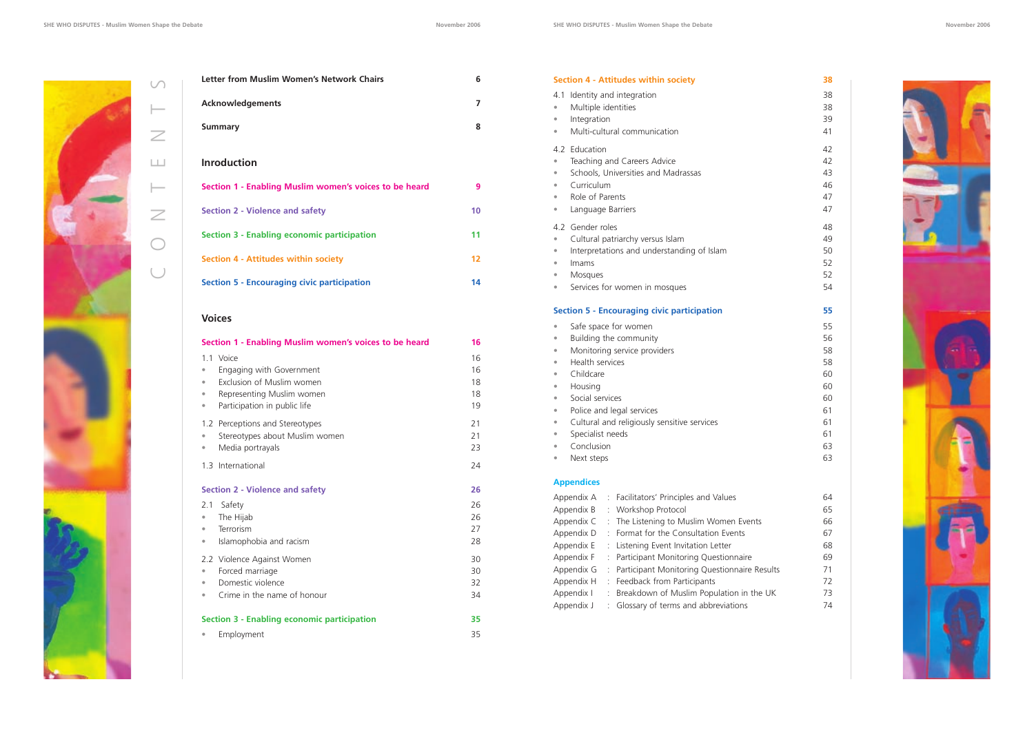# CONTENTS

| | |
|---|---|
| **Letter from Muslim Women's Network Chairs** | **6** |
| **Acknowledgements** | **7** |
| **Summary** | **8** |

## Inroduction

| | |
|---|---|
| **Section 1 - Enabling Muslim women's voices to be heard** | **9** |
| **Section 2 - Violence and safety** | **10** |
| **Section 3 - Enabling economic participation** | **11** |
| **Section 4 - Attitudes within society** | **12** |
| **Section 5 - Encouraging civic participation** | **14** |

## Voices

| | |
|---|---|
| **Section 1 - Enabling Muslim women's voices to be heard** | **16** |
| 1.1 Voice | 16 |
| • Engaging with Government | 16 |
| • Exclusion of Muslim women | 18 |
| • Representing Muslim women | 18 |
| • Participation in public life | 19 |
| 1.2 Perceptions and Stereotypes | 21 |
| • Stereotypes about Muslim women | 21 |
| • Media portrayals | 23 |
| 1.3 International | 24 |
| **Section 2 - Violence and safety** | **26** |
| 2.1 Safety | 26 |
| • The Hijab | 26 |
| • Terrorism | 27 |
| • Islamophobia and racism | 28 |
| 2.2 Violence Against Women | 30 |
| • Forced marriage | 30 |
| • Domestic violence | 32 |
| • Crime in the name of honour | 34 |
| **Section 3 - Enabling economic participation** | **35** |
| • Employment | 35 |
| **Section 4 - Attitudes within society** | **38** |
| 4.1 Identity and integration | 38 |
| • Multiple identities | 38 |
| • Integration | 39 |
| • Multi-cultural communication | 41 |
| 4.2 Education | 42 |
| • Teaching and Careers Advice | 42 |
| • Schools, Universities and Madrassas | 43 |
| • Curriculum | 46 |
| • Role of Parents | 47 |
| • Language Barriers | 47 |
| 4.2 Gender roles | 48 |
| • Cultural patriarchy versus Islam | 49 |
| • Interpretations and understanding of Islam | 50 |
| • Imams | 52 |
| • Mosques | 52 |
| • Services for women in mosques | 54 |
| **Section 5 - Encouraging civic participation** | **55** |
| • Safe space for women | 55 |
| • Building the community | 56 |
| • Monitoring service providers | 58 |
| • Health services | 58 |
| • Childcare | 60 |
| • Housing | 60 |
| • Social services | 60 |
| • Police and legal services | 61 |
| • Cultural and religiously sensitive services | 61 |
| • Specialist needs | 61 |
| • Conclusion | 63 |
| • Next steps | 63 |

## Appendices

| | |
|---|---|
| Appendix A : Facilitators' Principles and Values | 64 |
| Appendix B : Workshop Protocol | 65 |
| Appendix C : The Listening to Muslim Women Events | 66 |
| Appendix D : Format for the Consultation Events | 67 |
| Appendix E : Listening Event Invitation Letter | 68 |
| Appendix F : Participant Monitoring Questionnaire | 69 |
| Appendix G : Participant Monitoring Questionnaire Results | 71 |
| Appendix H : Feedback from Participants | 72 |
| Appendix I : Breakdown of Muslim Population in the UK | 73 |
| Appendix J : Glossary of terms and abbreviations | 74 |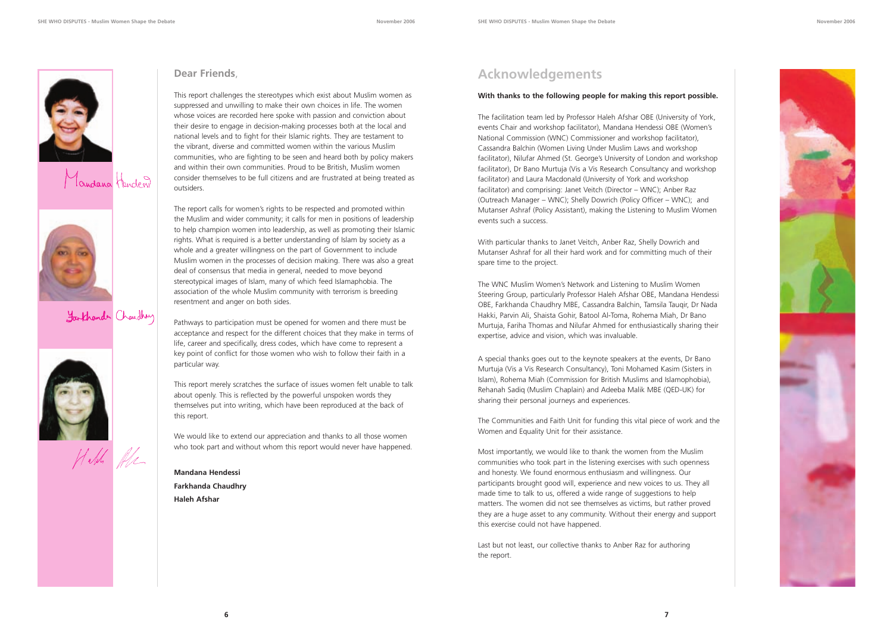## Dear Friends,

This report challenges the stereotypes which exist about Muslim women as suppressed and unwilling to make their own choices in life. The women whose voices are recorded here spoke with passion and conviction about their desire to engage in decision-making processes both at the local and national levels and to fight for their Islamic rights. They are testament to the vibrant, diverse and committed women within the various Muslim communities, who are fighting to be seen and heard both by policy makers and within their own communities. Proud to be British, Muslim women consider themselves to be full citizens and are frustrated at being treated as outsiders.

The report calls for women's rights to be respected and promoted within the Muslim and wider community; it calls for men in positions of leadership to help champion women into leadership, as well as promoting their Islamic rights. What is required is a better understanding of Islam by society as a whole and a greater willingness on the part of Government to include Muslim women in the processes of decision making. There was also a great deal of consensus that media in general, needed to move beyond stereotypical images of Islam, many of which feed Islamaphobia. The association of the whole Muslim community with terrorism is breeding resentment and anger on both sides.

Pathways to participation must be opened for women and there must be acceptance and respect for the different choices that they make in terms of life, career and specifically, dress codes, which have come to represent a key point of conflict for those women who wish to follow their faith in a particular way.

This report merely scratches the surface of issues women felt unable to talk about openly. This is reflected by the powerful unspoken words they themselves put into writing, which have been reproduced at the back of this report.

We would like to extend our appreciation and thanks to all those women who took part and without whom this report would never have happened.

**Mandana Hendessi**
**Farkhanda Chaudhry**
**Haleh Afshar**

# Acknowledgements

**With thanks to the following people for making this report possible.**

The facilitation team led by Professor Haleh Afshar OBE (University of York, events Chair and workshop facilitator), Mandana Hendessi OBE (Women's National Commission (WNC) Commissioner and workshop facilitator), Cassandra Balchin (Women Living Under Muslim Laws and workshop facilitator), Nilufar Ahmed (St. George's University of London and workshop facilitator), Dr Bano Murtuja (Vis a Vis Research Consultancy and workshop facilitator) and Laura Macdonald (University of York and workshop facilitator) and comprising: Janet Veitch (Director – WNC); Anber Raz (Outreach Manager – WNC); Shelly Dowrich (Policy Officer – WNC); and Mutanser Ashraf (Policy Assistant), making the Listening to Muslim Women events such a success.

With particular thanks to Janet Veitch, Anber Raz, Shelly Dowrich and Mutanser Ashraf for all their hard work and for committing much of their spare time to the project.

The WNC Muslim Women's Network and Listening to Muslim Women Steering Group, particularly Professor Haleh Afshar OBE, Mandana Hendessi OBE, Farkhanda Chaudhry MBE, Cassandra Balchin, Tamsila Tauqir, Dr Nada Hakki, Parvin Ali, Shaista Gohir, Batool Al-Toma, Rohema Miah, Dr Bano Murtuja, Fariha Thomas and Nilufar Ahmed for enthusiastically sharing their expertise, advice and vision, which was invaluable.

A special thanks goes out to the keynote speakers at the events, Dr Bano Murtuja (Vis a Vis Research Consultancy), Toni Mohamed Kasim (Sisters in Islam), Rohema Miah (Commission for British Muslims and Islamophobia), Rehanah Sadiq (Muslim Chaplain) and Adeeba Malik MBE (QED-UK) for sharing their personal journeys and experiences.

The Communities and Faith Unit for funding this vital piece of work and the Women and Equality Unit for their assistance.

Most importantly, we would like to thank the women from the Muslim communities who took part in the listening exercises with such openness and honesty. We found enormous enthusiasm and willingness. Our participants brought good will, experience and new voices to us. They all made time to talk to us, offered a wide range of suggestions to help matters. The women did not see themselves as victims, but rather proved they are a huge asset to any community. Without their energy and support this exercise could not have happened.

Last but not least, our collective thanks to Anber Raz for authoring the report.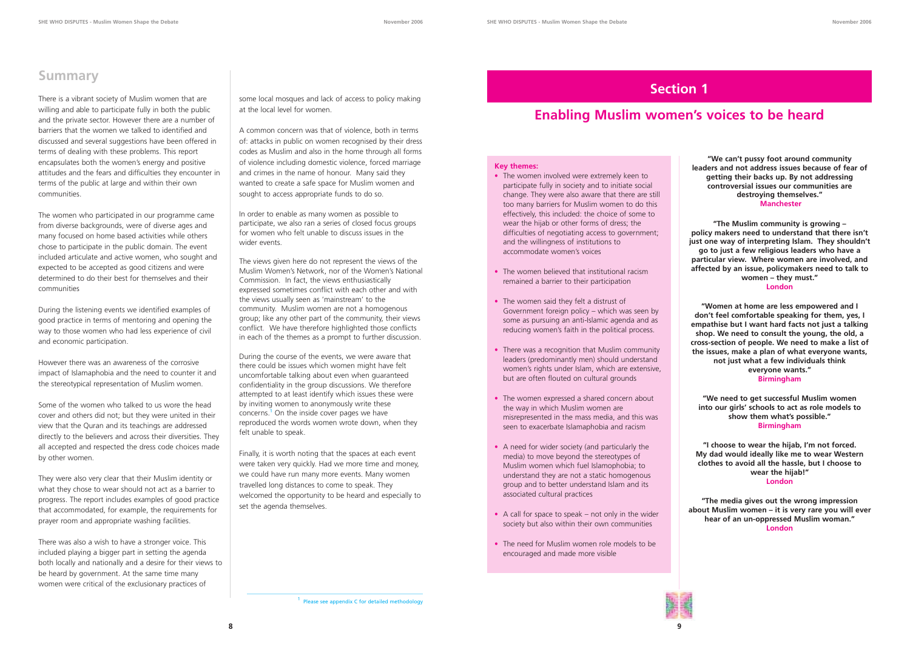## Summary

There is a vibrant society of Muslim women that are willing and able to participate fully in both the public and the private sector. However there are a number of barriers that the women we talked to identified and discussed and several suggestions have been offered in terms of dealing with these problems. This report encapsulates both the women's energy and positive attitudes and the fears and difficulties they encounter in terms of the public at large and within their own communities.

The women who participated in our programme came from diverse backgrounds, were of diverse ages and many focused on home based activities while others chose to participate in the public domain. The event included articulate and active women, who sought and expected to be accepted as good citizens and were determined to do their best for themselves and their communities

During the listening events we identified examples of good practice in terms of mentoring and opening the way to those women who had less experience of civil and economic participation.

However there was an awareness of the corrosive impact of Islamaphobia and the need to counter it and the stereotypical representation of Muslim women.

Some of the women who talked to us wore the head cover and others did not; but they were united in their view that the Quran and its teachings are addressed directly to the believers and across their diversities. They all accepted and respected the dress code choices made by other women.

They were also very clear that their Muslim identity or what they chose to wear should not act as a barrier to progress. The report includes examples of good practice that accommodated, for example, the requirements for prayer room and appropriate washing facilities.

There was also a wish to have a stronger voice. This included playing a bigger part in setting the agenda both locally and nationally and a desire for their views to be heard by government. At the same time many women were critical of the exclusionary practices of some local mosques and lack of access to policy making at the local level for women.

A common concern was that of violence, both in terms of: attacks in public on women recognised by their dress codes as Muslim and also in the home through all forms of violence including domestic violence, forced marriage and crimes in the name of honour. Many said they wanted to create a safe space for Muslim women and sought to access appropriate funds to do so.

In order to enable as many women as possible to participate, we also ran a series of closed focus groups for women who felt unable to discuss issues in the wider events.

The views given here do not represent the views of the Muslim Women's Network, nor of the Women's National Commission. In fact, the views enthusiastically expressed sometimes conflict with each other and with the views usually seen as 'mainstream' to the community. Muslim women are not a homogenous group; like any other part of the community, their views conflict. We have therefore highlighted those conflicts in each of the themes as a prompt to further discussion.

During the course of the events, we were aware that there could be issues which women might have felt uncomfortable talking about even when guaranteed confidentiality in the group discussions. We therefore attempted to at least identify which issues these were by inviting women to anonymously write these concerns.[1] On the inside cover pages we have reproduced the words women wrote down, when they felt unable to speak.

Finally, it is worth noting that the spaces at each event were taken very quickly. Had we more time and money, we could have run many more events. Many women travelled long distances to come to speak. They welcomed the opportunity to be heard and especially to set the agenda themselves.

[1] Please see appendix C for detailed methodology

# Section 1

## Enabling Muslim women's voices to be heard

**Key themes:**

- The women involved were extremely keen to participate fully in society and to initiate social change. They were also aware that there are still too many barriers for Muslim women to do this effectively, this included: the choice of some to wear the hijab or other forms of dress; the difficulties of negotiating access to government; and the willingness of institutions to accommodate women's voices
- The women believed that institutional racism remained a barrier to their participation
- The women said they felt a distrust of Government foreign policy – which was seen by some as pursuing an anti-Islamic agenda and as reducing women's faith in the political process.
- There was a recognition that Muslim community leaders (predominantly men) should understand women's rights under Islam, which are extensive, but are often flouted on cultural grounds
- The women expressed a shared concern about the way in which Muslim women are misrepresented in the mass media, and this was seen to exacerbate Islamaphobia and racism
- A need for wider society (and particularly the media) to move beyond the stereotypes of Muslim women which fuel Islamophobia; to understand they are not a static homogenous group and to better understand Islam and its associated cultural practices
- A call for space to speak – not only in the wider society but also within their own communities
- The need for Muslim women role models to be encouraged and made more visible

**"We can't pussy foot around community leaders and not address issues because of fear of getting their backs up. By not addressing controversial issues our communities are destroying themselves."**
**Manchester**

**"The Muslim community is growing – policy makers need to understand that there isn't just one way of interpreting Islam. They shouldn't go to just a few religious leaders who have a particular view. Where women are involved, and affected by an issue, policymakers need to talk to women – they must."**
**London**

**"Women at home are less empowered and I don't feel comfortable speaking for them, yes, I empathise but I want hard facts not just a talking shop. We need to consult the young, the old, a cross-section of people. We need to make a list of the issues, make a plan of what everyone wants, not just what a few individuals think everyone wants."**
**Birmingham**

**"We need to get successful Muslim women into our girls' schools to act as role models to show them what's possible."**
**Birmingham**

**"I choose to wear the hijab, I'm not forced. My dad would ideally like me to wear Western clothes to avoid all the hassle, but I choose to wear the hijab!"**
**London**

**"The media gives out the wrong impression about Muslim women – it is very rare you will ever hear of an un-oppressed Muslim woman."**
**London**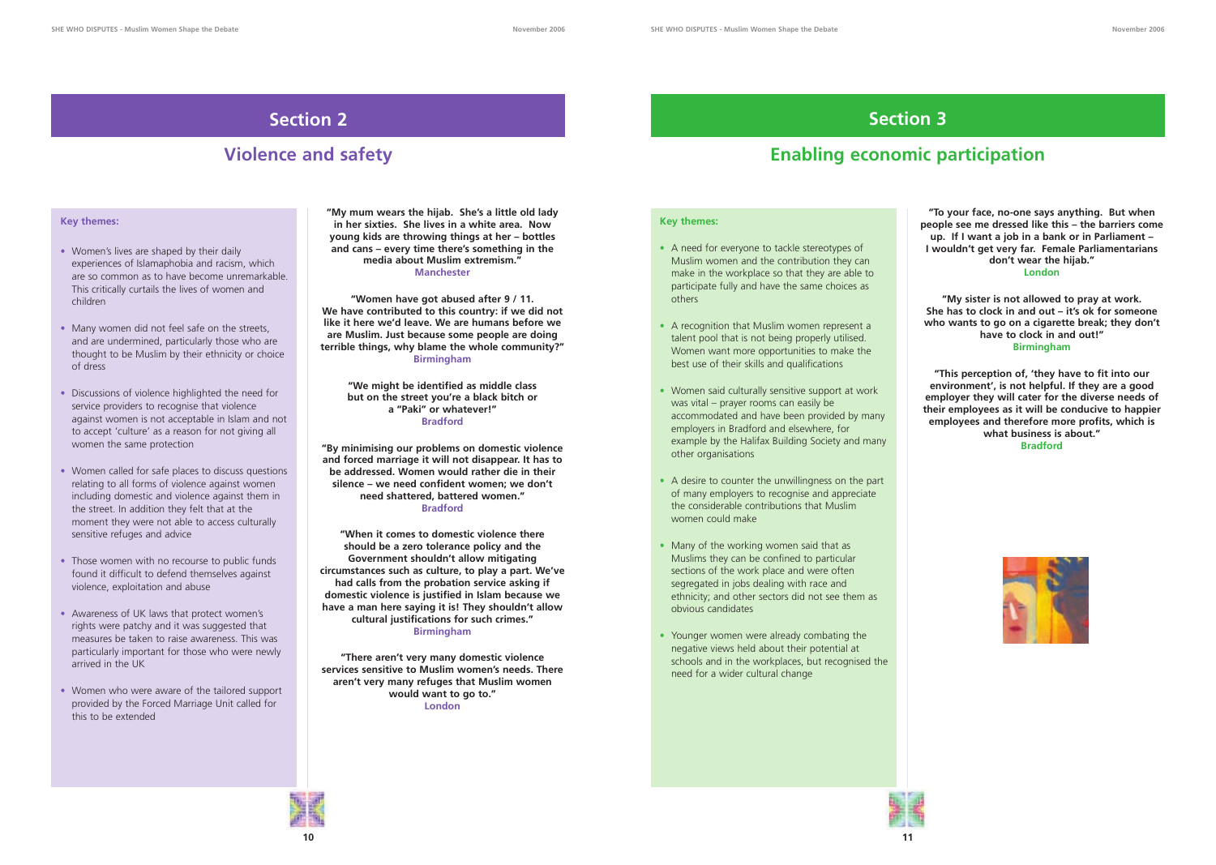## Section 2

## Violence and safety

**Key themes:**

- Women's lives are shaped by their daily experiences of Islamaphobia and racism, which are so common as to have become unremarkable. This critically curtails the lives of women and children
- Many women did not feel safe on the streets, and are undermined, particularly those who are thought to be Muslim by their ethnicity or choice of dress
- Discussions of violence highlighted the need for service providers to recognise that violence against women is not acceptable in Islam and not to accept 'culture' as a reason for not giving all women the same protection
- Women called for safe places to discuss questions relating to all forms of violence against women including domestic and violence against them in the street. In addition they felt that at the moment they were not able to access culturally sensitive refuges and advice
- Those women with no recourse to public funds found it difficult to defend themselves against violence, exploitation and abuse
- Awareness of UK laws that protect women's rights were patchy and it was suggested that measures be taken to raise awareness. This was particularly important for those who were newly arrived in the UK
- Women who were aware of the tailored support provided by the Forced Marriage Unit called for this to be extended

**"My mum wears the hijab. She's a little old lady in her sixties. She lives in a white area. Now young kids are throwing things at her – bottles and cans – every time there's something in the media about Muslim extremism."**
**Manchester**

**"Women have got abused after 9 / 11. We have contributed to this country: if we did not like it here we'd leave. We are humans before we are Muslim. Just because some people are doing terrible things, why blame the whole community?"**
**Birmingham**

**"We might be identified as middle class but on the street you're a black bitch or a "Paki" or whatever!"**
**Bradford**

**"By minimising our problems on domestic violence and forced marriage it will not disappear. It has to be addressed. Women would rather die in their silence – we need confident women; we don't need shattered, battered women."**
**Bradford**

**"When it comes to domestic violence there should be a zero tolerance policy and the Government shouldn't allow mitigating circumstances such as culture, to play a part. We've had calls from the probation service asking if domestic violence is justified in Islam because we have a man here saying it is! They shouldn't allow cultural justifications for such crimes."**
**Birmingham**

**"There aren't very many domestic violence services sensitive to Muslim women's needs. There aren't very many refuges that Muslim women would want to go to."**
**London**

## Section 3

## Enabling economic participation

**Key themes:**

- A need for everyone to tackle stereotypes of Muslim women and the contribution they can make in the workplace so that they are able to participate fully and have the same choices as others
- A recognition that Muslim women represent a talent pool that is not being properly utilised. Women want more opportunities to make the best use of their skills and qualifications
- Women said culturally sensitive support at work was vital – prayer rooms can easily be accommodated and have been provided by many employers in Bradford and elsewhere, for example by the Halifax Building Society and many other organisations
- A desire to counter the unwillingness on the part of many employers to recognise and appreciate the considerable contributions that Muslim women could make
- Many of the working women said that as Muslims they can be confined to particular sections of the work place and were often segregated in jobs dealing with race and ethnicity; and other sectors did not see them as obvious candidates
- Younger women were already combating the negative views held about their potential at schools and in the workplaces, but recognised the need for a wider cultural change

**"To your face, no-one says anything. But when people see me dressed like this – the barriers come up. If I want a job in a bank or in Parliament – I wouldn't get very far. Female Parliamentarians don't wear the hijab."**
**London**

**"My sister is not allowed to pray at work. She has to clock in and out – it's ok for someone who wants to go on a cigarette break; they don't have to clock in and out!"**
**Birmingham**

**"This perception of, 'they have to fit into our environment', is not helpful. If they are a good employer they will cater for the diverse needs of their employees as it will be conducive to happier employees and therefore more profits, which is what business is about."**
**Bradford**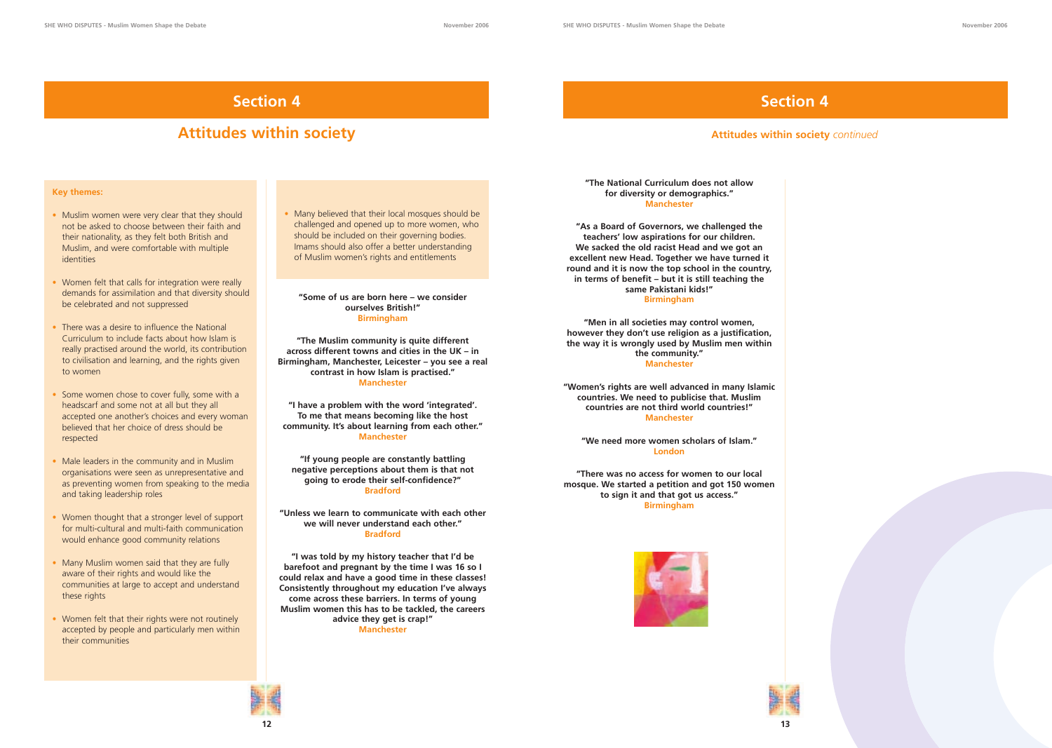## Section 4

# Attitudes within society

**Key themes:**

- Muslim women were very clear that they should not be asked to choose between their faith and their nationality, as they felt both British and Muslim, and were comfortable with multiple identities
- Women felt that calls for integration were really demands for assimilation and that diversity should be celebrated and not suppressed
- There was a desire to influence the National Curriculum to include facts about how Islam is really practised around the world, its contribution to civilisation and learning, and the rights given to women
- Some women chose to cover fully, some with a headscarf and some not at all but they all accepted one another's choices and every woman believed that her choice of dress should be respected
- Male leaders in the community and in Muslim organisations were seen as unrepresentative and as preventing women from speaking to the media and taking leadership roles
- Women thought that a stronger level of support for multi-cultural and multi-faith communication would enhance good community relations
- Many Muslim women said that they are fully aware of their rights and would like the communities at large to accept and understand these rights
- Women felt that their rights were not routinely accepted by people and particularly men within their communities
- Many believed that their local mosques should be challenged and opened up to more women, who should be included on their governing bodies. Imams should also offer a better understanding of Muslim women's rights and entitlements

**"Some of us are born here – we consider ourselves British!"**
**Birmingham**

**"The Muslim community is quite different across different towns and cities in the UK – in Birmingham, Manchester, Leicester – you see a real contrast in how Islam is practised."**
**Manchester**

**"I have a problem with the word 'integrated'. To me that means becoming like the host community. It's about learning from each other."**
**Manchester**

**"If young people are constantly battling negative perceptions about them is that not going to erode their self-confidence?"**
**Bradford**

**"Unless we learn to communicate with each other we will never understand each other."**
**Bradford**

**"I was told by my history teacher that I'd be barefoot and pregnant by the time I was 16 so I could relax and have a good time in these classes! Consistently throughout my education I've always come across these barriers. In terms of young Muslim women this has to be tackled, the careers advice they get is crap!"**
**Manchester**

## Section 4

### Attitudes within society *continued*

**"The National Curriculum does not allow for diversity or demographics."**
**Manchester**

**"As a Board of Governors, we challenged the teachers' low aspirations for our children. We sacked the old racist Head and we got an excellent new Head. Together we have turned it round and it is now the top school in the country, in terms of benefit – but it is still teaching the same Pakistani kids!"**
**Birmingham**

**"Men in all societies may control women, however they don't use religion as a justification, the way it is wrongly used by Muslim men within the community."**
**Manchester**

**"Women's rights are well advanced in many Islamic countries. We need to publicise that. Muslim countries are not third world countries!"**
**Manchester**

**"We need more women scholars of Islam."**
**London**

**"There was no access for women to our local mosque. We started a petition and got 150 women to sign it and that got us access."**
**Birmingham**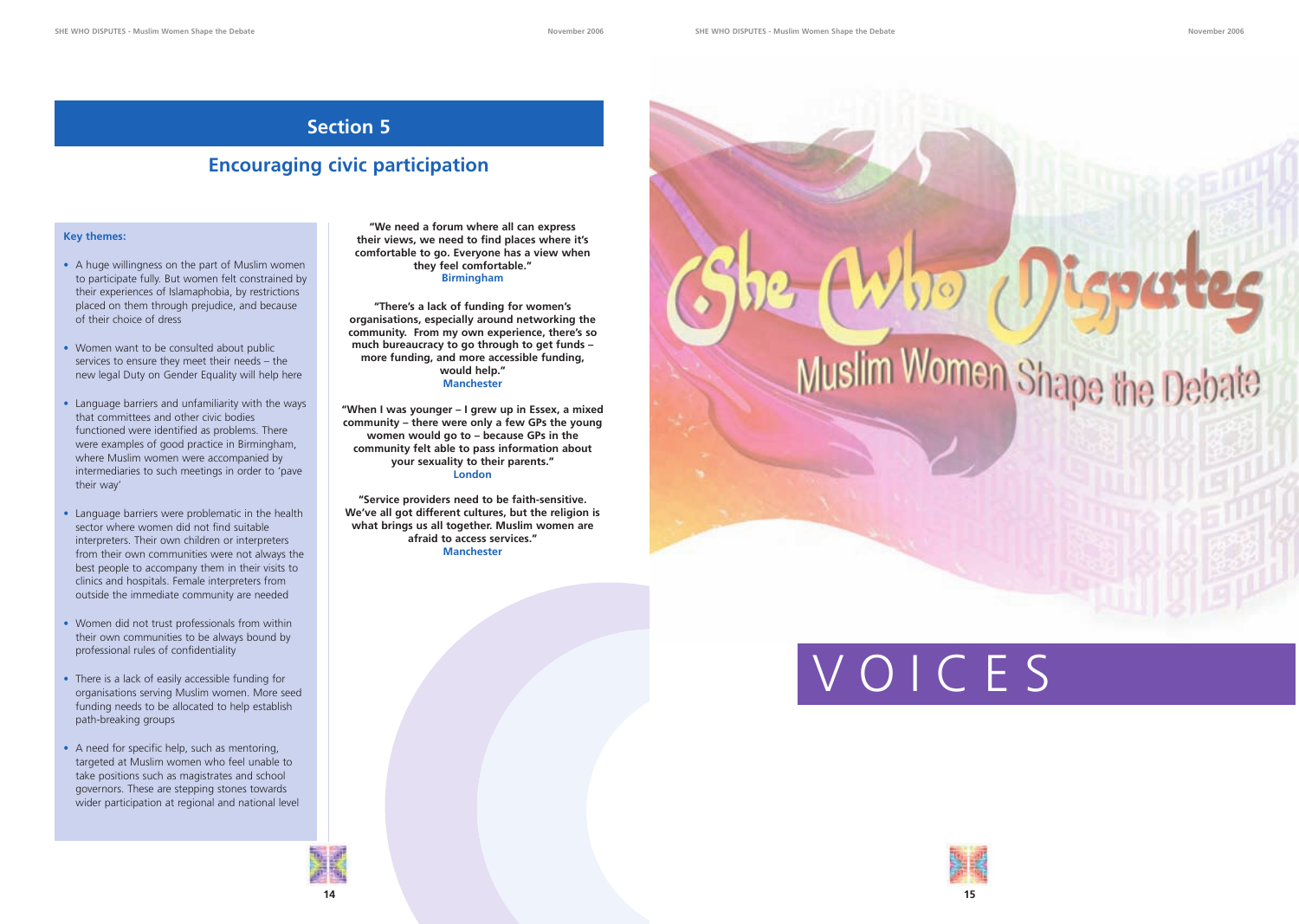## Section 5

## Encouraging civic participation

**Key themes:**

- A huge willingness on the part of Muslim women to participate fully. But women felt constrained by their experiences of Islamaphobia, by restrictions placed on them through prejudice, and because of their choice of dress
- Women want to be consulted about public services to ensure they meet their needs – the new legal Duty on Gender Equality will help here
- Language barriers and unfamiliarity with the ways that committees and other civic bodies functioned were identified as problems. There were examples of good practice in Birmingham, where Muslim women were accompanied by intermediaries to such meetings in order to 'pave their way'
- Language barriers were problematic in the health sector where women did not find suitable interpreters. Their own children or interpreters from their own communities were not always the best people to accompany them in their visits to clinics and hospitals. Female interpreters from outside the immediate community are needed
- Women did not trust professionals from within their own communities to be always bound by professional rules of confidentiality
- There is a lack of easily accessible funding for organisations serving Muslim women. More seed funding needs to be allocated to help establish path-breaking groups
- A need for specific help, such as mentoring, targeted at Muslim women who feel unable to take positions such as magistrates and school governors. These are stepping stones towards wider participation at regional and national level

**"We need a forum where all can express their views, we need to find places where it's comfortable to go. Everyone has a view when they feel comfortable."**
**Birmingham**

**"There's a lack of funding for women's organisations, especially around networking the community. From my own experience, there's so much bureaucracy to go through to get funds – more funding, and more accessible funding, would help."**
**Manchester**

**"When I was younger – I grew up in Essex, a mixed community – there were only a few GPs the young women would go to – because GPs in the community felt able to pass information about your sexuality to their parents."**
**London**

**"Service providers need to be faith-sensitive. We've all got different cultures, but the religion is what brings us all together. Muslim women are afraid to access services."**
**Manchester**

She Who Disputes

Muslim Women Shape the Debate

VOICES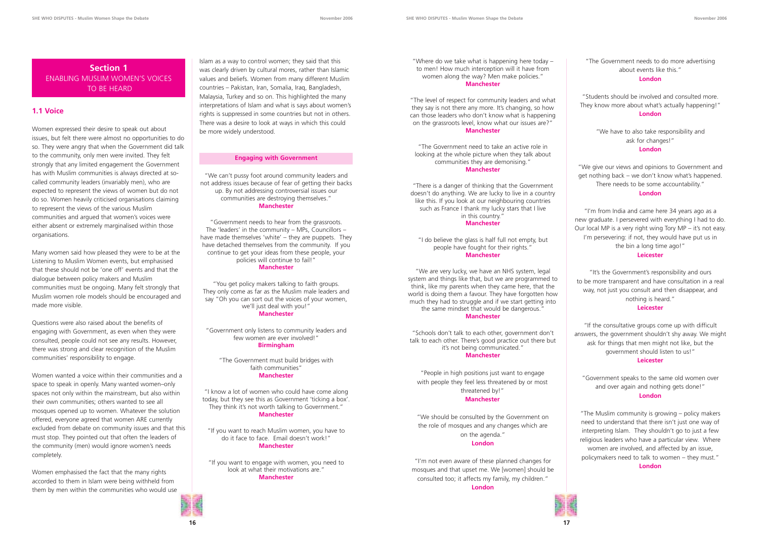## Section 1
ENABLING MUSLIM WOMEN'S VOICES TO BE HEARD

### 1.1 Voice

Women expressed their desire to speak out about issues, but felt there were almost no opportunities to do so. They were angry that when the Government did talk to the community, only men were invited. They felt strongly that any limited engagement the Government has with Muslim communities is always directed at so-called community leaders (invariably men), who are expected to represent the views of women but do not do so. Women heavily criticised organisations claiming to represent the views of the various Muslim communities and argued that women's voices were either absent or extremely marginalised within those organisations.

Many women said how pleased they were to be at the Listening to Muslim Women events, but emphasised that these should not be 'one off' events and that the dialogue between policy makers and Muslim communities must be ongoing. Many felt strongly that Muslim women role models should be encouraged and made more visible.

Questions were also raised about the benefits of engaging with Government, as even when they were consulted, people could not see any results. However, there was strong and clear recognition of the Muslim communities' responsibility to engage.

Women wanted a voice within their communities and a space to speak in openly. Many wanted women–only spaces not only within the mainstream, but also within their own communities; others wanted to see all mosques opened up to women. Whatever the solution offered, everyone agreed that women ARE currently excluded from debate on community issues and that this must stop. They pointed out that often the leaders of the community (men) would ignore women's needs completely.

Women emphasised the fact that the many rights accorded to them in Islam were being withheld from them by men within the communities who would use Islam as a way to control women; they said that this was clearly driven by cultural mores, rather than Islamic values and beliefs. Women from many different Muslim countries – Pakistan, Iran, Somalia, Iraq, Bangladesh, Malaysia, Turkey and so on. This highlighted the many interpretations of Islam and what is says about women's rights is suppressed in some countries but not in others. There was a desire to look at ways in which this could be more widely understood.

#### Engaging with Government

"We can't pussy foot around community leaders and not address issues because of fear of getting their backs up. By not addressing controversial issues our communities are destroying themselves."
**Manchester**

"Government needs to hear from the grassroots. The 'leaders' in the community – MPs, Councillors – have made themselves 'white' – they are puppets. They have detached themselves from the community. If you continue to get your ideas from these people, your policies will continue to fail!"
**Manchester**

"You get policy makers talking to faith groups. They only come as far as the Muslim male leaders and say "Oh you can sort out the voices of your women, we'll just deal with you!"
**Manchester**

"Government only listens to community leaders and few women are ever involved!"
**Birmingham**

"The Government must build bridges with faith communities"
**Manchester**

"I know a lot of women who could have come along today, but they see this as Government 'ticking a box'. They think it's not worth talking to Government."
**Manchester**

"If you want to reach Muslim women, you have to do it face to face. Email doesn't work!"
**Manchester**

"If you want to engage with women, you need to look at what their motivations are."
**Manchester**

"Where do we take what is happening here today – to men! How much interception will it have from women along the way? Men make policies."
**Manchester**

"The level of respect for community leaders and what they say is not there any more. It's changing, so how can those leaders who don't know what is happening on the grassroots level, know what our issues are?"
**Manchester**

"The Government need to take an active role in looking at the whole picture when they talk about communities they are demonising."
**Manchester**

"There is a danger of thinking that the Government doesn't do anything. We are lucky to live in a country like this. If you look at our neighbouring countries such as France I thank my lucky stars that I live in this country."
**Manchester**

"I do believe the glass is half full not empty, but people have fought for their rights."
**Manchester**

"We are very lucky, we have an NHS system, legal system and things like that, but we are programmed to think, like my parents when they came here, that the world is doing them a favour. They have forgotten how much they had to struggle and if we start getting into the same mindset that would be dangerous."
**Manchester**

"Schools don't talk to each other, government don't talk to each other. There's good practice out there but it's not being communicated."
**Manchester**

"People in high positions just want to engage with people they feel less threatened by or most threatened by!"
**Manchester**

"We should be consulted by the Government on the role of mosques and any changes which are on the agenda."
**London**

"I'm not even aware of these planned changes for mosques and that upset me. We [women] should be consulted too; it affects my family, my children."
**London**

"The Government needs to do more advertising about events like this."
**London**

"Students should be involved and consulted more. They know more about what's actually happening!"
**London**

"We have to also take responsibility and ask for changes!"
**London**

"We give our views and opinions to Government and get nothing back – we don't know what's happened. There needs to be some accountability."
**London**

"I'm from India and came here 34 years ago as a new graduate. I persevered with everything I had to do. Our local MP is a very right wing Tory MP – it's not easy. I'm persevering: if not, they would have put us in the bin a long time ago!"
**Leicester**

"It's the Government's responsibility and ours to be more transparent and have consultation in a real way, not just you consult and then disappear, and nothing is heard."
**Leicester**

"If the consultative groups come up with difficult answers, the government shouldn't shy away. We might ask for things that men might not like, but the government should listen to us!"
**Leicester**

"Government speaks to the same old women over and over again and nothing gets done!"
**London**

"The Muslim community is growing – policy makers need to understand that there isn't just one way of interpreting Islam. They shouldn't go to just a few religious leaders who have a particular view. Where women are involved, and affected by an issue, policymakers need to talk to women – they must."
**London**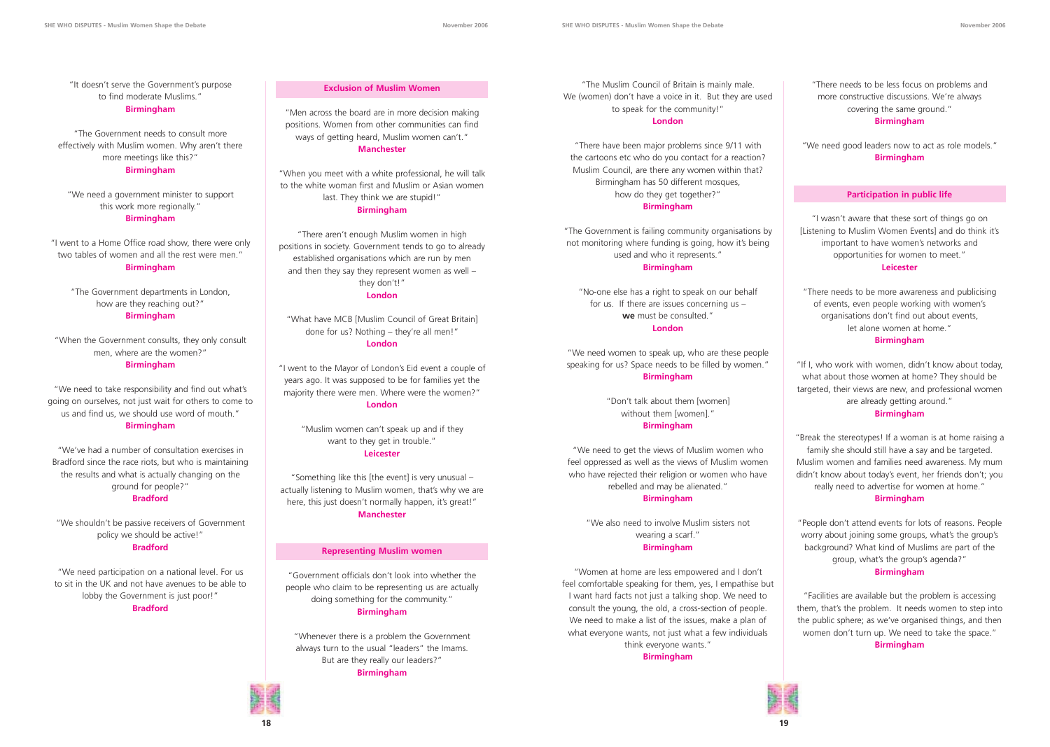"It doesn't serve the Government's purpose to find moderate Muslims."
**Birmingham**

"The Government needs to consult more effectively with Muslim women. Why aren't there more meetings like this?"
**Birmingham**

"We need a government minister to support this work more regionally."
**Birmingham**

"I went to a Home Office road show, there were only two tables of women and all the rest were men."
**Birmingham**

"The Government departments in London, how are they reaching out?"
**Birmingham**

"When the Government consults, they only consult men, where are the women?"
**Birmingham**

"We need to take responsibility and find out what's going on ourselves, not just wait for others to come to us and find us, we should use word of mouth."
**Birmingham**

"We've had a number of consultation exercises in Bradford since the race riots, but who is maintaining the results and what is actually changing on the ground for people?"
**Bradford**

"We shouldn't be passive receivers of Government policy we should be active!"
**Bradford**

"We need participation on a national level. For us to sit in the UK and not have avenues to be able to lobby the Government is just poor!"
**Bradford**

## Exclusion of Muslim Women

"Men across the board are in more decision making positions. Women from other communities can find ways of getting heard, Muslim women can't."
**Manchester**

"When you meet with a white professional, he will talk to the white woman first and Muslim or Asian women last. They think we are stupid!"
**Birmingham**

"There aren't enough Muslim women in high positions in society. Government tends to go to already established organisations which are run by men and then they say they represent women as well – they don't!"
**London**

"What have MCB [Muslim Council of Great Britain] done for us? Nothing – they're all men!"
**London**

"I went to the Mayor of London's Eid event a couple of years ago. It was supposed to be for families yet the majority there were men. Where were the women?"
**London**

"Muslim women can't speak up and if they want to they get in trouble."
**Leicester**

"Something like this [the event] is very unusual – actually listening to Muslim women, that's why we are here, this just doesn't normally happen, it's great!"
**Manchester**

## Representing Muslim women

"Government officials don't look into whether the people who claim to be representing us are actually doing something for the community."
**Birmingham**

"Whenever there is a problem the Government always turn to the usual "leaders" the Imams. But are they really our leaders?"
**Birmingham**

"The Muslim Council of Britain is mainly male. We (women) don't have a voice in it. But they are used to speak for the community!"
**London**

"There have been major problems since 9/11 with the cartoons etc who do you contact for a reaction? Muslim Council, are there any women within that? Birmingham has 50 different mosques, how do they get together?"
**Birmingham**

"The Government is failing community organisations by not monitoring where funding is going, how it's being used and who it represents."
**Birmingham**

"No-one else has a right to speak on our behalf for us. If there are issues concerning us – **we** must be consulted."
**London**

"We need women to speak up, who are these people speaking for us? Space needs to be filled by women."
**Birmingham**

"Don't talk about them [women] without them [women]."
**Birmingham**

"We need to get the views of Muslim women who feel oppressed as well as the views of Muslim women who have rejected their religion or women who have rebelled and may be alienated."
**Birmingham**

"We also need to involve Muslim sisters not wearing a scarf."
**Birmingham**

"Women at home are less empowered and I don't feel comfortable speaking for them, yes, I empathise but I want hard facts not just a talking shop. We need to consult the young, the old, a cross-section of people. We need to make a list of the issues, make a plan of what everyone wants, not just what a few individuals think everyone wants."
**Birmingham**

"There needs to be less focus on problems and more constructive discussions. We're always covering the same ground."
**Birmingham**

"We need good leaders now to act as role models."
**Birmingham**

## Participation in public life

"I wasn't aware that these sort of things go on [Listening to Muslim Women Events] and do think it's important to have women's networks and opportunities for women to meet."
**Leicester**

"There needs to be more awareness and publicising of events, even people working with women's organisations don't find out about events, let alone women at home."
**Birmingham**

"If I, who work with women, didn't know about today, what about those women at home? They should be targeted, their views are new, and professional women are already getting around."
**Birmingham**

"Break the stereotypes! If a woman is at home raising a family she should still have a say and be targeted. Muslim women and families need awareness. My mum didn't know about today's event, her friends don't; you really need to advertise for women at home."
**Birmingham**

"People don't attend events for lots of reasons. People worry about joining some groups, what's the group's background? What kind of Muslims are part of the group, what's the group's agenda?"
**Birmingham**

"Facilities are available but the problem is accessing them, that's the problem. It needs women to step into the public sphere; as we've organised things, and then women don't turn up. We need to take the space."
**Birmingham**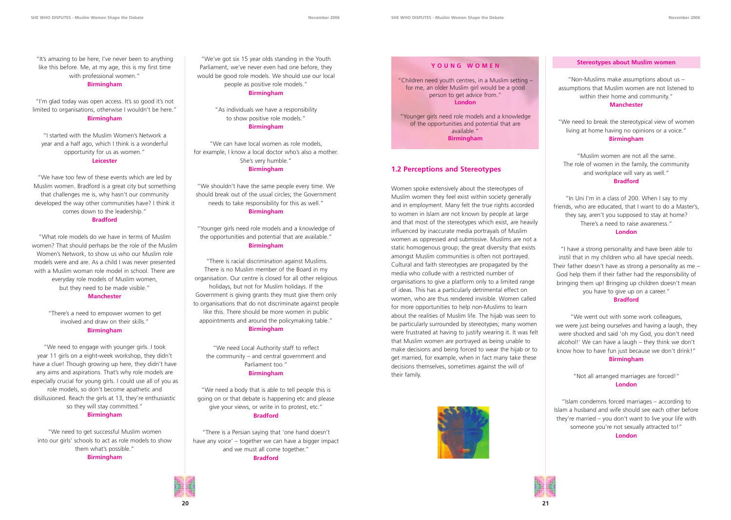"It's amazing to be here, I've never been to anything like this before. Me, at my age, this is my first time with professional women."
**Birmingham**

"I'm glad today was open access. It's so good it's not limited to organisations, otherwise I wouldn't be here."
**Birmingham**

"I started with the Muslim Women's Network a year and a half ago, which I think is a wonderful opportunity for us as women."
**Leicester**

"We have too few of these events which are led by Muslim women. Bradford is a great city but something that challenges me is, why hasn't our community developed the way other communities have? I think it comes down to the leadership."
**Bradford**

"What role models do we have in terms of Muslim women? That should perhaps be the role of the Muslim Women's Network, to show us who our Muslim role models were and are. As a child I was never presented with a Muslim woman role model in school. There are everyday role models of Muslim women, but they need to be made visible."
**Manchester**

"There's a need to empower women to get involved and draw on their skills."
**Birmingham**

"We need to engage with younger girls. I took year 11 girls on a eight-week workshop, they didn't have a clue! Though growing up here, they didn't have any aims and aspirations. That's why role models are especially crucial for young girls. I could use all of you as role models, so don't become apathetic and disillusioned. Reach the girls at 13, they're enthusiastic so they will stay committed."
**Birmingham**

"We need to get successful Muslim women into our girls' schools to act as role models to show them what's possible."
**Birmingham**

"We've got six 15 year olds standing in the Youth Parliament, we've never even had one before, they would be good role models. We should use our local people as positive role models."
**Birmingham**

"As individuals we have a responsibility to show positive role models."
**Birmingham**

"We can have local women as role models, for example, I know a local doctor who's also a mother. She's very humble."
**Birmingham**

"We shouldn't have the same people every time. We should break out of the usual circles; the Government needs to take responsibility for this as well."
**Birmingham**

"Younger girls need role models and a knowledge of the opportunities and potential that are available."
**Birmingham**

"There is racial discrimination against Muslims. There is no Muslim member of the Board in my organisation. Our centre is closed for all other religious holidays, but not for Muslim holidays. If the Government is giving grants they must give them only to organisations that do not discriminate against people like this. There should be more women in public appointments and around the policymaking table."
**Birmingham**

"We need Local Authority staff to reflect the community – and central government and Parliament too."
**Birmingham**

"We need a body that is able to tell people this is going on or that debate is happening etc and please give your views, or write in to protest, etc."
**Bradford**

"There is a Persian saying that 'one hand doesn't have any voice' – together we can have a bigger impact and we must all come together."
**Bradford**

### YOUNG WOMEN

"Children need youth centres, in a Muslim setting – for me, an older Muslim girl would be a good person to get advice from."
**London**

"Younger girls need role models and a knowledge of the opportunities and potential that are available."
**Birmingham**

## 1.2 Perceptions and Stereotypes

Women spoke extensively about the stereotypes of Muslim women they feel exist within society generally and in employment. Many felt the true rights accorded to women in Islam are not known by people at large and that most of the stereotypes which exist, are heavily influenced by inaccurate media portrayals of Muslim women as oppressed and submissive. Muslims are not a static homogenous group; the great diversity that exists amongst Muslim communities is often not portrayed. Cultural and faith stereotypes are propagated by the media who collude with a restricted number of organisations to give a platform only to a limited range of ideas. This has a particularly detrimental effect on women, who are thus rendered invisible. Women called for more opportunities to help non-Muslims to learn about the realities of Muslim life. The hijab was seen to be particularly surrounded by stereotypes; many women were frustrated at having to justify wearing it. It was felt that Muslim women are portrayed as being unable to make decisions and being forced to wear the hijab or to get married, for example, when in fact many take these decisions themselves, sometimes against the will of their family.

### Stereotypes about Muslim women

"Non-Muslims make assumptions about us – assumptions that Muslim women are not listened to within their home and community."
**Manchester**

"We need to break the stereotypical view of women living at home having no opinions or a voice."
**Birmingham**

"Muslim women are not all the same. The role of women in the family, the community and workplace will vary as well."
**Bradford**

"In Uni I'm in a class of 200. When I say to my friends, who are educated, that I want to do a Master's, they say, aren't you supposed to stay at home? There's a need to raise awareness."
**London**

"I have a strong personality and have been able to instil that in my children who all have special needs. Their father doesn't have as strong a personality as me – God help them if their father had the responsibility of bringing them up! Bringing up children doesn't mean you have to give up on a career."
**Bradford**

"We went out with some work colleagues, we were just being ourselves and having a laugh, they were shocked and said 'oh my God, you don't need alcohol!' We can have a laugh – they think we don't know how to have fun just because we don't drink!"
**Birmingham**

"Not all arranged marriages are forced!"
**London**

"Islam condemns forced marriages – according to Islam a husband and wife should see each other before they're married – you don't want to live your life with someone you're not sexually attracted to!"
**London**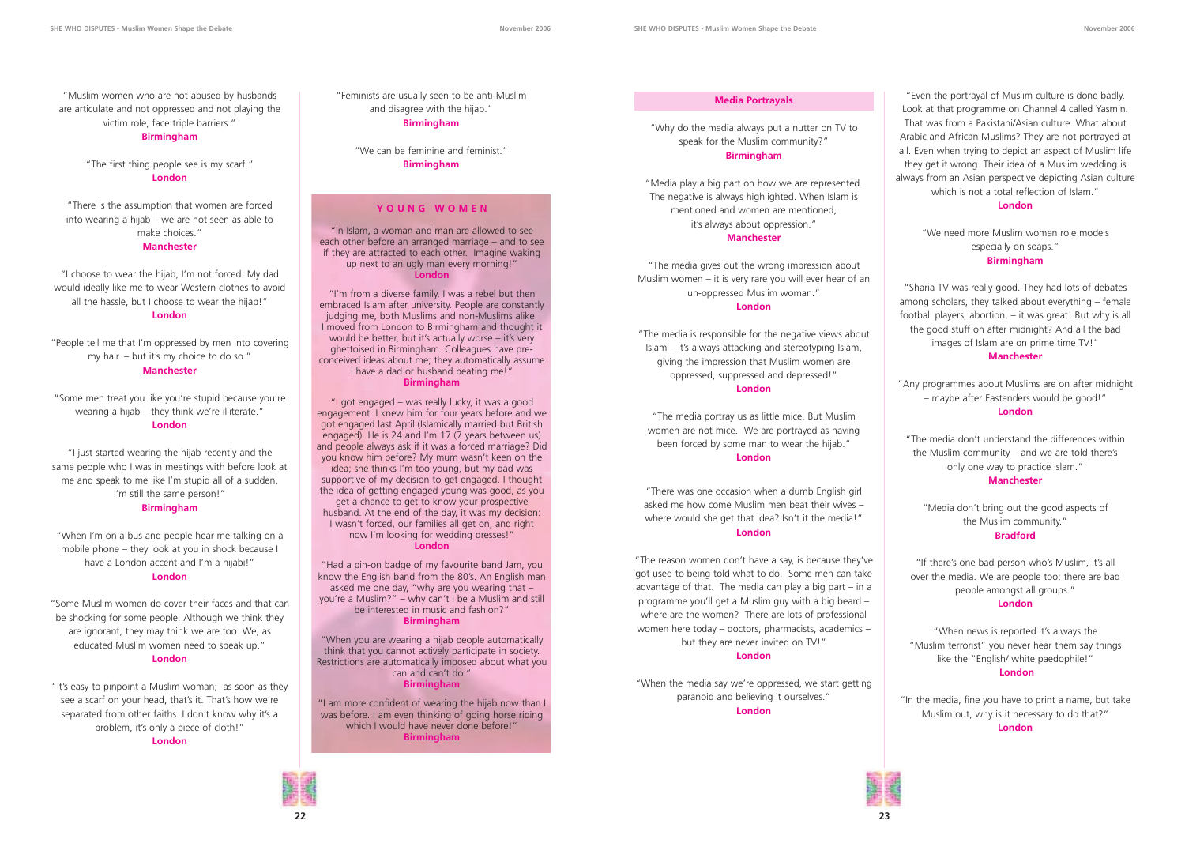"Muslim women who are not abused by husbands are articulate and not oppressed and not playing the victim role, face triple barriers."
**Birmingham**

"The first thing people see is my scarf."
**London**

"There is the assumption that women are forced into wearing a hijab – we are not seen as able to make choices."
**Manchester**

"I choose to wear the hijab, I'm not forced. My dad would ideally like me to wear Western clothes to avoid all the hassle, but I choose to wear the hijab!"
**London**

"People tell me that I'm oppressed by men into covering my hair. – but it's my choice to do so."
**Manchester**

"Some men treat you like you're stupid because you're wearing a hijab – they think we're illiterate."
**London**

"I just started wearing the hijab recently and the same people who I was in meetings with before look at me and speak to me like I'm stupid all of a sudden. I'm still the same person!"
**Birmingham**

"When I'm on a bus and people hear me talking on a mobile phone – they look at you in shock because I have a London accent and I'm a hijabi!"
**London**

"Some Muslim women do cover their faces and that can be shocking for some people. Although we think they are ignorant, they may think we are too. We, as educated Muslim women need to speak up."
**London**

"It's easy to pinpoint a Muslim woman; as soon as they see a scarf on your head, that's it. That's how we're separated from other faiths. I don't know why it's a problem, it's only a piece of cloth!"
**London**

"Feminists are usually seen to be anti-Muslim and disagree with the hijab."
**Birmingham**

"We can be feminine and feminist."
**Birmingham**

## YOUNG WOMEN

"In Islam, a woman and man are allowed to see each other before an arranged marriage – and to see if they are attracted to each other. Imagine waking up next to an ugly man every morning!"
**London**

"I'm from a diverse family, I was a rebel but then embraced Islam after university. People are constantly judging me, both Muslims and non-Muslims alike. I moved from London to Birmingham and thought it would be better, but it's actually worse – it's very ghettoised in Birmingham. Colleagues have pre-conceived ideas about me; they automatically assume I have a dad or husband beating me!"
**Birmingham**

"I got engaged – was really lucky, it was a good engagement. I knew him for four years before and we got engaged last April (Islamically married but British engaged). He is 24 and I'm 17 (7 years between us) and people always ask if it was a forced marriage? Did you know him before? My mum wasn't keen on the idea; she thinks I'm too young, but my dad was supportive of my decision to get engaged. I thought the idea of getting engaged young was good, as you get a chance to get to know your prospective husband. At the end of the day, it was my decision: I wasn't forced, our families all get on, and right now I'm looking for wedding dresses!"
**London**

"Had a pin-on badge of my favourite band Jam, you know the English band from the 80's. An English man asked me one day, "why are you wearing that – you're a Muslim?" – why can't I be a Muslim and still be interested in music and fashion?"
**Birmingham**

"When you are wearing a hijab people automatically think that you cannot actively participate in society. Restrictions are automatically imposed about what you can and can't do."
**Birmingham**

"I am more confident of wearing the hijab now than I was before. I am even thinking of going horse riding which I would have never done before!"
**Birmingham**

## Media Portrayals

"Why do the media always put a nutter on TV to speak for the Muslim community?"
**Birmingham**

"Media play a big part on how we are represented. The negative is always highlighted. When Islam is mentioned and women are mentioned, it's always about oppression."
**Manchester**

"The media gives out the wrong impression about Muslim women – it is very rare you will ever hear of an un-oppressed Muslim woman."
**London**

"The media is responsible for the negative views about Islam – it's always attacking and stereotyping Islam, giving the impression that Muslim women are oppressed, suppressed and depressed!"
**London**

"The media portray us as little mice. But Muslim women are not mice. We are portrayed as having been forced by some man to wear the hijab."
**London**

"There was one occasion when a dumb English girl asked me how come Muslim men beat their wives – where would she get that idea? Isn't it the media!"
**London**

"The reason women don't have a say, is because they've got used to being told what to do. Some men can take advantage of that. The media can play a big part – in a programme you'll get a Muslim guy with a big beard – where are the women? There are lots of professional women here today – doctors, pharmacists, academics – but they are never invited on TV!"
**London**

"When the media say we're oppressed, we start getting paranoid and believing it ourselves."
**London**

"Even the portrayal of Muslim culture is done badly. Look at that programme on Channel 4 called Yasmin. That was from a Pakistani/Asian culture. What about Arabic and African Muslims? They are not portrayed at all. Even when trying to depict an aspect of Muslim life they get it wrong. Their idea of a Muslim wedding is always from an Asian perspective depicting Asian culture which is not a total reflection of Islam."
**London**

"We need more Muslim women role models especially on soaps."
**Birmingham**

"Sharia TV was really good. They had lots of debates among scholars, they talked about everything – female football players, abortion, – it was great! But why is all the good stuff on after midnight? And all the bad images of Islam are on prime time TV!"
**Manchester**

"Any programmes about Muslims are on after midnight – maybe after Eastenders would be good!"
**London**

"The media don't understand the differences within the Muslim community – and we are told there's only one way to practice Islam."
**Manchester**

"Media don't bring out the good aspects of the Muslim community."
**Bradford**

"If there's one bad person who's Muslim, it's all over the media. We are people too; there are bad people amongst all groups."
**London**

"When news is reported it's always the "Muslim terrorist" you never hear them say things like the "English/ white paedophile!"
**London**

"In the media, fine you have to print a name, but take Muslim out, why is it necessary to do that?"
**London**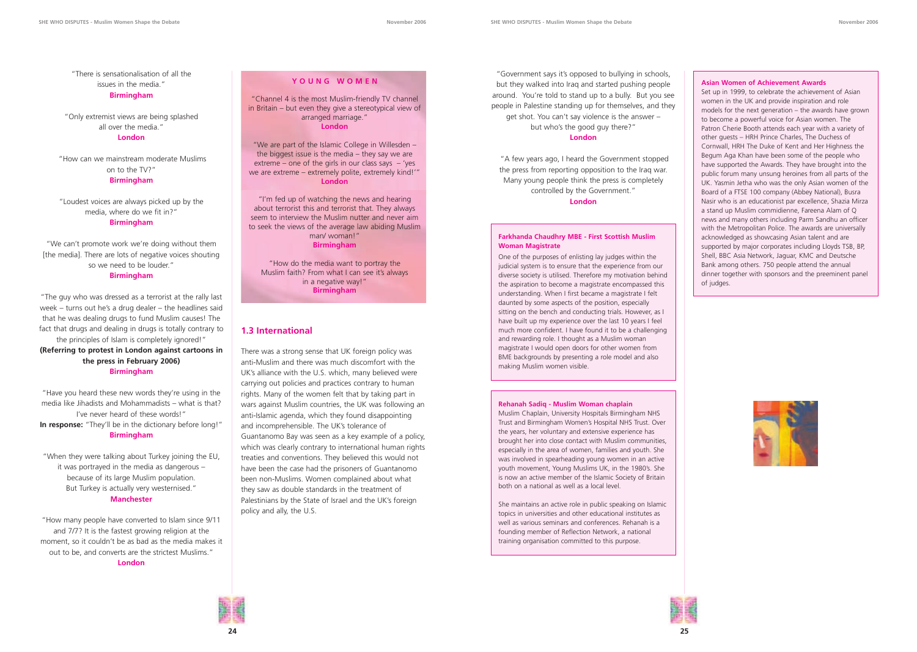"There is sensationalisation of all the issues in the media."
**Birmingham**

"Only extremist views are being splashed all over the media."
**London**

"How can we mainstream moderate Muslims on to the TV?"
**Birmingham**

"Loudest voices are always picked up by the media, where do we fit in?"
**Birmingham**

"We can't promote work we're doing without them [the media]. There are lots of negative voices shouting so we need to be louder."
**Birmingham**

"The guy who was dressed as a terrorist at the rally last week – turns out he's a drug dealer – the headlines said that he was dealing drugs to fund Muslim causes! The fact that drugs and dealing in drugs is totally contrary to the principles of Islam is completely ignored!"
**(Referring to protest in London against cartoons in the press in February 2006)**
**Birmingham**

"Have you heard these new words they're using in the media like Jihadists and Mohammadists – what is that? I've never heard of these words!"
**In response:** "They'll be in the dictionary before long!"
**Birmingham**

"When they were talking about Turkey joining the EU, it was portrayed in the media as dangerous – because of its large Muslim population. But Turkey is actually very westernised."
**Manchester**

"How many people have converted to Islam since 9/11 and 7/7? It is the fastest growing religion at the moment, so it couldn't be as bad as the media makes it out to be, and converts are the strictest Muslims."
**London**

### YOUNG WOMEN

"Channel 4 is the most Muslim-friendly TV channel in Britain – but even they give a stereotypical view of arranged marriage."
**London**

"We are part of the Islamic College in Willesden – the biggest issue is the media – they say we are extreme – one of the girls in our class says – 'yes we are extreme – extremely polite, extremely kind!'"
**London**

"I'm fed up of watching the news and hearing about terrorist this and terrorist that. They always seem to interview the Muslim nutter and never aim to seek the views of the average law abiding Muslim man/ woman!"
**Birmingham**

"How do the media want to portray the Muslim faith? From what I can see it's always in a negative way!"
**Birmingham**

## 1.3 International

There was a strong sense that UK foreign policy was anti-Muslim and there was much discomfort with the UK's alliance with the U.S. which, many believed were carrying out policies and practices contrary to human rights. Many of the women felt that by taking part in wars against Muslim countries, the UK was following an anti-Islamic agenda, which they found disappointing and incomprehensible. The UK's tolerance of Guantanomo Bay was seen as a key example of a policy, which was clearly contrary to international human rights treaties and conventions. They believed this would not have been the case had the prisoners of Guantanomo been non-Muslims. Women complained about what they saw as double standards in the treatment of Palestinians by the State of Israel and the UK's foreign policy and ally, the U.S.

"Government says it's opposed to bullying in schools, but they walked into Iraq and started pushing people around. You're told to stand up to a bully. But you see people in Palestine standing up for themselves, and they get shot. You can't say violence is the answer – but who's the good guy there?"
**London**

"A few years ago, I heard the Government stopped the press from reporting opposition to the Iraq war. Many young people think the press is completely controlled by the Government."
**London**

**Farkhanda Chaudhry MBE - First Scottish Muslim Woman Magistrate**

One of the purposes of enlisting lay judges within the judicial system is to ensure that the experience from our diverse society is utilised. Therefore my motivation behind the aspiration to become a magistrate encompassed this understanding. When I first became a magistrate I felt daunted by some aspects of the position, especially sitting on the bench and conducting trials. However, as I have built up my experience over the last 10 years I feel much more confident. I have found it to be a challenging and rewarding role. I thought as a Muslim woman magistrate I would open doors for other women from BME backgrounds by presenting a role model and also making Muslim women visible.

**Rehanah Sadiq - Muslim Woman chaplain**

Muslim Chaplain, University Hospitals Birmingham NHS Trust and Birmingham Women's Hospital NHS Trust. Over the years, her voluntary and extensive experience has brought her into close contact with Muslim communities, especially in the area of women, families and youth. She was involved in spearheading young women in an active youth movement, Young Muslims UK, in the 1980's. She is now an active member of the Islamic Society of Britain both on a national as well as a local level.

She maintains an active role in public speaking on Islamic topics in universities and other educational institutes as well as various seminars and conferences. Rehanah is a founding member of Reflection Network, a national training organisation committed to this purpose.

**Asian Women of Achievement Awards**

Set up in 1999, to celebrate the achievement of Asian women in the UK and provide inspiration and role models for the next generation – the awards have grown to become a powerful voice for Asian women. The Patron Cherie Booth attends each year with a variety of other guests – HRH Prince Charles, The Duchess of Cornwall, HRH The Duke of Kent and Her Highness the Begum Aga Khan have been some of the people who have supported the Awards. They have brought into the public forum many unsung heroines from all parts of the UK. Yasmin Jetha who was the only Asian women of the Board of a FTSE 100 company (Abbey National), Busra Nasir who is an educationist par excellence, Shazia Mirza a stand up Muslim commidienne, Fareena Alam of Q news and many others including Parm Sandhu an officer with the Metropolitan Police. The awards are universally acknowledged as showcasing Asian talent and are supported by major corporates including Lloyds TSB, BP, Shell, BBC Asia Network, Jaguar, KMC and Deutsche Bank among others. 750 people attend the annual dinner together with sponsors and the preeminent panel of judges.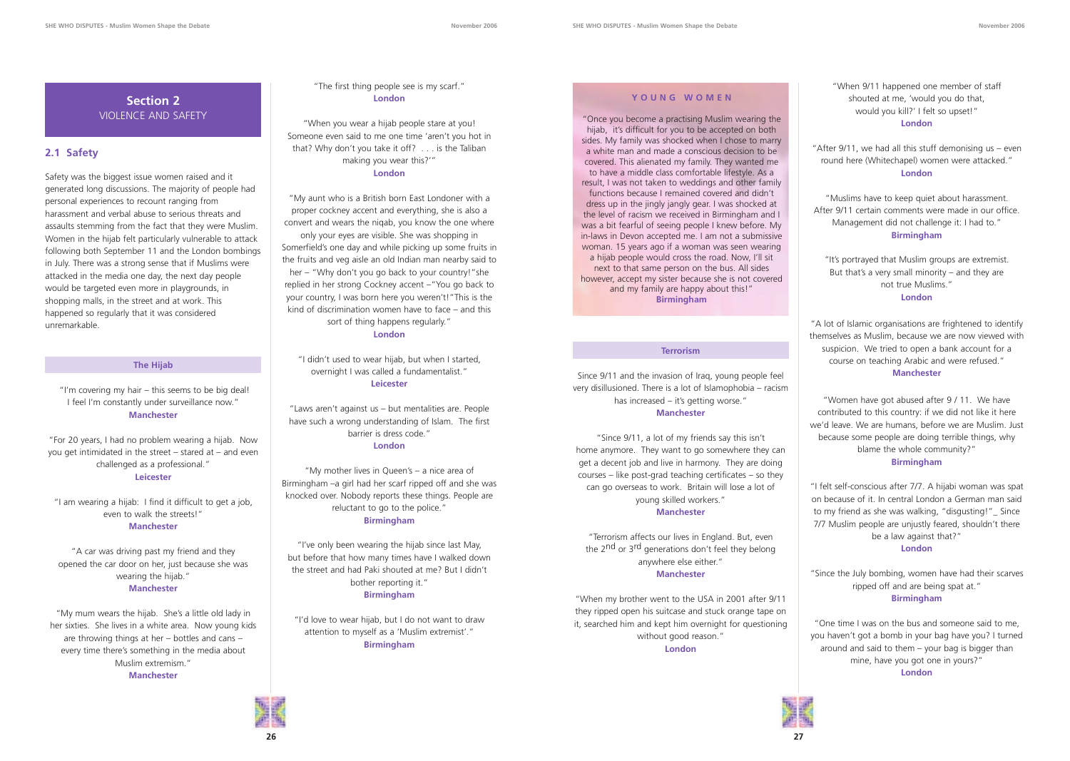## Section 2
VIOLENCE AND SAFETY

### 2.1 Safety

Safety was the biggest issue women raised and it generated long discussions. The majority of people had personal experiences to recount ranging from harassment and verbal abuse to serious threats and assaults stemming from the fact that they were Muslim. Women in the hijab felt particularly vulnerable to attack following both September 11 and the London bombings in July. There was a strong sense that if Muslims were attacked in the media one day, the next day people would be targeted even more in playgrounds, in shopping malls, in the street and at work. This happened so regularly that it was considered unremarkable.

#### The Hijab

"I'm covering my hair – this seems to be big deal! I feel I'm constantly under surveillance now."
**Manchester**

"For 20 years, I had no problem wearing a hijab. Now you get intimidated in the street – stared at – and even challenged as a professional."
**Leicester**

"I am wearing a hijab: I find it difficult to get a job, even to walk the streets!"
**Manchester**

"A car was driving past my friend and they opened the car door on her, just because she was wearing the hijab."
**Manchester**

"My mum wears the hijab. She's a little old lady in her sixties. She lives in a white area. Now young kids are throwing things at her – bottles and cans – every time there's something in the media about Muslim extremism."
**Manchester**

"The first thing people see is my scarf."
**London**

"When you wear a hijab people stare at you! Someone even said to me one time 'aren't you hot in that? Why don't you take it off? . . . is the Taliban making you wear this?'"
**London**

"My aunt who is a British born East Londoner with a proper cockney accent and everything, she is also a convert and wears the niqab, you know the one where only your eyes are visible. She was shopping in Somerfield's one day and while picking up some fruits in the fruits and veg aisle an old Indian man nearby said to her – "Why don't you go back to your country!" she replied in her strong Cockney accent –"You go back to your country, I was born here you weren't!" This is the kind of discrimination women have to face – and this sort of thing happens regularly."
**London**

"I didn't used to wear hijab, but when I started, overnight I was called a fundamentalist."
**Leicester**

"Laws aren't against us – but mentalities are. People have such a wrong understanding of Islam. The first barrier is dress code."
**London**

"My mother lives in Queen's – a nice area of Birmingham –a girl had her scarf ripped off and she was knocked over. Nobody reports these things. People are reluctant to go to the police."
**Birmingham**

"I've only been wearing the hijab since last May, but before that how many times have I walked down the street and had Paki shouted at me? But I didn't bother reporting it."
**Birmingham**

"I'd love to wear hijab, but I do not want to draw attention to myself as a 'Muslim extremist'."
**Birmingham**

#### YOUNG WOMEN

"Once you become a practising Muslim wearing the hijab, it's difficult for you to be accepted on both sides. My family was shocked when I chose to marry a white man and made a conscious decision to be covered. This alienated my family. They wanted me to have a middle class comfortable lifestyle. As a result, I was not taken to weddings and other family functions because I remained covered and didn't dress up in the jingly jangly gear. I was shocked at the level of racism we received in Birmingham and I was a bit fearful of seeing people I knew before. My in-laws in Devon accepted me. I am not a submissive woman. 15 years ago if a woman was seen wearing a hijab people would cross the road. Now, I'll sit next to that same person on the bus. All sides however, accept my sister because she is not covered and my family are happy about this!"
**Birmingham**

#### Terrorism

Since 9/11 and the invasion of Iraq, young people feel very disillusioned. There is a lot of Islamophobia – racism has increased – it's getting worse."
**Manchester**

"Since 9/11, a lot of my friends say this isn't home anymore. They want to go somewhere they can get a decent job and live in harmony. They are doing courses – like post-grad teaching certificates – so they can go overseas to work. Britain will lose a lot of young skilled workers."
**Manchester**

"Terrorism affects our lives in England. But, even the 2nd or 3rd generations don't feel they belong anywhere else either."
**Manchester**

"When my brother went to the USA in 2001 after 9/11 they ripped open his suitcase and stuck orange tape on it, searched him and kept him overnight for questioning without good reason."
**London**

"When 9/11 happened one member of staff shouted at me, 'would you do that, would you kill?' I felt so upset!"
**London**

"After 9/11, we had all this stuff demonising us – even round here (Whitechapel) women were attacked."
**London**

"Muslims have to keep quiet about harassment. After 9/11 certain comments were made in our office. Management did not challenge it: I had to."
**Birmingham**

"It's portrayed that Muslim groups are extremist. But that's a very small minority – and they are not true Muslims."
**London**

"A lot of Islamic organisations are frightened to identify themselves as Muslim, because we are now viewed with suspicion. We tried to open a bank account for a course on teaching Arabic and were refused."
**Manchester**

"Women have got abused after 9 / 11. We have contributed to this country: if we did not like it here we'd leave. We are humans, before we are Muslim. Just because some people are doing terrible things, why blame the whole community?"
**Birmingham**

"I felt self-conscious after 7/7. A hijabi woman was spat on because of it. In central London a German man said to my friend as she was walking, "disgusting!"_ Since 7/7 Muslim people are unjustly feared, shouldn't there be a law against that?"
**London**

"Since the July bombing, women have had their scarves ripped off and are being spat at."
**Birmingham**

"One time I was on the bus and someone said to me, you haven't got a bomb in your bag have you? I turned around and said to them – your bag is bigger than mine, have you got one in yours?"
**London**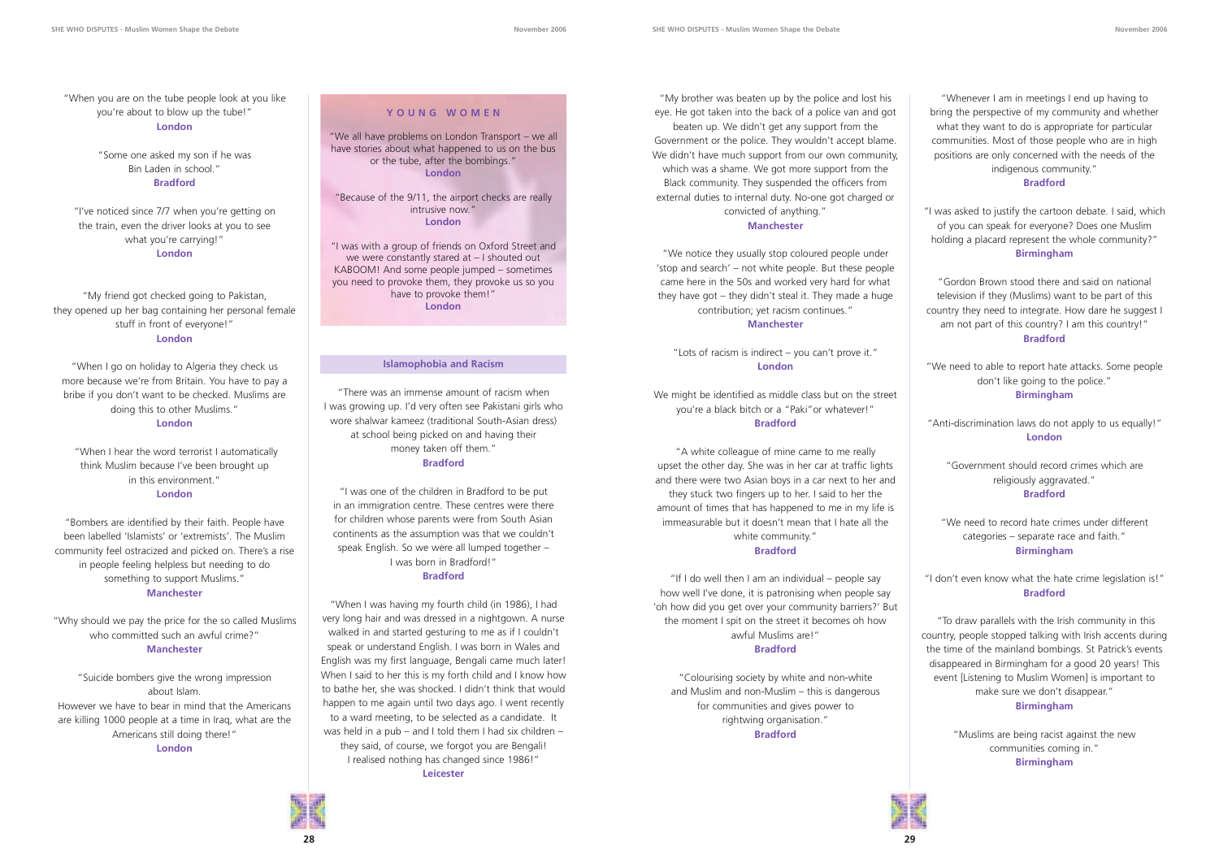"When you are on the tube people look at you like you're about to blow up the tube!"
**London**

"Some one asked my son if he was Bin Laden in school."
**Bradford**

"I've noticed since 7/7 when you're getting on the train, even the driver looks at you to see what you're carrying!"
**London**

"My friend got checked going to Pakistan, they opened up her bag containing her personal female stuff in front of everyone!"
**London**

"When I go on holiday to Algeria they check us more because we're from Britain. You have to pay a bribe if you don't want to be checked. Muslims are doing this to other Muslims."
**London**

"When I hear the word terrorist I automatically think Muslim because I've been brought up in this environment."
**London**

"Bombers are identified by their faith. People have been labelled 'Islamists' or 'extremists'. The Muslim community feel ostracized and picked on. There's a rise in people feeling helpless but needing to do something to support Muslims."
**Manchester**

"Why should we pay the price for the so called Muslims who committed such an awful crime?"
**Manchester**

"Suicide bombers give the wrong impression about Islam.
However we have to bear in mind that the Americans are killing 1000 people at a time in Iraq, what are the Americans still doing there!"
**London**

## YOUNG WOMEN

"We all have problems on London Transport – we all have stories about what happened to us on the bus or the tube, after the bombings."
**London**

"Because of the 9/11, the airport checks are really intrusive now."
**London**

"I was with a group of friends on Oxford Street and we were constantly stared at – I shouted out KABOOM! And some people jumped – sometimes you need to provoke them, they provoke us so you have to provoke them!"
**London**

## Islamophobia and Racism

"There was an immense amount of racism when I was growing up. I'd very often see Pakistani girls who wore shalwar kameez (traditional South-Asian dress) at school being picked on and having their money taken off them."
**Bradford**

"I was one of the children in Bradford to be put in an immigration centre. These centres were there for children whose parents were from South Asian continents as the assumption was that we couldn't speak English. So we were all lumped together – I was born in Bradford!"
**Bradford**

"When I was having my fourth child (in 1986), I had very long hair and was dressed in a nightgown. A nurse walked in and started gesturing to me as if I couldn't speak or understand English. I was born in Wales and English was my first language, Bengali came much later! When I said to her this is my forth child and I know how to bathe her, she was shocked. I didn't think that would happen to me again until two days ago. I went recently to a ward meeting, to be selected as a candidate. It was held in a pub – and I told them I had six children – they said, of course, we forgot you are Bengali! I realised nothing has changed since 1986!"
**Leicester**

"My brother was beaten up by the police and lost his eye. He got taken into the back of a police van and got beaten up. We didn't get any support from the Government or the police. They wouldn't accept blame. We didn't have much support from our own community, which was a shame. We got more support from the Black community. They suspended the officers from external duties to internal duty. No-one got charged or convicted of anything."
**Manchester**

"We notice they usually stop coloured people under 'stop and search' – not white people. But these people came here in the 50s and worked very hard for what they have got – they didn't steal it. They made a huge contribution; yet racism continues."
**Manchester**

"Lots of racism is indirect – you can't prove it."
**London**

We might be identified as middle class but on the street you're a black bitch or a "Paki" or whatever!"
**Bradford**

"A white colleague of mine came to me really upset the other day. She was in her car at traffic lights and there were two Asian boys in a car next to her and they stuck two fingers up to her. I said to her the amount of times that has happened to me in my life is immeasurable but it doesn't mean that I hate all the white community."
**Bradford**

"If I do well then I am an individual – people say how well I've done, it is patronising when people say 'oh how did you get over your community barriers?' But the moment I spit on the street it becomes oh how awful Muslims are!"
**Bradford**

"Colourising society by white and non-white and Muslim and non-Muslim – this is dangerous for communities and gives power to rightwing organisation."
**Bradford**

"Whenever I am in meetings I end up having to bring the perspective of my community and whether what they want to do is appropriate for particular communities. Most of those people who are in high positions are only concerned with the needs of the indigenous community."
**Bradford**

"I was asked to justify the cartoon debate. I said, which of you can speak for everyone? Does one Muslim holding a placard represent the whole community?"
**Birmingham**

"Gordon Brown stood there and said on national television if they (Muslims) want to be part of this country they need to integrate. How dare he suggest I am not part of this country? I am this country!"
**Bradford**

"We need to able to report hate attacks. Some people don't like going to the police."
**Birmingham**

"Anti-discrimination laws do not apply to us equally!"
**London**

"Government should record crimes which are religiously aggravated."
**Bradford**

"We need to record hate crimes under different categories – separate race and faith."
**Birmingham**

"I don't even know what the hate crime legislation is!"
**Bradford**

"To draw parallels with the Irish community in this country, people stopped talking with Irish accents during the time of the mainland bombings. St Patrick's events disappeared in Birmingham for a good 20 years! This event [Listening to Muslim Women] is important to make sure we don't disappear."
**Birmingham**

"Muslims are being racist against the new communities coming in."
**Birmingham**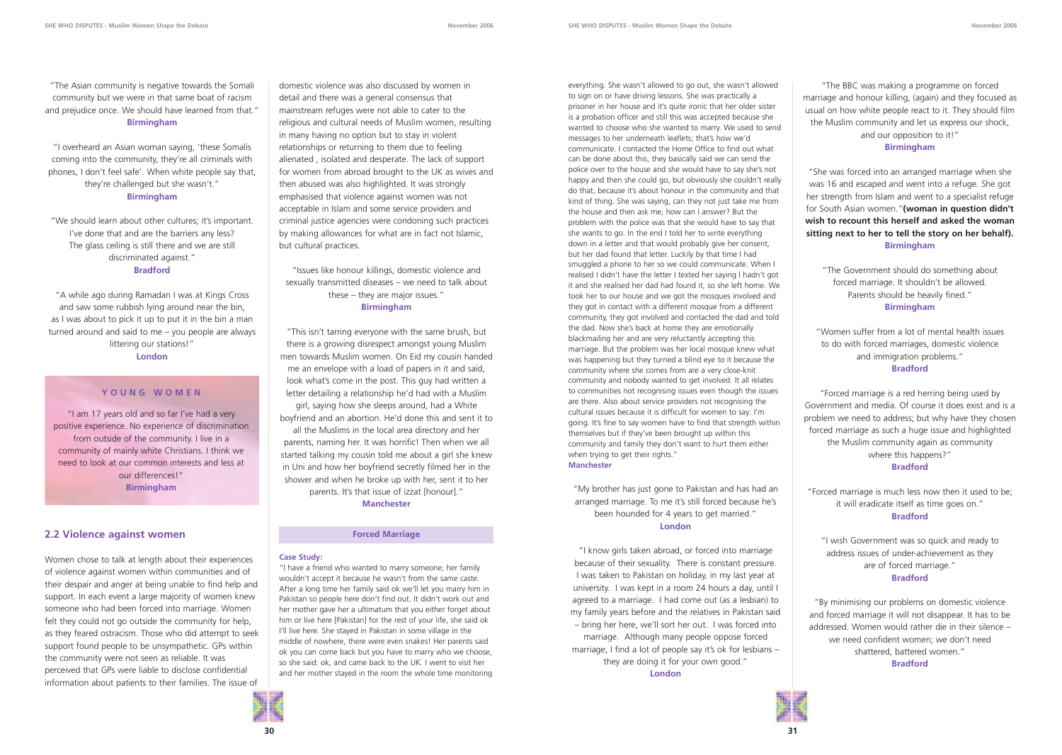"The Asian community is negative towards the Somali community but we were in that same boat of racism and prejudice once. We should have learned from that."
**Birmingham**

"I overheard an Asian woman saying, 'these Somalis coming into the community, they're all criminals with phones, I don't feel safe'. When white people say that, they're challenged but she wasn't."
**Birmingham**

"We should learn about other cultures; it's important. I've done that and are the barriers any less? The glass ceiling is still there and we are still discriminated against."
**Bradford**

"A while ago during Ramadan I was at Kings Cross and saw some rubbish lying around near the bin, as I was about to pick it up to put it in the bin a man turned around and said to me – you people are always littering our stations!"
**London**

### YOUNG WOMEN

"I am 17 years old and so far I've had a very positive experience. No experience of discrimination from outside of the community. I live in a community of mainly white Christians. I think we need to look at our common interests and less at our differences!"
**Birmingham**

## 2.2 Violence against women

Women chose to talk at length about their experiences of violence against women within communities and of their despair and anger at being unable to find help and support. In each event a large majority of women knew someone who had been forced into marriage. Women felt they could not go outside the community for help, as they feared ostracism. Those who did attempt to seek support found people to be unsympathetic. GPs within the community were not seen as reliable. It was perceived that GPs were liable to disclose confidential information about patients to their families. The issue of domestic violence was also discussed by women in detail and there was a general consensus that mainstream refuges were not able to cater to the religious and cultural needs of Muslim women, resulting in many having no option but to stay in violent relationships or returning to them due to feeling alienated , isolated and desperate. The lack of support for women from abroad brought to the UK as wives and then abused was also highlighted. It was strongly emphasised that violence against women was not acceptable in Islam and some service providers and criminal justice agencies were condoning such practices by making allowances for what are in fact not Islamic, but cultural practices.

"Issues like honour killings, domestic violence and sexually transmitted diseases – we need to talk about these – they are major issues."
**Birmingham**

"This isn't tarring everyone with the same brush, but there is a growing disrespect amongst young Muslim men towards Muslim women. On Eid my cousin handed me an envelope with a load of papers in it and said, look what's come in the post. This guy had written a letter detailing a relationship he'd had with a Muslim girl, saying how she sleeps around, had a White boyfriend and an abortion. He'd done this and sent it to all the Muslims in the local area directory and her parents, naming her. It was horrific! Then when we all started talking my cousin told me about a girl she knew in Uni and how her boyfriend secretly filmed her in the shower and when he broke up with her, sent it to her parents. It's that issue of izzat [honour]."
**Manchester**

### Forced Marriage

**Case Study:**

"I have a friend who wanted to marry someone; her family wouldn't accept it because he wasn't from the same caste. After a long time her family said ok we'll let you marry him in Pakistan so people here don't find out. It didn't work out and her mother gave her a ultimatum that you either forget about him or live here [Pakistan] for the rest of your life, she said ok I'll live here. She stayed in Pakistan in some village in the middle of nowhere, there were even snakes! Her parents said ok you can come back but you have to marry who we choose, so she said: ok, and came back to the UK. I went to visit her and her mother stayed in the room the whole time monitoring everything. She wasn't allowed to go out, she wasn't allowed to sign on or have driving lessons. She was practically a prisoner in her house and it's quite ironic that her older sister is a probation officer and still this was accepted because she wanted to choose who she wanted to marry. We used to send messages to her underneath leaflets; that's how we'd communicate. I contacted the Home Office to find out what can be done about this, they basically said we can send the police over to the house and she would have to say she's not happy and then she could go, but obviously she couldn't really do that, because it's about honour in the community and that kind of thing. She was saying, can they not just take me from the house and then ask me, how can I answer? But the problem with the police was that she would have to say that she wants to go. In the end I told her to write everything down in a letter and that would probably give her consent, but her dad found that letter. Luckily by that time I had smuggled a phone to her so we could communicate. When I realised I didn't have the letter I texted her saying I hadn't got it and she realised her dad had found it, so she left home. We took her to our house and we got the mosques involved and they got in contact with a different mosque from a different community, they got involved and contacted the dad and told the dad. Now she's back at home they are emotionally blackmailing her and are very reluctantly accepting this marriage. But the problem was her local mosque knew what was happening but they turned a blind eye to it because the community where she comes from are a very close-knit community and nobody wanted to get involved. It all relates to communities not recognising issues even though the issues are there. Also about service providers not recognising the cultural issues because it is difficult for women to say: I'm going. It's fine to say women have to find that strength within themselves but if they've been brought up within this community and family they don't want to hurt them either when trying to get their rights."
**Manchester**

"My brother has just gone to Pakistan and has had an arranged marriage. To me it's still forced because he's been hounded for 4 years to get married."
**London**

"I know girls taken abroad, or forced into marriage because of their sexuality. There is constant pressure. I was taken to Pakistan on holiday, in my last year at university. I was kept in a room 24 hours a day, until I agreed to a marriage. I had come out (as a lesbian) to my family years before and the relatives in Pakistan said – bring her here, we'll sort her out. I was forced into marriage. Although many people oppose forced marriage, I find a lot of people say it's ok for lesbians – they are doing it for your own good."
**London**

"The BBC was making a programme on forced marriage and honour killing, (again) and they focused as usual on how white people react to it. They should film the Muslim community and let us express our shock, and our opposition to it!"
**Birmingham**

"She was forced into an arranged marriage when she was 16 and escaped and went into a refuge. She got her strength from Islam and went to a specialist refuge for South Asian women."**(woman in question didn't wish to recount this herself and asked the woman sitting next to her to tell the story on her behalf).**
**Birmingham**

"The Government should do something about forced marriage. It shouldn't be allowed. Parents should be heavily fined."
**Birmingham**

"Women suffer from a lot of mental health issues to do with forced marriages, domestic violence and immigration problems."
**Bradford**

"Forced marriage is a red herring being used by Government and media. Of course it does exist and is a problem we need to address; but why have they chosen forced marriage as such a huge issue and highlighted the Muslim community again as community where this happens?"
**Bradford**

"Forced marriage is much less now then it used to be; it will eradicate itself as time goes on."
**Bradford**

"I wish Government was so quick and ready to address issues of under-achievement as they are of forced marriage."
**Bradford**

"By minimising our problems on domestic violence and forced marriage it will not disappear. It has to be addressed. Women would rather die in their silence – we need confident women; we don't need shattered, battered women."
**Bradford**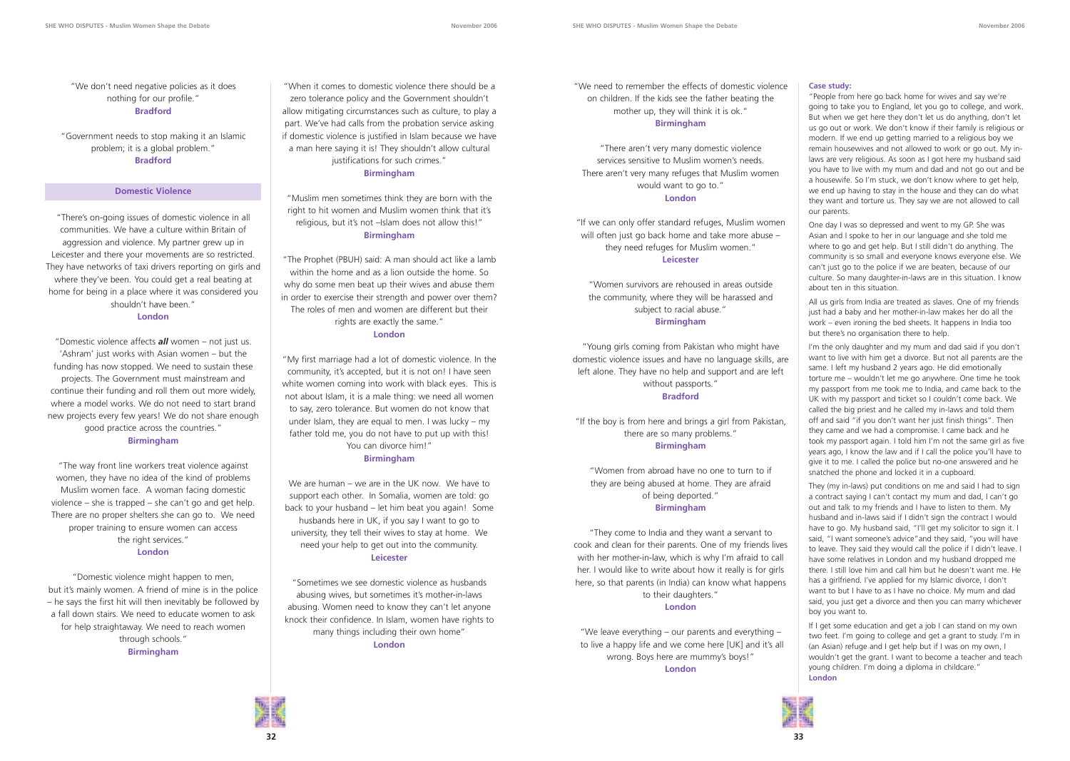"We don't need negative policies as it does nothing for our profile."
**Bradford**

"Government needs to stop making it an Islamic problem; it is a global problem."
**Bradford**

## Domestic Violence

"There's on-going issues of domestic violence in all communities. We have a culture within Britain of aggression and violence. My partner grew up in Leicester and there your movements are so restricted. They have networks of taxi drivers reporting on girls and where they've been. You could get a real beating at home for being in a place where it was considered you shouldn't have been."
**London**

"Domestic violence affects ***all*** women – not just us. 'Ashram' just works with Asian women – but the funding has now stopped. We need to sustain these projects. The Government must mainstream and continue their funding and roll them out more widely, where a model works. We do not need to start brand new projects every few years! We do not share enough good practice across the countries."
**Birmingham**

"The way front line workers treat violence against women, they have no idea of the kind of problems Muslim women face. A woman facing domestic violence – she is trapped – she can't go and get help. There are no proper shelters she can go to. We need proper training to ensure women can access the right services."
**London**

"Domestic violence might happen to men, but it's mainly women. A friend of mine is in the police – he says the first hit will then inevitably be followed by a fall down stairs. We need to educate women to ask for help straightaway. We need to reach women through schools."
**Birmingham**

"When it comes to domestic violence there should be a zero tolerance policy and the Government shouldn't allow mitigating circumstances such as culture, to play a part. We've had calls from the probation service asking if domestic violence is justified in Islam because we have a man here saying it is! They shouldn't allow cultural justifications for such crimes."
**Birmingham**

"Muslim men sometimes think they are born with the right to hit women and Muslim women think that it's religious, but it's not –Islam does not allow this!"
**Birmingham**

"The Prophet (PBUH) said: A man should act like a lamb within the home and as a lion outside the home. So why do some men beat up their wives and abuse them in order to exercise their strength and power over them? The roles of men and women are different but their rights are exactly the same."
**London**

"My first marriage had a lot of domestic violence. In the community, it's accepted, but it is not on! I have seen white women coming into work with black eyes. This is not about Islam, it is a male thing: we need all women to say, zero tolerance. But women do not know that under Islam, they are equal to men. I was lucky – my father told me, you do not have to put up with this! You can divorce him!"
**Birmingham**

We are human – we are in the UK now. We have to support each other. In Somalia, women are told: go back to your husband – let him beat you again! Some husbands here in UK, if you say I want to go to university, they tell their wives to stay at home. We need your help to get out into the community.
**Leicester**

"Sometimes we see domestic violence as husbands abusing wives, but sometimes it's mother-in-laws abusing. Women need to know they can't let anyone knock their confidence. In Islam, women have rights to many things including their own home"
**London**

"We need to remember the effects of domestic violence on children. If the kids see the father beating the mother up, they will think it is ok."
**Birmingham**

"There aren't very many domestic violence services sensitive to Muslim women's needs. There aren't very many refuges that Muslim women would want to go to."
**London**

"If we can only offer standard refuges, Muslim women will often just go back home and take more abuse – they need refuges for Muslim women."
**Leicester**

"Women survivors are rehoused in areas outside the community, where they will be harassed and subject to racial abuse."
**Birmingham**

"Young girls coming from Pakistan who might have domestic violence issues and have no language skills, are left alone. They have no help and support and are left without passports."
**Bradford**

"If the boy is from here and brings a girl from Pakistan, there are so many problems."
**Birmingham**

"Women from abroad have no one to turn to if they are being abused at home. They are afraid of being deported."
**Birmingham**

"They come to India and they want a servant to cook and clean for their parents. One of my friends lives with her mother-in-law, which is why I'm afraid to call her. I would like to write about how it really is for girls here, so that parents (in India) can know what happens to their daughters."
**London**

"We leave everything – our parents and everything – to live a happy life and we come here [UK] and it's all wrong. Boys here are mummy's boys!"
**London**

**Case study:**

"People from here go back home for wives and say we're going to take you to England, let you go to college, and work. But when we get here they don't let us do anything, don't let us go out or work. We don't know if their family is religious or modern. If we end up getting married to a religious boy we remain housewives and not allowed to work or go out. My in-laws are very religious. As soon as I got here my husband said you have to live with my mum and dad and not go out and be a housewife. So I'm stuck, we don't know where to get help, we end up having to stay in the house and they can do what they want and torture us. They say we are not allowed to call our parents.

One day I was so depressed and went to my GP. She was Asian and I spoke to her in our language and she told me where to go and get help. But I still didn't do anything. The community is so small and everyone knows everyone else. We can't just go to the police if we are beaten, because of our culture. So many daughter-in-laws are in this situation. I know about ten in this situation.

All us girls from India are treated as slaves. One of my friends just had a baby and her mother-in-law makes her do all the work – even ironing the bed sheets. It happens in India too but there's no organisation there to help.

I'm the only daughter and my mum and dad said if you don't want to live with him get a divorce. But not all parents are the same. I left my husband 2 years ago. He did emotionally torture me – wouldn't let me go anywhere. One time he took my passport from me took me to India, and came back to the UK with my passport and ticket so I couldn't come back. We called the big priest and he called my in-laws and told them off and said "if you don't want her just finish things". Then they came and we had a compromise. I came back and he took my passport again. I told him I'm not the same girl as five years ago, I know the law and if I call the police you'll have to give it to me. I called the police but no-one answered and he snatched the phone and locked it in a cupboard.

They (my in-laws) put conditions on me and said I had to sign a contract saying I can't contact my mum and dad, I can't go out and talk to my friends and I have to listen to them. My husband and in-laws said if I didn't sign the contract I would have to go. My husband said, "I'll get my solicitor to sign it. I said, "I want someone's advice"and they said, "you will have to leave. They said they would call the police if I didn't leave. I have some relatives in London and my husband dropped me there. I still love him and call him but he doesn't want me. He has a girlfriend. I've applied for my Islamic divorce, I don't want to but I have to as I have no choice. My mum and dad said, you just get a divorce and then you can marry whichever boy you want to.

If I get some education and get a job I can stand on my own two feet. I'm going to college and get a grant to study. I'm in (an Asian) refuge and I get help but if I was on my own, I wouldn't get the grant. I want to become a teacher and teach young children. I'm doing a diploma in childcare."
**London**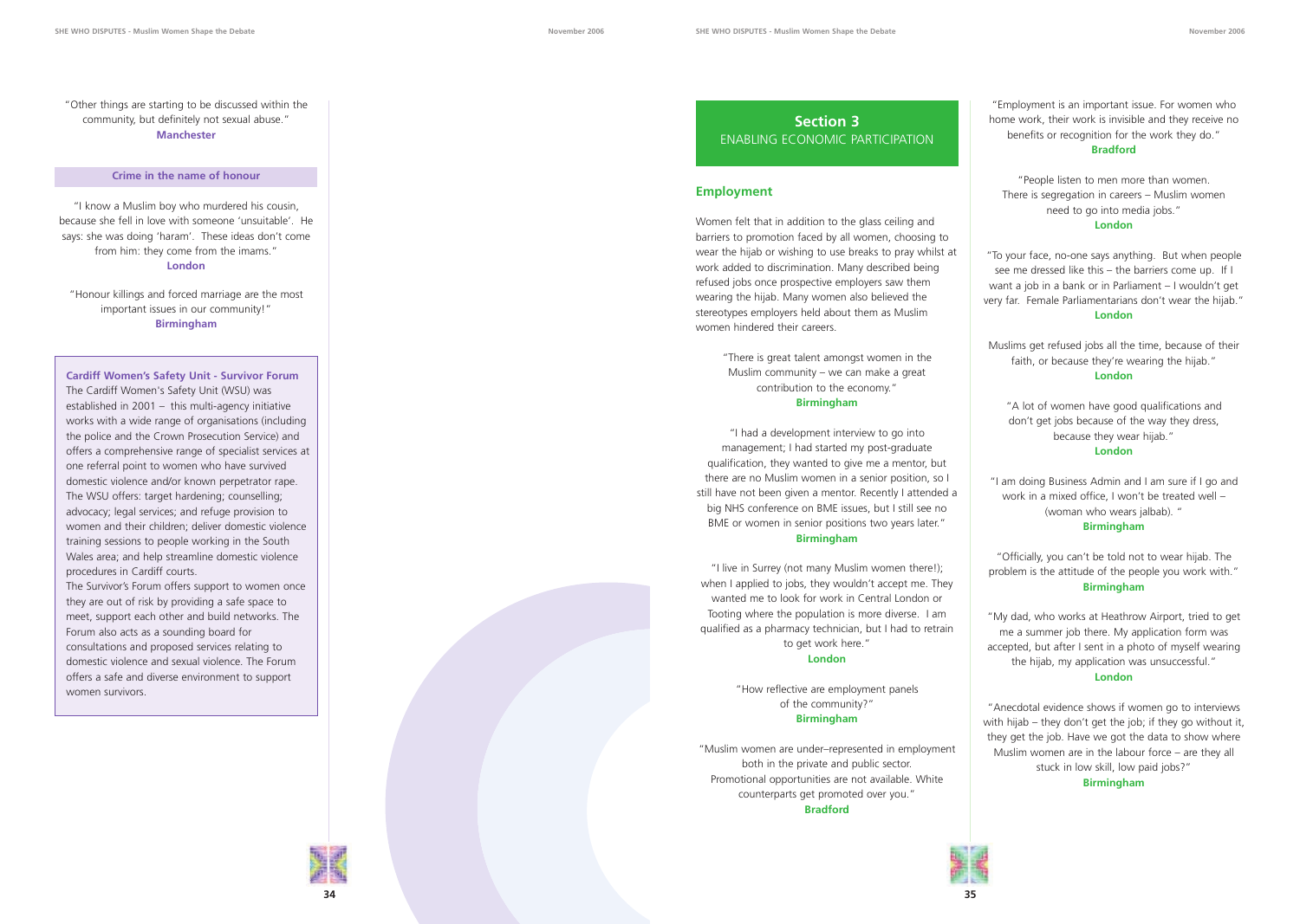"Other things are starting to be discussed within the community, but definitely not sexual abuse."
**Manchester**

### Crime in the name of honour

"I know a Muslim boy who murdered his cousin, because she fell in love with someone 'unsuitable'. He says: she was doing 'haram'. These ideas don't come from him: they come from the imams."
**London**

"Honour killings and forced marriage are the most important issues in our community!"
**Birmingham**

**Cardiff Women's Safety Unit - Survivor Forum**
The Cardiff Women's Safety Unit (WSU) was established in 2001 – this multi-agency initiative works with a wide range of organisations (including the police and the Crown Prosecution Service) and offers a comprehensive range of specialist services at one referral point to women who have survived domestic violence and/or known perpetrator rape. The WSU offers: target hardening; counselling; advocacy; legal services; and refuge provision to women and their children; deliver domestic violence training sessions to people working in the South Wales area; and help streamline domestic violence procedures in Cardiff courts.
The Survivor's Forum offers support to women once they are out of risk by providing a safe space to meet, support each other and build networks. The Forum also acts as a sounding board for consultations and proposed services relating to domestic violence and sexual violence. The Forum offers a safe and diverse environment to support women survivors.

# Section 3
ENABLING ECONOMIC PARTICIPATION

## Employment

Women felt that in addition to the glass ceiling and barriers to promotion faced by all women, choosing to wear the hijab or wishing to use breaks to pray whilst at work added to discrimination. Many described being refused jobs once prospective employers saw them wearing the hijab. Many women also believed the stereotypes employers held about them as Muslim women hindered their careers.

"There is great talent amongst women in the Muslim community – we can make a great contribution to the economy."
**Birmingham**

"I had a development interview to go into management; I had started my post-graduate qualification, they wanted to give me a mentor, but there are no Muslim women in a senior position, so I still have not been given a mentor. Recently I attended a big NHS conference on BME issues, but I still see no BME or women in senior positions two years later."
**Birmingham**

"I live in Surrey (not many Muslim women there!); when I applied to jobs, they wouldn't accept me. They wanted me to look for work in Central London or Tooting where the population is more diverse. I am qualified as a pharmacy technician, but I had to retrain to get work here."
**London**

"How reflective are employment panels of the community?"
**Birmingham**

"Muslim women are under–represented in employment both in the private and public sector. Promotional opportunities are not available. White counterparts get promoted over you."
**Bradford**

"Employment is an important issue. For women who home work, their work is invisible and they receive no benefits or recognition for the work they do."
**Bradford**

"People listen to men more than women. There is segregation in careers – Muslim women need to go into media jobs."
**London**

"To your face, no-one says anything. But when people see me dressed like this – the barriers come up. If I want a job in a bank or in Parliament – I wouldn't get very far. Female Parliamentarians don't wear the hijab."
**London**

Muslims get refused jobs all the time, because of their faith, or because they're wearing the hijab."
**London**

"A lot of women have good qualifications and don't get jobs because of the way they dress, because they wear hijab."
**London**

"I am doing Business Admin and I am sure if I go and work in a mixed office, I won't be treated well – (woman who wears jalbab). "
**Birmingham**

"Officially, you can't be told not to wear hijab. The problem is the attitude of the people you work with."
**Birmingham**

"My dad, who works at Heathrow Airport, tried to get me a summer job there. My application form was accepted, but after I sent in a photo of myself wearing the hijab, my application was unsuccessful."
**London**

"Anecdotal evidence shows if women go to interviews with hijab – they don't get the job; if they go without it, they get the job. Have we got the data to show where Muslim women are in the labour force – are they all stuck in low skill, low paid jobs?"
**Birmingham**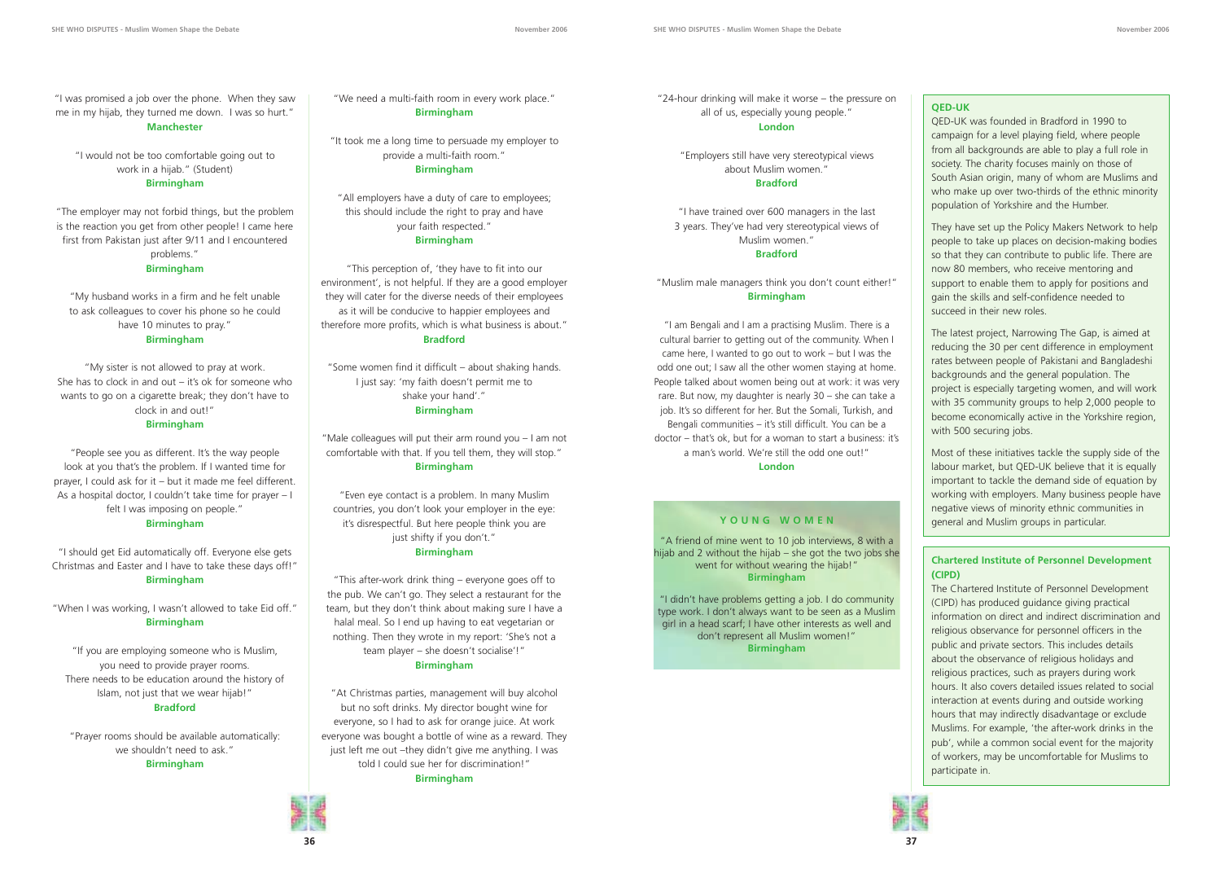"I was promised a job over the phone. When they saw me in my hijab, they turned me down. I was so hurt."
**Manchester**

"I would not be too comfortable going out to work in a hijab." (Student)
**Birmingham**

"The employer may not forbid things, but the problem is the reaction you get from other people! I came here first from Pakistan just after 9/11 and I encountered problems."
**Birmingham**

"My husband works in a firm and he felt unable to ask colleagues to cover his phone so he could have 10 minutes to pray."
**Birmingham**

"My sister is not allowed to pray at work. She has to clock in and out – it's ok for someone who wants to go on a cigarette break; they don't have to clock in and out!"
**Birmingham**

"People see you as different. It's the way people look at you that's the problem. If I wanted time for prayer, I could ask for it – but it made me feel different. As a hospital doctor, I couldn't take time for prayer – I felt I was imposing on people."
**Birmingham**

"I should get Eid automatically off. Everyone else gets Christmas and Easter and I have to take these days off!"
**Birmingham**

"When I was working, I wasn't allowed to take Eid off."
**Birmingham**

"If you are employing someone who is Muslim, you need to provide prayer rooms. There needs to be education around the history of Islam, not just that we wear hijab!"
**Bradford**

"Prayer rooms should be available automatically: we shouldn't need to ask."
**Birmingham**

"We need a multi-faith room in every work place."
**Birmingham**

"It took me a long time to persuade my employer to provide a multi-faith room."
**Birmingham**

"All employers have a duty of care to employees; this should include the right to pray and have your faith respected."
**Birmingham**

"This perception of, 'they have to fit into our environment', is not helpful. If they are a good employer they will cater for the diverse needs of their employees as it will be conducive to happier employees and therefore more profits, which is what business is about."
**Bradford**

"Some women find it difficult – about shaking hands. I just say: 'my faith doesn't permit me to shake your hand'."
**Birmingham**

"Male colleagues will put their arm round you – I am not comfortable with that. If you tell them, they will stop."
**Birmingham**

"Even eye contact is a problem. In many Muslim countries, you don't look your employer in the eye: it's disrespectful. But here people think you are just shifty if you don't."
**Birmingham**

"This after-work drink thing – everyone goes off to the pub. We can't go. They select a restaurant for the team, but they don't think about making sure I have a halal meal. So I end up having to eat vegetarian or nothing. Then they wrote in my report: 'She's not a team player – she doesn't socialise'!"
**Birmingham**

"At Christmas parties, management will buy alcohol but no soft drinks. My director bought wine for everyone, so I had to ask for orange juice. At work everyone was bought a bottle of wine as a reward. They just left me out –they didn't give me anything. I was told I could sue her for discrimination!"
**Birmingham**

"24-hour drinking will make it worse – the pressure on all of us, especially young people."
**London**

"Employers still have very stereotypical views about Muslim women."
**Bradford**

"I have trained over 600 managers in the last 3 years. They've had very stereotypical views of Muslim women."
**Bradford**

"Muslim male managers think you don't count either!"
**Birmingham**

"I am Bengali and I am a practising Muslim. There is a cultural barrier to getting out of the community. When I came here, I wanted to go out to work – but I was the odd one out; I saw all the other women staying at home. People talked about women being out at work: it was very rare. But now, my daughter is nearly 30 – she can take a job. It's so different for her. But the Somali, Turkish, and Bengali communities – it's still difficult. You can be a doctor – that's ok, but for a woman to start a business: it's a man's world. We're still the odd one out!"
**London**

## YOUNG WOMEN

"A friend of mine went to 10 job interviews, 8 with a hijab and 2 without the hijab – she got the two jobs she went for without wearing the hijab!"
**Birmingham**

"I didn't have problems getting a job. I do community type work. I don't always want to be seen as a Muslim girl in a head scarf; I have other interests as well and don't represent all Muslim women!"
**Birmingham**

### QED-UK

QED-UK was founded in Bradford in 1990 to campaign for a level playing field, where people from all backgrounds are able to play a full role in society. The charity focuses mainly on those of South Asian origin, many of whom are Muslims and who make up over two-thirds of the ethnic minority population of Yorkshire and the Humber.

They have set up the Policy Makers Network to help people to take up places on decision-making bodies so that they can contribute to public life. There are now 80 members, who receive mentoring and support to enable them to apply for positions and gain the skills and self-confidence needed to succeed in their new roles.

The latest project, Narrowing The Gap, is aimed at reducing the 30 per cent difference in employment rates between people of Pakistani and Bangladeshi backgrounds and the general population. The project is especially targeting women, and will work with 35 community groups to help 2,000 people to become economically active in the Yorkshire region, with 500 securing jobs.

Most of these initiatives tackle the supply side of the labour market, but QED-UK believe that it is equally important to tackle the demand side of equation by working with employers. Many business people have negative views of minority ethnic communities in general and Muslim groups in particular.

### Chartered Institute of Personnel Development (CIPD)

The Chartered Institute of Personnel Development (CIPD) has produced guidance giving practical information on direct and indirect discrimination and religious observance for personnel officers in the public and private sectors. This includes details about the observance of religious holidays and religious practices, such as prayers during work hours. It also covers detailed issues related to social interaction at events during and outside working hours that may indirectly disadvantage or exclude Muslims. For example, 'the after-work drinks in the pub', while a common social event for the majority of workers, may be uncomfortable for Muslims to participate in.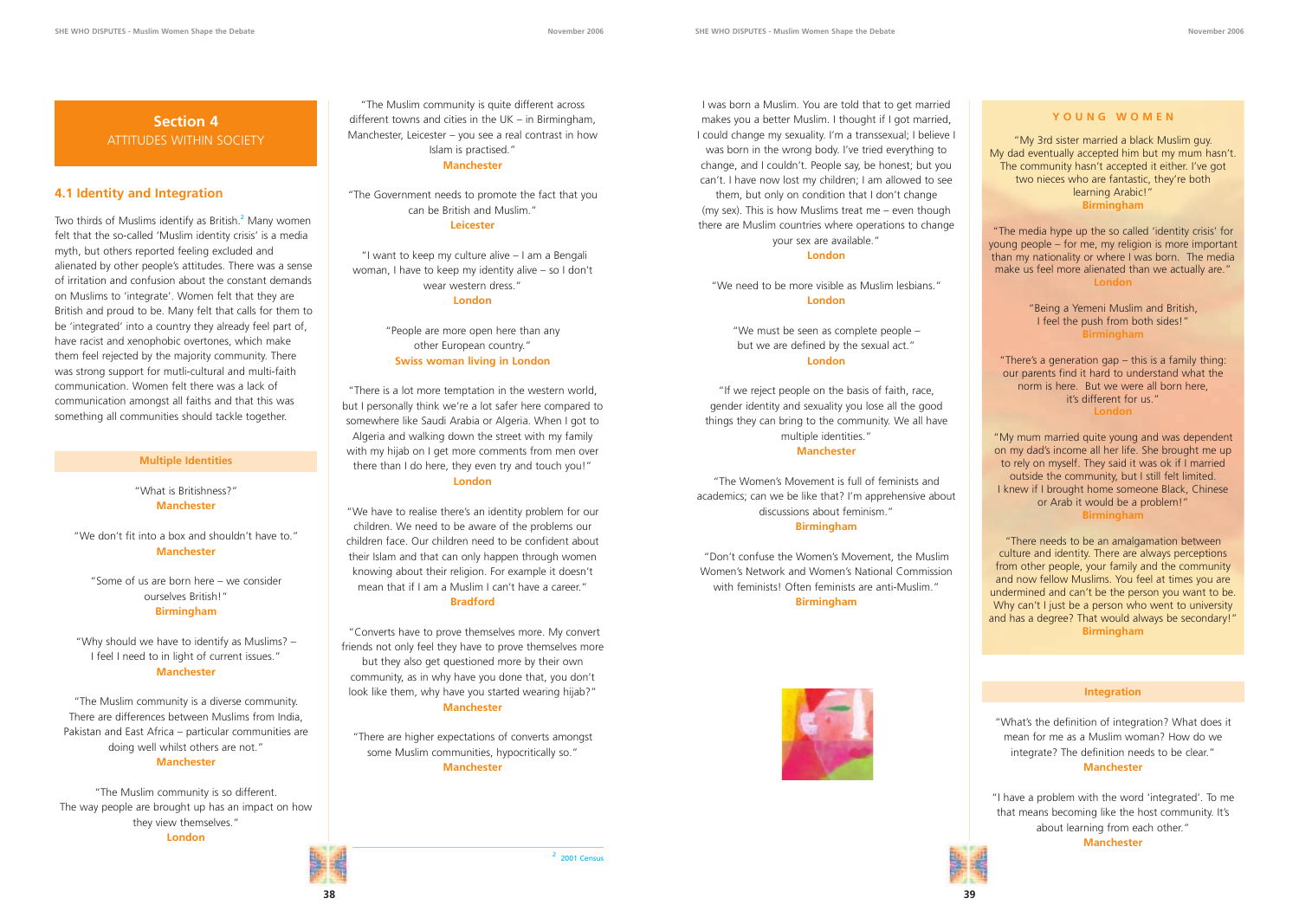## Section 4
ATTITUDES WITHIN SOCIETY

### 4.1 Identity and Integration

Two thirds of Muslims identify as British.[2] Many women felt that the so-called 'Muslim identity crisis' is a media myth, but others reported feeling excluded and alienated by other people's attitudes. There was a sense of irritation and confusion about the constant demands on Muslims to 'integrate'. Women felt that they are British and proud to be. Many felt that calls for them to be 'integrated' into a country they already feel part of, have racist and xenophobic overtones, which make them feel rejected by the majority community. There was strong support for mutli-cultural and multi-faith communication. Women felt there was a lack of communication amongst all faiths and that this was something all communities should tackle together.

#### Multiple Identities

"What is Britishness?"
**Manchester**

"We don't fit into a box and shouldn't have to."
**Manchester**

"Some of us are born here – we consider ourselves British!"
**Birmingham**

"Why should we have to identify as Muslims? – I feel I need to in light of current issues."
**Manchester**

"The Muslim community is a diverse community. There are differences between Muslims from India, Pakistan and East Africa – particular communities are doing well whilst others are not."
**Manchester**

"The Muslim community is so different. The way people are brought up has an impact on how they view themselves."
**London**

"The Muslim community is quite different across different towns and cities in the UK – in Birmingham, Manchester, Leicester – you see a real contrast in how Islam is practised."
**Manchester**

"The Government needs to promote the fact that you can be British and Muslim."
**Leicester**

"I want to keep my culture alive – I am a Bengali woman, I have to keep my identity alive – so I don't wear western dress."
**London**

"People are more open here than any other European country."
**Swiss woman living in London**

"There is a lot more temptation in the western world, but I personally think we're a lot safer here compared to somewhere like Saudi Arabia or Algeria. When I got to Algeria and walking down the street with my family with my hijab on I get more comments from men over there than I do here, they even try and touch you!"
**London**

"We have to realise there's an identity problem for our children. We need to be aware of the problems our children face. Our children need to be confident about their Islam and that can only happen through women knowing about their religion. For example it doesn't mean that if I am a Muslim I can't have a career."
**Bradford**

"Converts have to prove themselves more. My convert friends not only feel they have to prove themselves more but they also get questioned more by their own community, as in why have you done that, you don't look like them, why have you started wearing hijab?"
**Manchester**

"There are higher expectations of converts amongst some Muslim communities, hypocritically so."
**Manchester**

[2] 2001 Census

I was born a Muslim. You are told that to get married makes you a better Muslim. I thought if I got married, I could change my sexuality. I'm a transsexual; I believe I was born in the wrong body. I've tried everything to change, and I couldn't. People say, be honest; but you can't. I have now lost my children; I am allowed to see them, but only on condition that I don't change (my sex). This is how Muslims treat me – even though there are Muslim countries where operations to change your sex are available."
**London**

"We need to be more visible as Muslim lesbians."
**London**

"We must be seen as complete people – but we are defined by the sexual act."
**London**

"If we reject people on the basis of faith, race, gender identity and sexuality you lose all the good things they can bring to the community. We all have multiple identities."
**Manchester**

"The Women's Movement is full of feminists and academics; can we be like that? I'm apprehensive about discussions about feminism."
**Birmingham**

"Don't confuse the Women's Movement, the Muslim Women's Network and Women's National Commission with feminists! Often feminists are anti-Muslim."
**Birmingham**

#### YOUNG WOMEN

"My 3rd sister married a black Muslim guy. My dad eventually accepted him but my mum hasn't. The community hasn't accepted it either. I've got two nieces who are fantastic, they're both learning Arabic!"
**Birmingham**

"The media hype up the so called 'identity crisis' for young people – for me, my religion is more important than my nationality or where I was born. The media make us feel more alienated than we actually are."
**London**

"Being a Yemeni Muslim and British, I feel the push from both sides!"
**Birmingham**

"There's a generation gap – this is a family thing: our parents find it hard to understand what the norm is here. But we were all born here, it's different for us."
**London**

"My mum married quite young and was dependent on my dad's income all her life. She brought me up to rely on myself. They said it was ok if I married outside the community, but I still felt limited. I knew if I brought home someone Black, Chinese or Arab it would be a problem!"
**Birmingham**

"There needs to be an amalgamation between culture and identity. There are always perceptions from other people, your family and the community and now fellow Muslims. You feel at times you are undermined and can't be the person you want to be. Why can't I just be a person who went to university and has a degree? That would always be secondary!"
**Birmingham**

#### Integration

"What's the definition of integration? What does it mean for me as a Muslim woman? How do we integrate? The definition needs to be clear."
**Manchester**

"I have a problem with the word 'integrated'. To me that means becoming like the host community. It's about learning from each other."
**Manchester**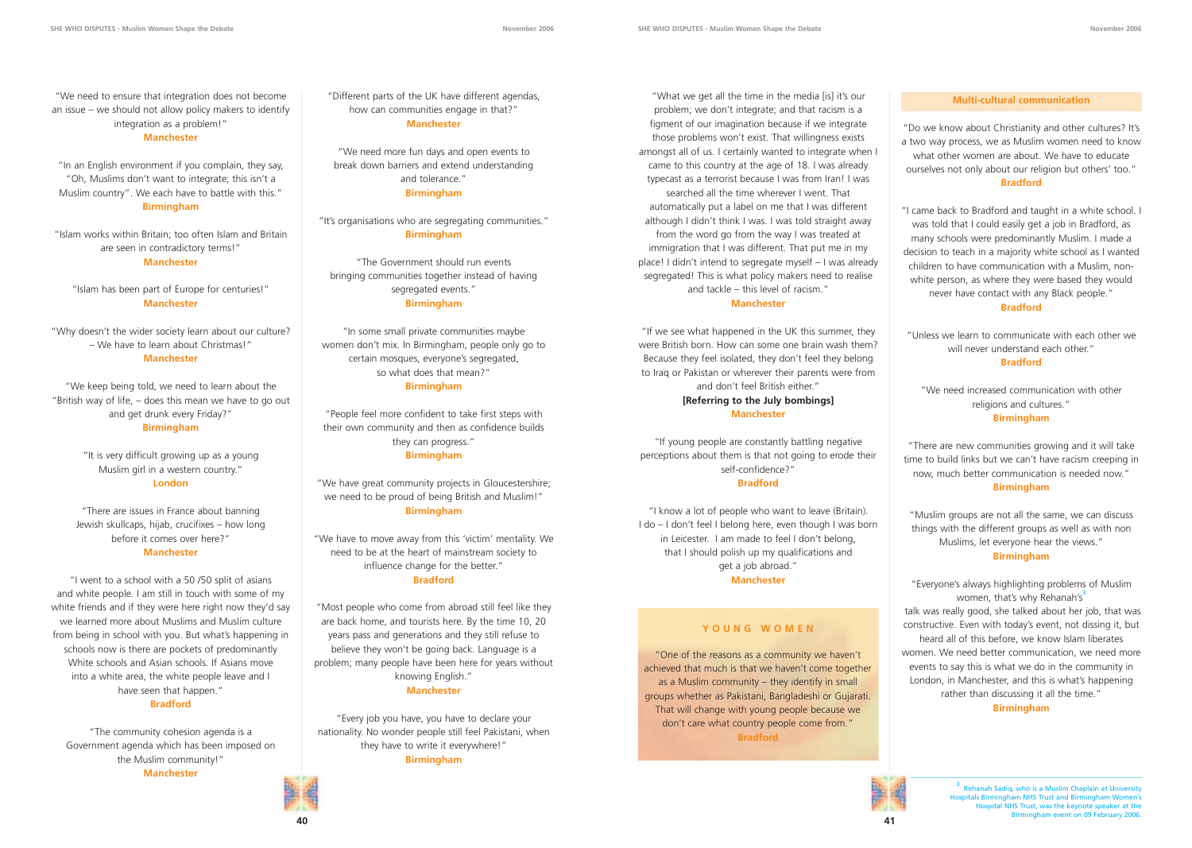"We need to ensure that integration does not become an issue – we should not allow policy makers to identify integration as a problem!"
**Manchester**

"In an English environment if you complain, they say, "Oh, Muslims don't want to integrate; this isn't a Muslim country". We each have to battle with this."
**Birmingham**

"Islam works within Britain; too often Islam and Britain are seen in contradictory terms!"
**Manchester**

"Islam has been part of Europe for centuries!"
**Manchester**

"Why doesn't the wider society learn about our culture? – We have to learn about Christmas!"
**Manchester**

"We keep being told, we need to learn about the "British way of life, – does this mean we have to go out and get drunk every Friday?"
**Birmingham**

"It is very difficult growing up as a young Muslim girl in a western country."
**London**

"There are issues in France about banning Jewish skullcaps, hijab, crucifixes – how long before it comes over here?"
**Manchester**

"I went to a school with a 50 /50 split of asians and white people. I am still in touch with some of my white friends and if they were here right now they'd say we learned more about Muslims and Muslim culture from being in school with you. But what's happening in schools now is there are pockets of predominantly White schools and Asian schools. If Asians move into a white area, the white people leave and I have seen that happen."
**Bradford**

"The community cohesion agenda is a Government agenda which has been imposed on the Muslim community!"
**Manchester**

"Different parts of the UK have different agendas, how can communities engage in that?"
**Manchester**

"We need more fun days and open events to break down barriers and extend understanding and tolerance."
**Birmingham**

"It's organisations who are segregating communities."
**Birmingham**

"The Government should run events bringing communities together instead of having segregated events."
**Birmingham**

"In some small private communities maybe women don't mix. In Birmingham, people only go to certain mosques, everyone's segregated, so what does that mean?"
**Birmingham**

"People feel more confident to take first steps with their own community and then as confidence builds they can progress."
**Birmingham**

"We have great community projects in Gloucestershire; we need to be proud of being British and Muslim!"
**Birmingham**

"We have to move away from this 'victim' mentality. We need to be at the heart of mainstream society to influence change for the better."
**Bradford**

"Most people who come from abroad still feel like they are back home, and tourists here. By the time 10, 20 years pass and generations and they still refuse to believe they won't be going back. Language is a problem; many people have been here for years without knowing English."
**Manchester**

"Every job you have, you have to declare your nationality. No wonder people still feel Pakistani, when they have to write it everywhere!"
**Birmingham**

"What we get all the time in the media [is] it's our problem; we don't integrate; and that racism is a figment of our imagination because if we integrate those problems won't exist. That willingness exists amongst all of us. I certainly wanted to integrate when I came to this country at the age of 18. I was already typecast as a terrorist because I was from Iran! I was searched all the time wherever I went. That automatically put a label on me that I was different although I didn't think I was. I was told straight away from the word go from the way I was treated at immigration that I was different. That put me in my place! I didn't intend to segregate myself – I was already segregated! This is what policy makers need to realise and tackle – this level of racism."
**Manchester**

"If we see what happened in the UK this summer, they were British born. How can some one brain wash them? Because they feel isolated, they don't feel they belong to Iraq or Pakistan or wherever their parents were from and don't feel British either."
**[Referring to the July bombings]**
**Manchester**

"If young people are constantly battling negative perceptions about them is that not going to erode their self-confidence?"
**Bradford**

"I know a lot of people who want to leave (Britain). I do – I don't feel I belong here, even though I was born in Leicester. I am made to feel I don't belong, that I should polish up my qualifications and get a job abroad."
**Manchester**

## YOUNG WOMEN

"One of the reasons as a community we haven't achieved that much is that we haven't come together as a Muslim community – they identify in small groups whether as Pakistani, Bangladeshi or Gujarati. That will change with young people because we don't care what country people come from."
**Bradford**

## Multi-cultural communication

"Do we know about Christianity and other cultures? It's a two way process, we as Muslim women need to know what other women are about. We have to educate ourselves not only about our religion but others' too."
**Bradford**

"I came back to Bradford and taught in a white school. I was told that I could easily get a job in Bradford, as many schools were predominantly Muslim. I made a decision to teach in a majority white school as I wanted children to have communication with a Muslim, non-white person, as where they were based they would never have contact with any Black people."
**Bradford**

"Unless we learn to communicate with each other we will never understand each other."
**Bradford**

"We need increased communication with other religions and cultures."
**Birmingham**

"There are new communities growing and it will take time to build links but we can't have racism creeping in now, much better communication is needed now."
**Birmingham**

"Muslim groups are not all the same, we can discuss things with the different groups as well as with non Muslims, let everyone hear the views."
**Birmingham**

"Everyone's always highlighting problems of Muslim women, that's why Rehanah's[3] talk was really good, she talked about her job, that was constructive. Even with today's event, not dissing it, but heard all of this before, we know Islam liberates women. We need better communication, we need more events to say this is what we do in the community in London, in Manchester, and this is what's happening rather than discussing it all the time."
**Birmingham**

[3] Rehanah Sadiq, who is a Muslim Chaplain at University Hospitals Birmingham NHS Trust and Birmingham Women's Hospital NHS Trust, was the keynote speaker at the Birmingham event on 09 February 2006.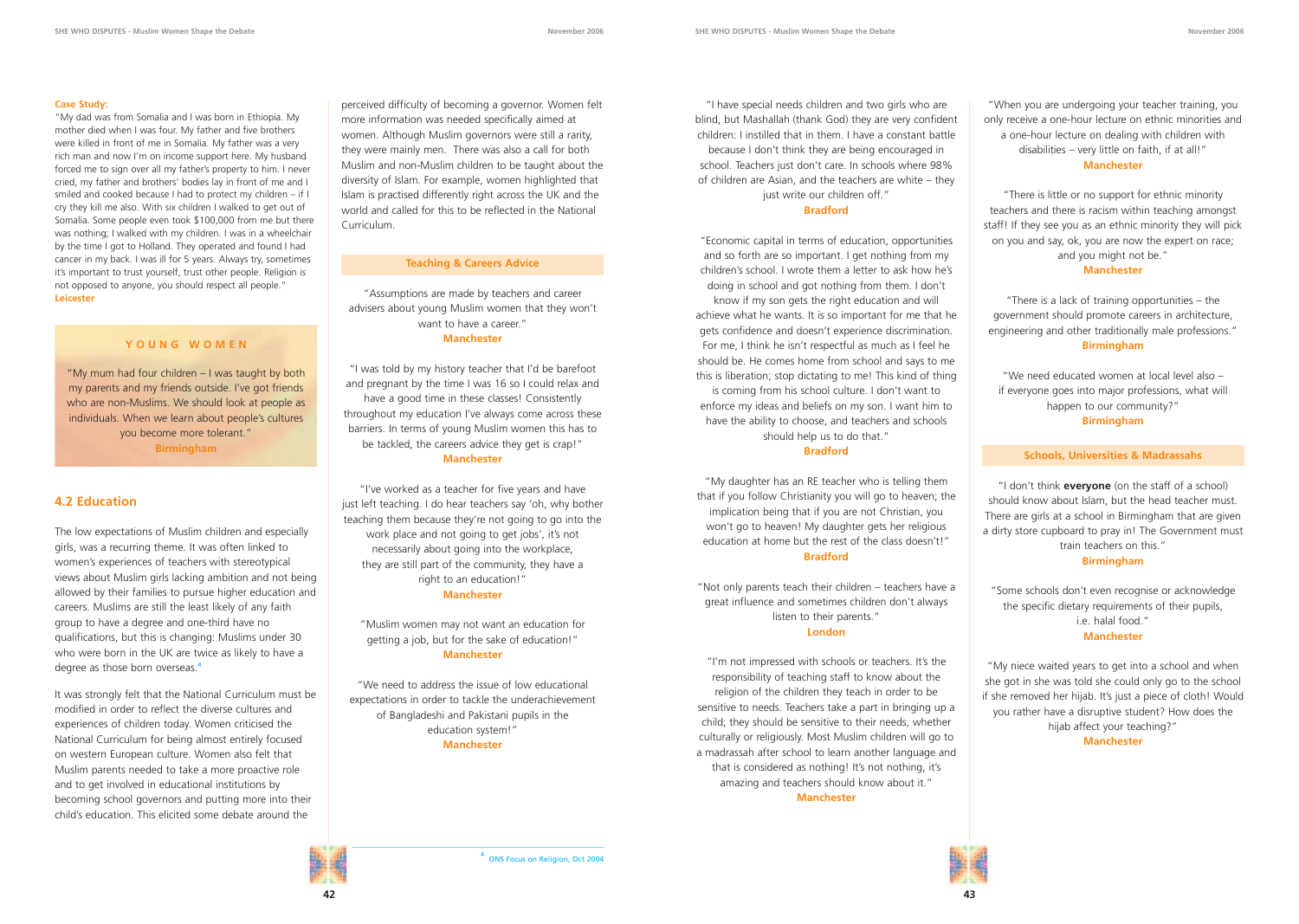**Case Study:**

"My dad was from Somalia and I was born in Ethiopia. My mother died when I was four. My father and five brothers were killed in front of me in Somalia. My father was a very rich man and now I'm on income support here. My husband forced me to sign over all my father's property to him. I never cried, my father and brothers' bodies lay in front of me and I smiled and cooked because I had to protect my children – if I cry they kill me also. With six children I walked to get out of Somalia. Some people even took $100,000 from me but there was nothing; I walked with my children. I was in a wheelchair by the time I got to Holland. They operated and found I had cancer in my back. I was ill for 5 years. Always try, sometimes it's important to trust yourself, trust other people. Religion is not opposed to anyone, you should respect all people."
**Leicester**

### YOUNG WOMEN

"My mum had four children – I was taught by both my parents and my friends outside. I've got friends who are non-Muslims. We should look at people as individuals. When we learn about people's cultures you become more tolerant."
**Birmingham**

## 4.2 Education

The low expectations of Muslim children and especially girls, was a recurring theme. It was often linked to women's experiences of teachers with stereotypical views about Muslim girls lacking ambition and not being allowed by their families to pursue higher education and careers. Muslims are still the least likely of any faith group to have a degree and one-third have no qualifications, but this is changing: Muslims under 30 who were born in the UK are twice as likely to have a degree as those born overseas.[4]

It was strongly felt that the National Curriculum must be modified in order to reflect the diverse cultures and experiences of children today. Women criticised the National Curriculum for being almost entirely focused on western European culture. Women also felt that Muslim parents needed to take a more proactive role and to get involved in educational institutions by becoming school governors and putting more into their child's education. This elicited some debate around the perceived difficulty of becoming a governor. Women felt more information was needed specifically aimed at women. Although Muslim governors were still a rarity, they were mainly men. There was also a call for both Muslim and non-Muslim children to be taught about the diversity of Islam. For example, women highlighted that Islam is practised differently right across the UK and the world and called for this to be reflected in the National Curriculum.

### Teaching & Careers Advice

"Assumptions are made by teachers and career advisers about young Muslim women that they won't want to have a career."
**Manchester**

"I was told by my history teacher that I'd be barefoot and pregnant by the time I was 16 so I could relax and have a good time in these classes! Consistently throughout my education I've always come across these barriers. In terms of young Muslim women this has to be tackled, the careers advice they get is crap!"
**Manchester**

"I've worked as a teacher for five years and have just left teaching. I do hear teachers say 'oh, why bother teaching them because they're not going to go into the work place and not going to get jobs', it's not necessarily about going into the workplace, they are still part of the community, they have a right to an education!"
**Manchester**

"Muslim women may not want an education for getting a job, but for the sake of education!"
**Manchester**

"We need to address the issue of low educational expectations in order to tackle the underachievement of Bangladeshi and Pakistani pupils in the education system!"
**Manchester**

[4] ONS Focus on Religion, Oct 2004

"I have special needs children and two girls who are blind, but Mashallah (thank God) they are very confident children: I instilled that in them. I have a constant battle because I don't think they are being encouraged in school. Teachers just don't care. In schools where 98% of children are Asian, and the teachers are white – they just write our children off."
**Bradford**

"Economic capital in terms of education, opportunities and so forth are so important. I get nothing from my children's school. I wrote them a letter to ask how he's doing in school and got nothing from them. I don't know if my son gets the right education and will achieve what he wants. It is so important for me that he gets confidence and doesn't experience discrimination. For me, I think he isn't respectful as much as I feel he should be. He comes home from school and says to me this is liberation; stop dictating to me! This kind of thing is coming from his school culture. I don't want to enforce my ideas and beliefs on my son. I want him to have the ability to choose, and teachers and schools should help us to do that."
**Bradford**

"My daughter has an RE teacher who is telling them that if you follow Christianity you will go to heaven; the implication being that if you are not Christian, you won't go to heaven! My daughter gets her religious education at home but the rest of the class doesn't!"
**Bradford**

"Not only parents teach their children – teachers have a great influence and sometimes children don't always listen to their parents."
**London**

"I'm not impressed with schools or teachers. It's the responsibility of teaching staff to know about the religion of the children they teach in order to be sensitive to needs. Teachers take a part in bringing up a child; they should be sensitive to their needs, whether culturally or religiously. Most Muslim children will go to a madrassah after school to learn another language and that is considered as nothing! It's not nothing, it's amazing and teachers should know about it."
**Manchester**

"When you are undergoing your teacher training, you only receive a one-hour lecture on ethnic minorities and a one-hour lecture on dealing with children with disabilities – very little on faith, if at all!"
**Manchester**

"There is little or no support for ethnic minority teachers and there is racism within teaching amongst staff! If they see you as an ethnic minority they will pick on you and say, ok, you are now the expert on race; and you might not be."
**Manchester**

"There is a lack of training opportunities – the government should promote careers in architecture, engineering and other traditionally male professions."
**Birmingham**

"We need educated women at local level also – if everyone goes into major professions, what will happen to our community?"
**Birmingham**

### Schools, Universities & Madrassahs

"I don't think **everyone** (on the staff of a school) should know about Islam, but the head teacher must. There are girls at a school in Birmingham that are given a dirty store cupboard to pray in! The Government must train teachers on this."
**Birmingham**

"Some schools don't even recognise or acknowledge the specific dietary requirements of their pupils, i.e. halal food."
**Manchester**

"My niece waited years to get into a school and when she got in she was told she could only go to the school if she removed her hijab. It's just a piece of cloth! Would you rather have a disruptive student? How does the hijab affect your teaching?"
**Manchester**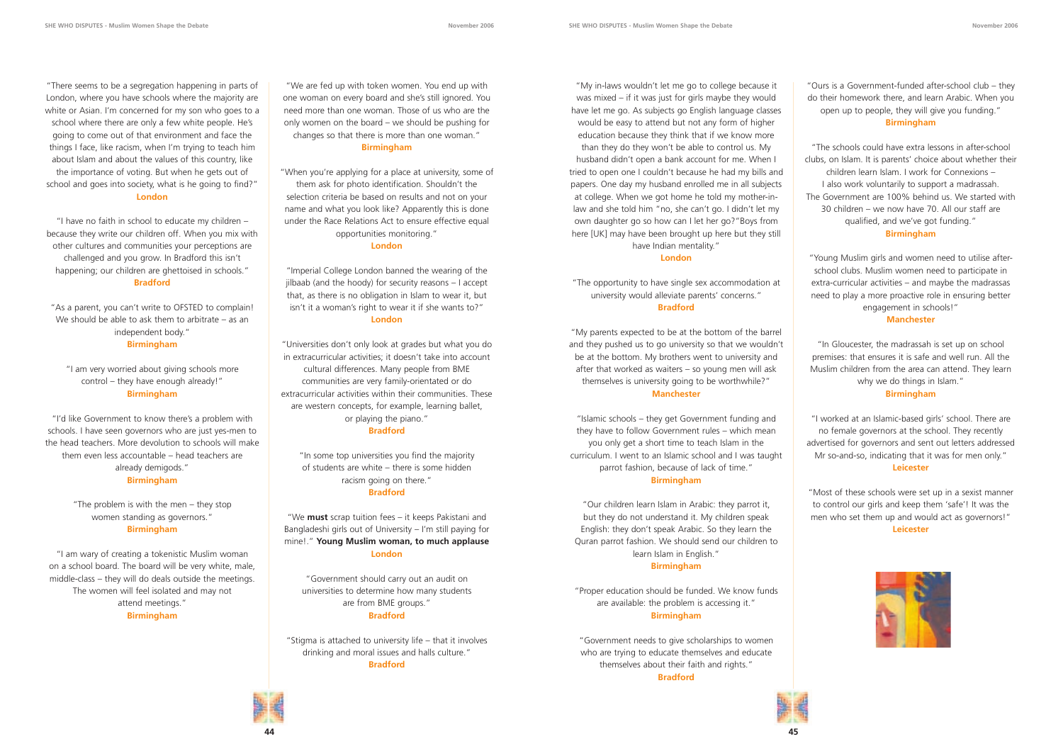"There seems to be a segregation happening in parts of London, where you have schools where the majority are white or Asian. I'm concerned for my son who goes to a school where there are only a few white people. He's going to come out of that environment and face the things I face, like racism, when I'm trying to teach him about Islam and about the values of this country, like the importance of voting. But when he gets out of school and goes into society, what is he going to find?"
**London**

"I have no faith in school to educate my children – because they write our children off. When you mix with other cultures and communities your perceptions are challenged and you grow. In Bradford this isn't happening; our children are ghettoised in schools."
**Bradford**

"As a parent, you can't write to OFSTED to complain! We should be able to ask them to arbitrate – as an independent body."
**Birmingham**

"I am very worried about giving schools more control – they have enough already!"
**Birmingham**

"I'd like Government to know there's a problem with schools. I have seen governors who are just yes-men to the head teachers. More devolution to schools will make them even less accountable – head teachers are already demigods."
**Birmingham**

"The problem is with the men – they stop women standing as governors."
**Birmingham**

"I am wary of creating a tokenistic Muslim woman on a school board. The board will be very white, male, middle-class – they will do deals outside the meetings. The women will feel isolated and may not attend meetings."
**Birmingham**

"We are fed up with token women. You end up with one woman on every board and she's still ignored. You need more than one woman. Those of us who are the only women on the board – we should be pushing for changes so that there is more than one woman."
**Birmingham**

"When you're applying for a place at university, some of them ask for photo identification. Shouldn't the selection criteria be based on results and not on your name and what you look like? Apparently this is done under the Race Relations Act to ensure effective equal opportunities monitoring."
**London**

"Imperial College London banned the wearing of the jilbaab (and the hoody) for security reasons – I accept that, as there is no obligation in Islam to wear it, but isn't it a woman's right to wear it if she wants to?"
**London**

"Universities don't only look at grades but what you do in extracurricular activities; it doesn't take into account cultural differences. Many people from BME communities are very family-orientated or do extracurricular activities within their communities. These are western concepts, for example, learning ballet, or playing the piano."
**Bradford**

"In some top universities you find the majority of students are white – there is some hidden racism going on there."
**Bradford**

"We **must** scrap tuition fees – it keeps Pakistani and Bangladeshi girls out of University – I'm still paying for mine!." **Young Muslim woman, to much applause**
**London**

"Government should carry out an audit on universities to determine how many students are from BME groups."
**Bradford**

"Stigma is attached to university life – that it involves drinking and moral issues and halls culture."
**Bradford**

"My in-laws wouldn't let me go to college because it was mixed – if it was just for girls maybe they would have let me go. As subjects go English language classes would be easy to attend but not any form of higher education because they think that if we know more than they do they won't be able to control us. My husband didn't open a bank account for me. When I tried to open one I couldn't because he had my bills and papers. One day my husband enrolled me in all subjects at college. When we got home he told my mother-in-law and she told him "no, she can't go. I didn't let my own daughter go so how can I let her go?"Boys from here [UK] may have been brought up here but they still have Indian mentality."
**London**

"The opportunity to have single sex accommodation at university would alleviate parents' concerns."
**Bradford**

"My parents expected to be at the bottom of the barrel and they pushed us to go university so that we wouldn't be at the bottom. My brothers went to university and after that worked as waiters – so young men will ask themselves is university going to be worthwhile?"
**Manchester**

"Islamic schools – they get Government funding and they have to follow Government rules – which mean you only get a short time to teach Islam in the curriculum. I went to an Islamic school and I was taught parrot fashion, because of lack of time."
**Birmingham**

"Our children learn Islam in Arabic: they parrot it, but they do not understand it. My children speak English: they don't speak Arabic. So they learn the Quran parrot fashion. We should send our children to learn Islam in English."
**Birmingham**

"Proper education should be funded. We know funds are available: the problem is accessing it."
**Birmingham**

"Government needs to give scholarships to women who are trying to educate themselves and educate themselves about their faith and rights."
**Bradford**

"Ours is a Government-funded after-school club – they do their homework there, and learn Arabic. When you open up to people, they will give you funding."
**Birmingham**

"The schools could have extra lessons in after-school clubs, on Islam. It is parents' choice about whether their children learn Islam. I work for Connexions – I also work voluntarily to support a madrassah. The Government are 100% behind us. We started with 30 children – we now have 70. All our staff are qualified, and we've got funding."
**Birmingham**

"Young Muslim girls and women need to utilise after-school clubs. Muslim women need to participate in extra-curricular activities – and maybe the madrassas need to play a more proactive role in ensuring better engagement in schools!"
**Manchester**

"In Gloucester, the madrassah is set up on school premises: that ensures it is safe and well run. All the Muslim children from the area can attend. They learn why we do things in Islam."
**Birmingham**

"I worked at an Islamic-based girls' school. There are no female governors at the school. They recently advertised for governors and sent out letters addressed Mr so-and-so, indicating that it was for men only."
**Leicester**

"Most of these schools were set up in a sexist manner to control our girls and keep them 'safe'! It was the men who set them up and would act as governors!"
**Leicester**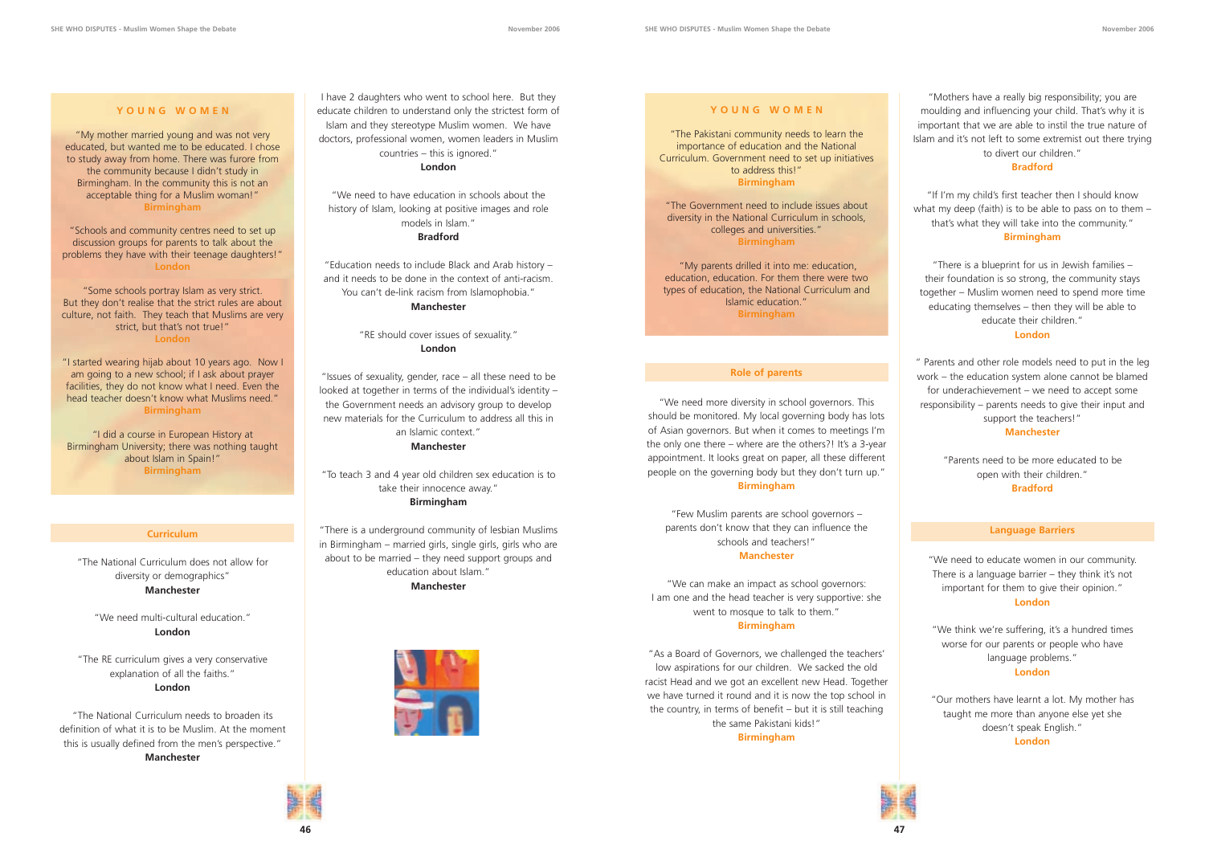## YOUNG WOMEN

"My mother married young and was not very educated, but wanted me to be educated. I chose to study away from home. There was furore from the community because I didn't study in Birmingham. In the community this is not an acceptable thing for a Muslim woman!"
**Birmingham**

"Schools and community centres need to set up discussion groups for parents to talk about the problems they have with their teenage daughters!"
**London**

"Some schools portray Islam as very strict. But they don't realise that the strict rules are about culture, not faith. They teach that Muslims are very strict, but that's not true!"
**London**

"I started wearing hijab about 10 years ago. Now I am going to a new school; if I ask about prayer facilities, they do not know what I need. Even the head teacher doesn't know what Muslims need."
**Birmingham**

"I did a course in European History at Birmingham University; there was nothing taught about Islam in Spain!"
**Birmingham**

### Curriculum

"The National Curriculum does not allow for diversity or demographics"
**Manchester**

"We need multi-cultural education."
**London**

"The RE curriculum gives a very conservative explanation of all the faiths."
**London**

"The National Curriculum needs to broaden its definition of what it is to be Muslim. At the moment this is usually defined from the men's perspective."
**Manchester**

I have 2 daughters who went to school here. But they educate children to understand only the strictest form of Islam and they stereotype Muslim women. We have doctors, professional women, women leaders in Muslim countries – this is ignored."
**London**

"We need to have education in schools about the history of Islam, looking at positive images and role models in Islam."
**Bradford**

"Education needs to include Black and Arab history – and it needs to be done in the context of anti-racism. You can't de-link racism from Islamophobia."
**Manchester**

"RE should cover issues of sexuality."
**London**

"Issues of sexuality, gender, race – all these need to be looked at together in terms of the individual's identity – the Government needs an advisory group to develop new materials for the Curriculum to address all this in an Islamic context."
**Manchester**

"To teach 3 and 4 year old children sex education is to take their innocence away."
**Birmingham**

"There is a underground community of lesbian Muslims in Birmingham – married girls, single girls, girls who are about to be married – they need support groups and education about Islam."
**Manchester**

## YOUNG WOMEN

"The Pakistani community needs to learn the importance of education and the National Curriculum. Government need to set up initiatives to address this!"
**Birmingham**

"The Government need to include issues about diversity in the National Curriculum in schools, colleges and universities."
**Birmingham**

"My parents drilled it into me: education, education, education. For them there were two types of education, the National Curriculum and Islamic education."
**Birmingham**

### Role of parents

"We need more diversity in school governors. This should be monitored. My local governing body has lots of Asian governors. But when it comes to meetings I'm the only one there – where are the others?! It's a 3-year appointment. It looks great on paper, all these different people on the governing body but they don't turn up."
**Birmingham**

"Few Muslim parents are school governors – parents don't know that they can influence the schools and teachers!"
**Manchester**

"We can make an impact as school governors: I am one and the head teacher is very supportive: she went to mosque to talk to them."
**Birmingham**

"As a Board of Governors, we challenged the teachers' low aspirations for our children. We sacked the old racist Head and we got an excellent new Head. Together we have turned it round and it is now the top school in the country, in terms of benefit – but it is still teaching the same Pakistani kids!"
**Birmingham**

"Mothers have a really big responsibility; you are moulding and influencing your child. That's why it is important that we are able to instil the true nature of Islam and it's not left to some extremist out there trying to divert our children."
**Bradford**

"If I'm my child's first teacher then I should know what my deep (faith) is to be able to pass on to them – that's what they will take into the community."
**Birmingham**

"There is a blueprint for us in Jewish families – their foundation is so strong, the community stays together – Muslim women need to spend more time educating themselves – then they will be able to educate their children."
**London**

" Parents and other role models need to put in the leg work – the education system alone cannot be blamed for underachievement – we need to accept some responsibility – parents needs to give their input and support the teachers!"
**Manchester**

"Parents need to be more educated to be open with their children."
**Bradford**

### Language Barriers

"We need to educate women in our community. There is a language barrier – they think it's not important for them to give their opinion."
**London**

"We think we're suffering, it's a hundred times worse for our parents or people who have language problems."
**London**

"Our mothers have learnt a lot. My mother has taught me more than anyone else yet she doesn't speak English."
**London**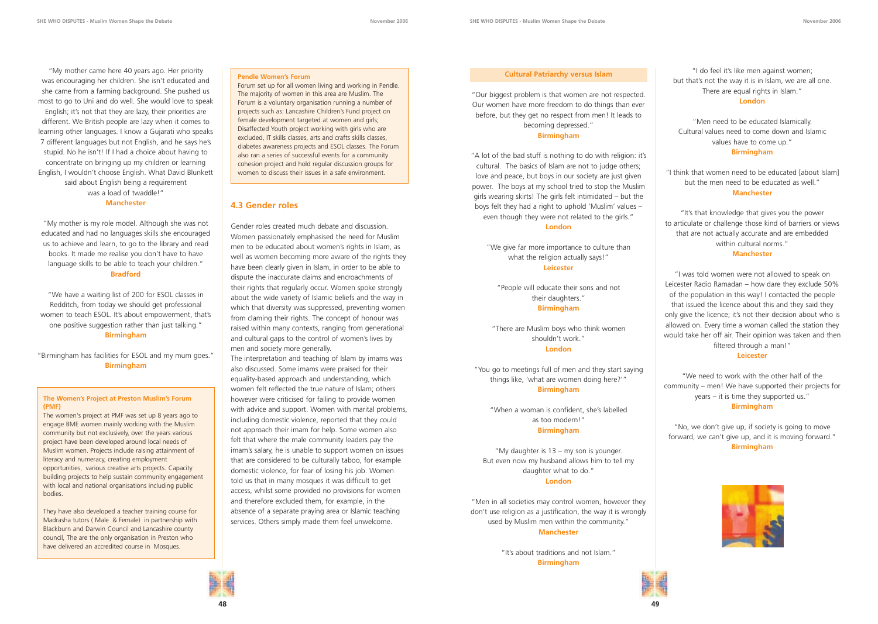"My mother came here 40 years ago. Her priority was encouraging her children. She isn't educated and she came from a farming background. She pushed us most to go to Uni and do well. She would love to speak English; it's not that they are lazy, their priorities are different. We British people are lazy when it comes to learning other languages. I know a Gujarati who speaks 7 different languages but not English, and he says he's stupid. No he isn't! If I had a choice about having to concentrate on bringing up my children or learning English, I wouldn't choose English. What David Blunkett said about English being a requirement was a load of twaddle!"
**Manchester**

"My mother is my role model. Although she was not educated and had no languages skills she encouraged us to achieve and learn, to go to the library and read books. It made me realise you don't have to have language skills to be able to teach your children."
**Bradford**

"We have a waiting list of 200 for ESOL classes in Redditch, from today we should get professional women to teach ESOL. It's about empowerment, that's one positive suggestion rather than just talking."
**Birmingham**

"Birmingham has facilities for ESOL and my mum goes."
**Birmingham**

**The Women's Project at Preston Muslim's Forum (PMF)**

The women's project at PMF was set up 8 years ago to engage BME women mainly working with the Muslim community but not exclusively, over the years various project have been developed around local needs of Muslim women. Projects include raising attainment of literacy and numeracy, creating employment opportunities, various creative arts projects. Capacity building projects to help sustain community engagement with local and national organisations including public bodies.

They have also developed a teacher training course for Madrasha tutors ( Male & Female) in partnership with Blackburn and Darwin Council and Lancashire county council, The are the only organisation in Preston who have delivered an accredited course in Mosques.

**Pendle Women's Forum**

Forum set up for all women living and working in Pendle. The majority of women in this area are Muslim. The Forum is a voluntary organisation running a number of projects such as: Lancashire Children's Fund project on female development targeted at women and girls; Disaffected Youth project working with girls who are excluded, IT skills classes, arts and crafts skills classes, diabetes awareness projects and ESOL classes. The Forum also ran a series of successful events for a community cohesion project and hold regular discussion groups for women to discuss their issues in a safe environment.

## 4.3 Gender roles

Gender roles created much debate and discussion. Women passionately emphasised the need for Muslim men to be educated about women's rights in Islam, as well as women becoming more aware of the rights they have been clearly given in Islam, in order to be able to dispute the inaccurate claims and encroachments of their rights that regularly occur. Women spoke strongly about the wide variety of Islamic beliefs and the way in which that diversity was suppressed, preventing women from claming their rights. The concept of honour was raised within many contexts, ranging from generational and cultural gaps to the control of women's lives by men and society more generally.
The interpretation and teaching of Islam by imams was also discussed. Some imams were praised for their equality-based approach and understanding, which women felt reflected the true nature of Islam; others however were criticised for failing to provide women with advice and support. Women with marital problems, including domestic violence, reported that they could not approach their imam for help. Some women also felt that where the male community leaders pay the imam's salary, he is unable to support women on issues that are considered to be culturally taboo, for example domestic violence, for fear of losing his job. Women told us that in many mosques it was difficult to get access, whilst some provided no provisions for women and therefore excluded them, for example, in the absence of a separate praying area or Islamic teaching services. Others simply made them feel unwelcome.

**Cultural Patriarchy versus Islam**

"Our biggest problem is that women are not respected. Our women have more freedom to do things than ever before, but they get no respect from men! It leads to becoming depressed."
**Birmingham**

"A lot of the bad stuff is nothing to do with religion: it's cultural. The basics of Islam are not to judge others; love and peace, but boys in our society are just given power. The boys at my school tried to stop the Muslim girls wearing skirts! The girls felt intimidated – but the boys felt they had a right to uphold 'Muslim' values – even though they were not related to the girls."
**London**

"We give far more importance to culture than what the religion actually says!"
**Leicester**

"People will educate their sons and not their daughters."
**Birmingham**

"There are Muslim boys who think women shouldn't work."
**London**

"You go to meetings full of men and they start saying things like, 'what are women doing here?'"
**Birmingham**

"When a woman is confident, she's labelled as too modern!"
**Birmingham**

"My daughter is 13 – my son is younger. But even now my husband allows him to tell my daughter what to do."
**London**

"Men in all societies may control women, however they don't use religion as a justification, the way it is wrongly used by Muslim men within the community."
**Manchester**

"It's about traditions and not Islam."
**Birmingham**

"I do feel it's like men against women; but that's not the way it is in Islam, we are all one. There are equal rights in Islam."
**London**

"Men need to be educated Islamically. Cultural values need to come down and Islamic values have to come up."
**Birmingham**

"I think that women need to be educated [about Islam] but the men need to be educated as well."
**Manchester**

"It's that knowledge that gives you the power to articulate or challenge those kind of barriers or views that are not actually accurate and are embedded within cultural norms."
**Manchester**

"I was told women were not allowed to speak on Leicester Radio Ramadan – how dare they exclude 50% of the population in this way! I contacted the people that issued the licence about this and they said they only give the licence; it's not their decision about who is allowed on. Every time a woman called the station they would take her off air. Their opinion was taken and then filtered through a man!"
**Leicester**

"We need to work with the other half of the community – men! We have supported their projects for years – it is time they supported us."
**Birmingham**

"No, we don't give up, if society is going to move forward, we can't give up, and it is moving forward."
**Birmingham**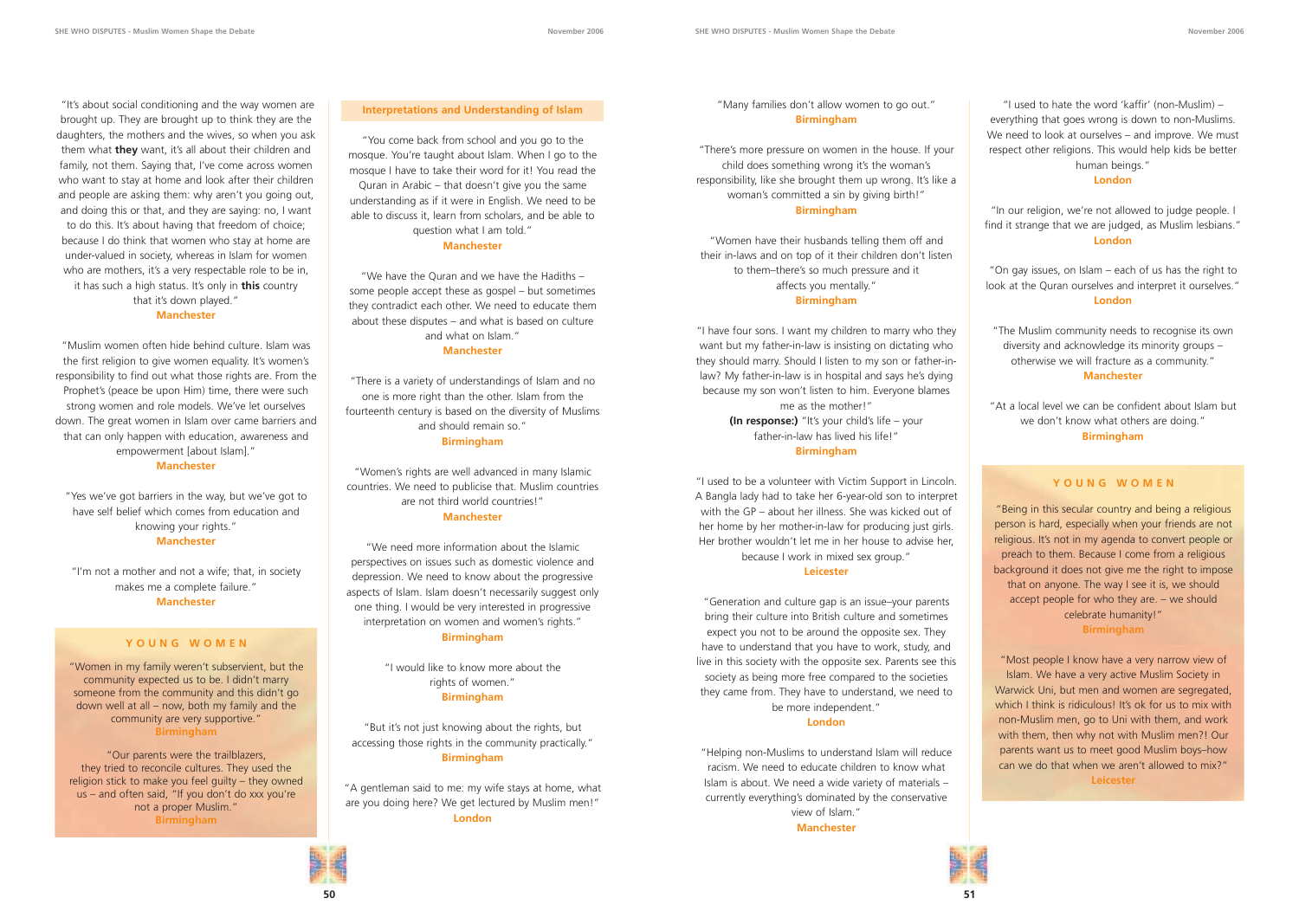"It's about social conditioning and the way women are brought up. They are brought up to think they are the daughters, the mothers and the wives, so when you ask them what **they** want, it's all about their children and family, not them. Saying that, I've come across women who want to stay at home and look after their children and people are asking them: why aren't you going out, and doing this or that, and they are saying: no, I want to do this. It's about having that freedom of choice; because I do think that women who stay at home are under-valued in society, whereas in Islam for women who are mothers, it's a very respectable role to be in, it has such a high status. It's only in **this** country that it's down played."
**Manchester**

"Muslim women often hide behind culture. Islam was the first religion to give women equality. It's women's responsibility to find out what those rights are. From the Prophet's (peace be upon Him) time, there were such strong women and role models. We've let ourselves down. The great women in Islam over came barriers and that can only happen with education, awareness and empowerment [about Islam]."
**Manchester**

"Yes we've got barriers in the way, but we've got to have self belief which comes from education and knowing your rights."
**Manchester**

"I'm not a mother and not a wife; that, in society makes me a complete failure."
**Manchester**

### YOUNG WOMEN

"Women in my family weren't subservient, but the community expected us to be. I didn't marry someone from the community and this didn't go down well at all – now, both my family and the community are very supportive."
**Birmingham**

"Our parents were the trailblazers, they tried to reconcile cultures. They used the religion stick to make you feel guilty – they owned us – and often said, "If you don't do xxx you're not a proper Muslim."
**Birmingham**

## Interpretations and Understanding of Islam

"You come back from school and you go to the mosque. You're taught about Islam. When I go to the mosque I have to take their word for it! You read the Quran in Arabic – that doesn't give you the same understanding as if it were in English. We need to be able to discuss it, learn from scholars, and be able to question what I am told."
**Manchester**

"We have the Quran and we have the Hadiths – some people accept these as gospel – but sometimes they contradict each other. We need to educate them about these disputes – and what is based on culture and what on Islam."
**Manchester**

"There is a variety of understandings of Islam and no one is more right than the other. Islam from the fourteenth century is based on the diversity of Muslims and should remain so."
**Birmingham**

"Women's rights are well advanced in many Islamic countries. We need to publicise that. Muslim countries are not third world countries!"
**Manchester**

"We need more information about the Islamic perspectives on issues such as domestic violence and depression. We need to know about the progressive aspects of Islam. Islam doesn't necessarily suggest only one thing. I would be very interested in progressive interpretation on women and women's rights."
**Birmingham**

"I would like to know more about the rights of women."
**Birmingham**

"But it's not just knowing about the rights, but accessing those rights in the community practically."
**Birmingham**

"A gentleman said to me: my wife stays at home, what are you doing here? We get lectured by Muslim men!"
**London**

"Many families don't allow women to go out."
**Birmingham**

"There's more pressure on women in the house. If your child does something wrong it's the woman's responsibility, like she brought them up wrong. It's like a woman's committed a sin by giving birth!"
**Birmingham**

"Women have their husbands telling them off and their in-laws and on top of it their children don't listen to them–there's so much pressure and it affects you mentally."
**Birmingham**

"I have four sons. I want my children to marry who they want but my father-in-law is insisting on dictating who they should marry. Should I listen to my son or father-in-law? My father-in-law is in hospital and says he's dying because my son won't listen to him. Everyone blames me as the mother!"
**(In response:)** "It's your child's life – your father-in-law has lived his life!"
**Birmingham**

"I used to be a volunteer with Victim Support in Lincoln. A Bangla lady had to take her 6-year-old son to interpret with the GP – about her illness. She was kicked out of her home by her mother-in-law for producing just girls. Her brother wouldn't let me in her house to advise her, because I work in mixed sex group."
**Leicester**

"Generation and culture gap is an issue–your parents bring their culture into British culture and sometimes expect you not to be around the opposite sex. They have to understand that you have to work, study, and live in this society with the opposite sex. Parents see this society as being more free compared to the societies they came from. They have to understand, we need to be more independent."
**London**

"Helping non-Muslims to understand Islam will reduce racism. We need to educate children to know what Islam is about. We need a wide variety of materials – currently everything's dominated by the conservative view of Islam."
**Manchester**

"I used to hate the word 'kaffir' (non-Muslim) – everything that goes wrong is down to non-Muslims. We need to look at ourselves – and improve. We must respect other religions. This would help kids be better human beings."
**London**

"In our religion, we're not allowed to judge people. I find it strange that we are judged, as Muslim lesbians."
**London**

"On gay issues, on Islam – each of us has the right to look at the Quran ourselves and interpret it ourselves."
**London**

"The Muslim community needs to recognise its own diversity and acknowledge its minority groups – otherwise we will fracture as a community."
**Manchester**

"At a local level we can be confident about Islam but we don't know what others are doing."
**Birmingham**

### YOUNG WOMEN

"Being in this secular country and being a religious person is hard, especially when your friends are not religious. It's not in my agenda to convert people or preach to them. Because I come from a religious background it does not give me the right to impose that on anyone. The way I see it is, we should accept people for who they are. – we should celebrate humanity!"
**Birmingham**

"Most people I know have a very narrow view of Islam. We have a very active Muslim Society in Warwick Uni, but men and women are segregated, which I think is ridiculous! It's ok for us to mix with non-Muslim men, go to Uni with them, and work with them, then why not with Muslim men?! Our parents want us to meet good Muslim boys–how can we do that when we aren't allowed to mix?"
**Leicester**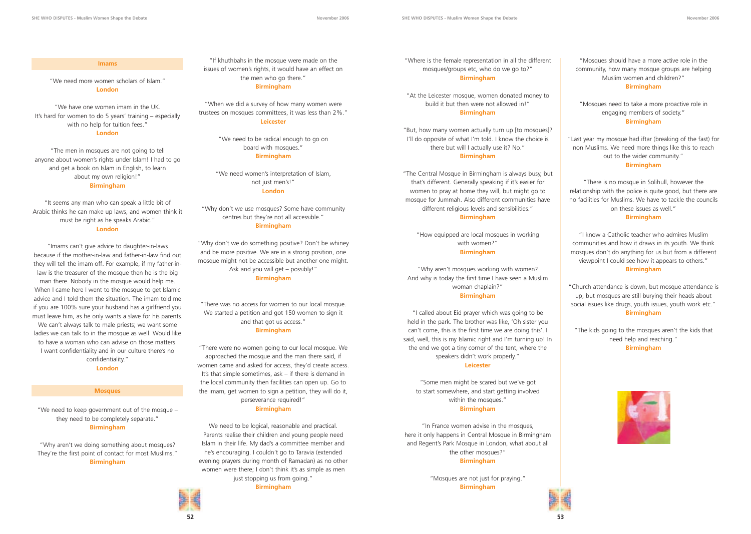## Imams

"We need more women scholars of Islam."
**London**

"We have one women imam in the UK. It's hard for women to do 5 years' training – especially with no help for tuition fees."
**London**

"The men in mosques are not going to tell anyone about women's rights under Islam! I had to go and get a book on Islam in English, to learn about my own religion!"
**Birmingham**

"It seems any man who can speak a little bit of Arabic thinks he can make up laws, and women think it must be right as he speaks Arabic."
**London**

"Imams can't give advice to daughter-in-laws because if the mother-in-law and father-in-law find out they will tell the imam off. For example, if my father-in-law is the treasurer of the mosque then he is the big man there. Nobody in the mosque would help me. When I came here I went to the mosque to get Islamic advice and I told them the situation. The imam told me if you are 100% sure your husband has a girlfriend you must leave him, as he only wants a slave for his parents. We can't always talk to male priests; we want some ladies we can talk to in the mosque as well. Would like to have a woman who can advise on those matters. I want confidentiality and in our culture there's no confidentiality."
**London**

## Mosques

"We need to keep government out of the mosque – they need to be completely separate."
**Birmingham**

"Why aren't we doing something about mosques? They're the first point of contact for most Muslims."
**Birmingham**

"If khuthbahs in the mosque were made on the issues of women's rights, it would have an effect on the men who go there."
**Birmingham**

"When we did a survey of how many women were trustees on mosques committees, it was less than 2%."
**Leicester**

"We need to be radical enough to go on board with mosques."
**Birmingham**

"We need women's interpretation of Islam, not just men's!"
**London**

"Why don't we use mosques? Some have community centres but they're not all accessible."
**Birmingham**

"Why don't we do something positive? Don't be whiney and be more positive. We are in a strong position, one mosque might not be accessible but another one might. Ask and you will get – possibly!"
**Birmingham**

"There was no access for women to our local mosque. We started a petition and got 150 women to sign it and that got us access."
**Birmingham**

"There were no women going to our local mosque. We approached the mosque and the man there said, if women came and asked for access, they'd create access. It's that simple sometimes, ask – if there is demand in the local community then facilities can open up. Go to the imam, get women to sign a petition, they will do it, perseverance required!"
**Birmingham**

We need to be logical, reasonable and practical. Parents realise their children and young people need Islam in their life. My dad's a committee member and he's encouraging. I couldn't go to Taravia (extended evening prayers during month of Ramadan) as no other women were there; I don't think it's as simple as men just stopping us from going."
**Birmingham**

"Where is the female representation in all the different mosques/groups etc, who do we go to?"
**Birmingham**

"At the Leicester mosque, women donated money to build it but then were not allowed in!"
**Birmingham**

"But, how many women actually turn up [to mosques]? I'll do opposite of what I'm told. I know the choice is there but will I actually use it? No."
**Birmingham**

"The Central Mosque in Birmingham is always busy, but that's different. Generally speaking if it's easier for women to pray at home they will, but might go to mosque for Jummah. Also different communities have different religious levels and sensibilities."
**Birmingham**

"How equipped are local mosques in working with women?"
**Birmingham**

"Why aren't mosques working with women? And why is today the first time I have seen a Muslim woman chaplain?"
**Birmingham**

"I called about Eid prayer which was going to be held in the park. The brother was like, 'Oh sister you can't come, this is the first time we are doing this'. I said, well, this is my Islamic right and I'm turning up! In the end we got a tiny corner of the tent, where the speakers didn't work properly."
**Leicester**

"Some men might be scared but we've got to start somewhere, and start getting involved within the mosques."
**Birmingham**

"In France women advise in the mosques, here it only happens in Central Mosque in Birmingham and Regent's Park Mosque in London, what about all the other mosques?"
**Birmingham**

"Mosques are not just for praying."
**Birmingham**

"Mosques should have a more active role in the community, how many mosque groups are helping Muslim women and children?"
**Birmingham**

"Mosques need to take a more proactive role in engaging members of society."
**Birmingham**

"Last year my mosque had iftar (breaking of the fast) for non Muslims. We need more things like this to reach out to the wider community."
**Birmingham**

"There is no mosque in Solihull, however the relationship with the police is quite good, but there are no facilities for Muslims. We have to tackle the councils on these issues as well."
**Birmingham**

"I know a Catholic teacher who admires Muslim communities and how it draws in its youth. We think mosques don't do anything for us but from a different viewpoint I could see how it appears to others."
**Birmingham**

"Church attendance is down, but mosque attendance is up, but mosques are still burying their heads about social issues like drugs, youth issues, youth work etc."
**Birmingham**

"The kids going to the mosques aren't the kids that need help and reaching."
**Birmingham**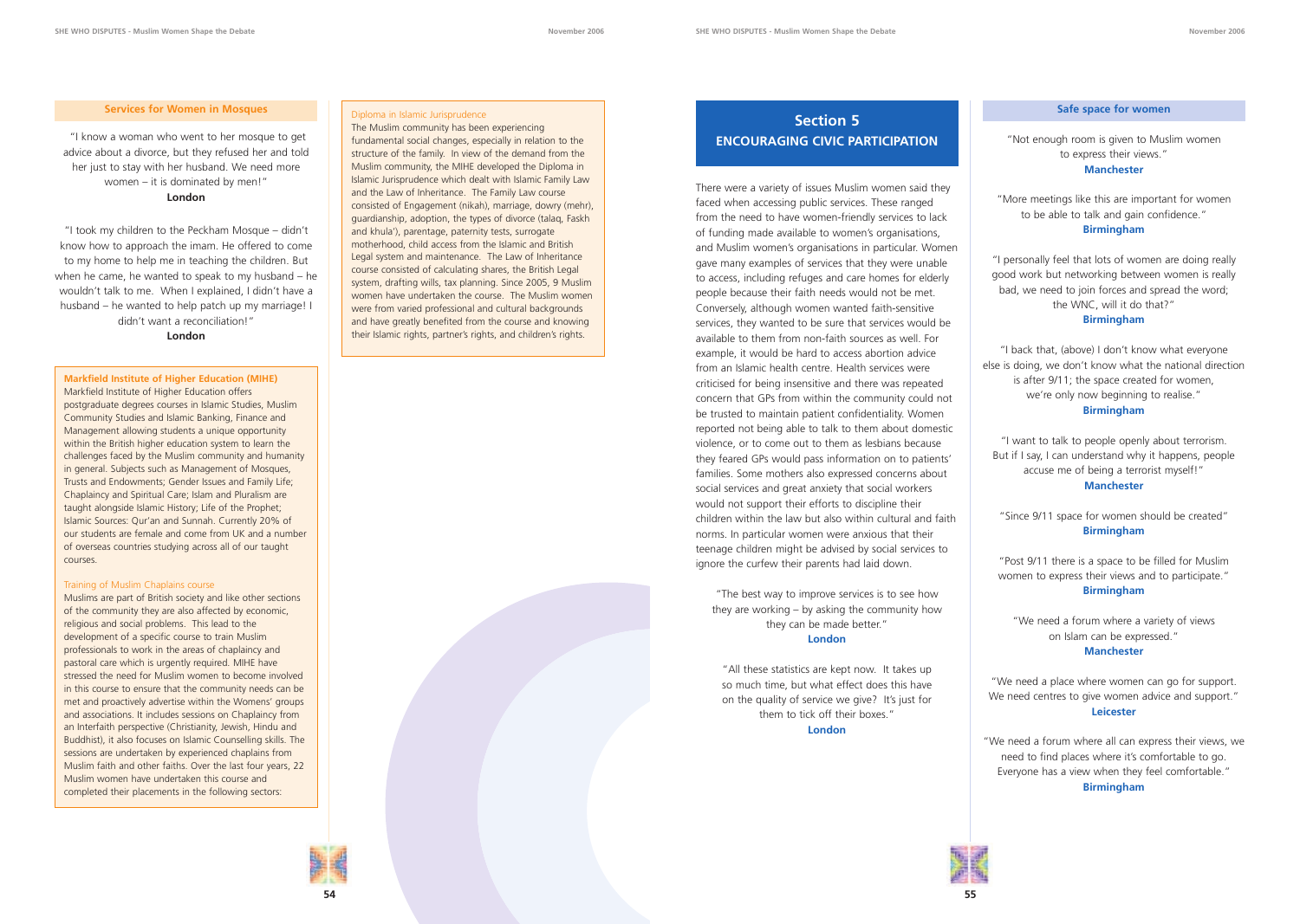### Services for Women in Mosques

"I know a woman who went to her mosque to get advice about a divorce, but they refused her and told her just to stay with her husband. We need more women – it is dominated by men!"
**London**

"I took my children to the Peckham Mosque – didn't know how to approach the imam. He offered to come to my home to help me in teaching the children. But when he came, he wanted to speak to my husband – he wouldn't talk to me. When I explained, I didn't have a husband – he wanted to help patch up my marriage! I didn't want a reconciliation!"
**London**

**Markfield Institute of Higher Education (MIHE)**

Markfield Institute of Higher Education offers postgraduate degrees courses in Islamic Studies, Muslim Community Studies and Islamic Banking, Finance and Management allowing students a unique opportunity within the British higher education system to learn the challenges faced by the Muslim community and humanity in general. Subjects such as Management of Mosques, Trusts and Endowments; Gender Issues and Family Life; Chaplaincy and Spiritual Care; Islam and Pluralism are taught alongside Islamic History; Life of the Prophet; Islamic Sources: Qur'an and Sunnah. Currently 20% of our students are female and come from UK and a number of overseas countries studying across all of our taught courses.

Training of Muslim Chaplains course

Muslims are part of British society and like other sections of the community they are also affected by economic, religious and social problems. This lead to the development of a specific course to train Muslim professionals to work in the areas of chaplaincy and pastoral care which is urgently required. MIHE have stressed the need for Muslim women to become involved in this course to ensure that the community needs can be met and proactively advertise within the Womens' groups and associations. It includes sessions on Chaplaincy from an Interfaith perspective (Christianity, Jewish, Hindu and Buddhist), it also focuses on Islamic Counselling skills. The sessions are undertaken by experienced chaplains from Muslim faith and other faiths. Over the last four years, 22 Muslim women have undertaken this course and completed their placements in the following sectors:

Diploma in Islamic Jurisprudence

The Muslim community has been experiencing fundamental social changes, especially in relation to the structure of the family. In view of the demand from the Muslim community, the MIHE developed the Diploma in Islamic Jurisprudence which dealt with Islamic Family Law and the Law of Inheritance. The Family Law course consisted of Engagement (nikah), marriage, dowry (mehr), guardianship, adoption, the types of divorce (talaq, Faskh and khula'), parentage, paternity tests, surrogate motherhood, child access from the Islamic and British Legal system and maintenance. The Law of Inheritance course consisted of calculating shares, the British Legal system, drafting wills, tax planning. Since 2005, 9 Muslim women have undertaken the course. The Muslim women were from varied professional and cultural backgrounds and have greatly benefited from the course and knowing their Islamic rights, partner's rights, and children's rights.

# Section 5
## ENCOURAGING CIVIC PARTICIPATION

There were a variety of issues Muslim women said they faced when accessing public services. These ranged from the need to have women-friendly services to lack of funding made available to women's organisations, and Muslim women's organisations in particular. Women gave many examples of services that they were unable to access, including refuges and care homes for elderly people because their faith needs would not be met. Conversely, although women wanted faith-sensitive services, they wanted to be sure that services would be available to them from non-faith sources as well. For example, it would be hard to access abortion advice from an Islamic health centre. Health services were criticised for being insensitive and there was repeated concern that GPs from within the community could not be trusted to maintain patient confidentiality. Women reported not being able to talk to them about domestic violence, or to come out to them as lesbians because they feared GPs would pass information on to patients' families. Some mothers also expressed concerns about social services and great anxiety that social workers would not support their efforts to discipline their children within the law but also within cultural and faith norms. In particular women were anxious that their teenage children might be advised by social services to ignore the curfew their parents had laid down.

"The best way to improve services is to see how they are working – by asking the community how they can be made better."
**London**

"All these statistics are kept now. It takes up so much time, but what effect does this have on the quality of service we give? It's just for them to tick off their boxes."
**London**

### Safe space for women

"Not enough room is given to Muslim women to express their views."
**Manchester**

"More meetings like this are important for women to be able to talk and gain confidence."
**Birmingham**

"I personally feel that lots of women are doing really good work but networking between women is really bad, we need to join forces and spread the word; the WNC, will it do that?"
**Birmingham**

"I back that, (above) I don't know what everyone else is doing, we don't know what the national direction is after 9/11; the space created for women, we're only now beginning to realise."
**Birmingham**

"I want to talk to people openly about terrorism. But if I say, I can understand why it happens, people accuse me of being a terrorist myself!"
**Manchester**

"Since 9/11 space for women should be created"
**Birmingham**

"Post 9/11 there is a space to be filled for Muslim women to express their views and to participate."
**Birmingham**

"We need a forum where a variety of views on Islam can be expressed."
**Manchester**

"We need a place where women can go for support. We need centres to give women advice and support."
**Leicester**

"We need a forum where all can express their views, we need to find places where it's comfortable to go. Everyone has a view when they feel comfortable."
**Birmingham**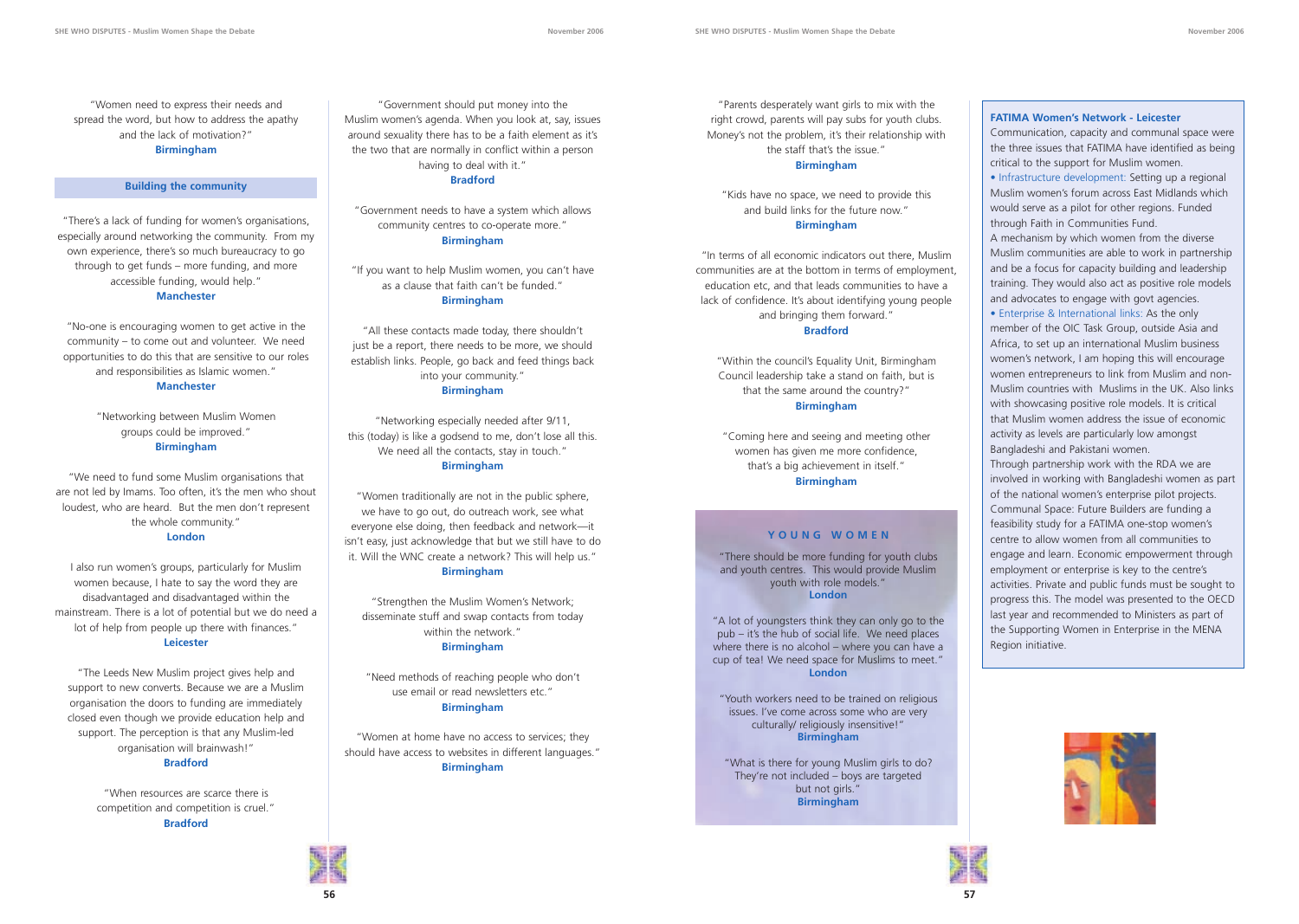"Women need to express their needs and spread the word, but how to address the apathy and the lack of motivation?"
**Birmingham**

### Building the community

"There's a lack of funding for women's organisations, especially around networking the community. From my own experience, there's so much bureaucracy to go through to get funds – more funding, and more accessible funding, would help."
**Manchester**

"No-one is encouraging women to get active in the community – to come out and volunteer. We need opportunities to do this that are sensitive to our roles and responsibilities as Islamic women."
**Manchester**

"Networking between Muslim Women groups could be improved."
**Birmingham**

"We need to fund some Muslim organisations that are not led by Imams. Too often, it's the men who shout loudest, who are heard. But the men don't represent the whole community."
**London**

I also run women's groups, particularly for Muslim women because, I hate to say the word they are disadvantaged and disadvantaged within the mainstream. There is a lot of potential but we do need a lot of help from people up there with finances."
**Leicester**

"The Leeds New Muslim project gives help and support to new converts. Because we are a Muslim organisation the doors to funding are immediately closed even though we provide education help and support. The perception is that any Muslim-led organisation will brainwash!"
**Bradford**

"When resources are scarce there is competition and competition is cruel."
**Bradford**

"Government should put money into the Muslim women's agenda. When you look at, say, issues around sexuality there has to be a faith element as it's the two that are normally in conflict within a person having to deal with it."
**Bradford**

"Government needs to have a system which allows community centres to co-operate more."
**Birmingham**

"If you want to help Muslim women, you can't have as a clause that faith can't be funded."
**Birmingham**

"All these contacts made today, there shouldn't just be a report, there needs to be more, we should establish links. People, go back and feed things back into your community."
**Birmingham**

"Networking especially needed after 9/11, this (today) is like a godsend to me, don't lose all this. We need all the contacts, stay in touch."
**Birmingham**

"Women traditionally are not in the public sphere, we have to go out, do outreach work, see what everyone else doing, then feedback and network—it isn't easy, just acknowledge that but we still have to do it. Will the WNC create a network? This will help us."
**Birmingham**

"Strengthen the Muslim Women's Network; disseminate stuff and swap contacts from today within the network."
**Birmingham**

"Need methods of reaching people who don't use email or read newsletters etc."
**Birmingham**

"Women at home have no access to services; they should have access to websites in different languages."
**Birmingham**

"Parents desperately want girls to mix with the right crowd, parents will pay subs for youth clubs. Money's not the problem, it's their relationship with the staff that's the issue."
**Birmingham**

"Kids have no space, we need to provide this and build links for the future now."
**Birmingham**

"In terms of all economic indicators out there, Muslim communities are at the bottom in terms of employment, education etc, and that leads communities to have a lack of confidence. It's about identifying young people and bringing them forward."
**Bradford**

"Within the council's Equality Unit, Birmingham Council leadership take a stand on faith, but is that the same around the country?"
**Birmingham**

"Coming here and seeing and meeting other women has given me more confidence, that's a big achievement in itself."
**Birmingham**

### YOUNG WOMEN

"There should be more funding for youth clubs and youth centres. This would provide Muslim youth with role models."
**London**

"A lot of youngsters think they can only go to the pub – it's the hub of social life. We need places where there is no alcohol – where you can have a cup of tea! We need space for Muslims to meet."
**London**

"Youth workers need to be trained on religious issues. I've come across some who are very culturally/ religiously insensitive!"
**Birmingham**

"What is there for young Muslim girls to do? They're not included – boys are targeted but not girls."
**Birmingham**

**FATIMA Women's Network - Leicester**

Communication, capacity and communal space were the three issues that FATIMA have identified as being critical to the support for Muslim women.

- Infrastructure development: Setting up a regional Muslim women's forum across East Midlands which would serve as a pilot for other regions. Funded through Faith in Communities Fund.

A mechanism by which women from the diverse Muslim communities are able to work in partnership and be a focus for capacity building and leadership training. They would also act as positive role models and advocates to engage with govt agencies.

- Enterprise & International links: As the only member of the OIC Task Group, outside Asia and Africa, to set up an international Muslim business women's network, I am hoping this will encourage women entrepreneurs to link from Muslim and non-Muslim countries with Muslims in the UK. Also links with showcasing positive role models. It is critical that Muslim women address the issue of economic activity as levels are particularly low amongst Bangladeshi and Pakistani women.

Through partnership work with the RDA we are involved in working with Bangladeshi women as part of the national women's enterprise pilot projects. Communal Space: Future Builders are funding a feasibility study for a FATIMA one-stop women's centre to allow women from all communities to engage and learn. Economic empowerment through employment or enterprise is key to the centre's activities. Private and public funds must be sought to progress this. The model was presented to the OECD last year and recommended to Ministers as part of the Supporting Women in Enterprise in the MENA Region initiative.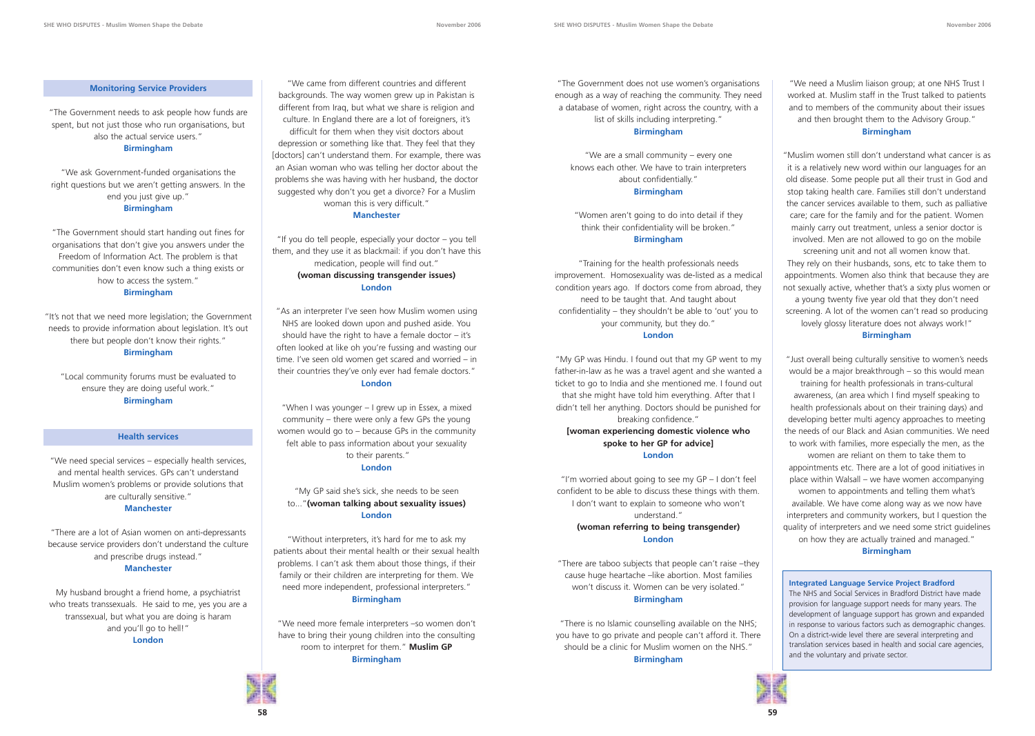## Monitoring Service Providers

"The Government needs to ask people how funds are spent, but not just those who run organisations, but also the actual service users."
**Birmingham**

"We ask Government-funded organisations the right questions but we aren't getting answers. In the end you just give up."
**Birmingham**

"The Government should start handing out fines for organisations that don't give you answers under the Freedom of Information Act. The problem is that communities don't even know such a thing exists or how to access the system."
**Birmingham**

"It's not that we need more legislation; the Government needs to provide information about legislation. It's out there but people don't know their rights."
**Birmingham**

"Local community forums must be evaluated to ensure they are doing useful work."
**Birmingham**

## Health services

"We need special services – especially health services, and mental health services. GPs can't understand Muslim women's problems or provide solutions that are culturally sensitive."
**Manchester**

"There are a lot of Asian women on anti-depressants because service providers don't understand the culture and prescribe drugs instead."
**Manchester**

My husband brought a friend home, a psychiatrist who treats transsexuals. He said to me, yes you are a transsexual, but what you are doing is haram and you'll go to hell!"
**London**

"We came from different countries and different backgrounds. The way women grew up in Pakistan is different from Iraq, but what we share is religion and culture. In England there are a lot of foreigners, it's difficult for them when they visit doctors about depression or something like that. They feel that they [doctors] can't understand them. For example, there was an Asian woman who was telling her doctor about the problems she was having with her husband, the doctor suggested why don't you get a divorce? For a Muslim woman this is very difficult."
**Manchester**

"If you do tell people, especially your doctor – you tell them, and they use it as blackmail: if you don't have this medication, people will find out."
**(woman discussing transgender issues)**
**London**

"As an interpreter I've seen how Muslim women using NHS are looked down upon and pushed aside. You should have the right to have a female doctor – it's often looked at like oh you're fussing and wasting our time. I've seen old women get scared and worried – in their countries they've only ever had female doctors."
**London**

"When I was younger – I grew up in Essex, a mixed community – there were only a few GPs the young women would go to – because GPs in the community felt able to pass information about your sexuality to their parents."
**London**

"My GP said she's sick, she needs to be seen to..."**(woman talking about sexuality issues)**
**London**

"Without interpreters, it's hard for me to ask my patients about their mental health or their sexual health problems. I can't ask them about those things, if their family or their children are interpreting for them. We need more independent, professional interpreters."
**Birmingham**

"We need more female interpreters –so women don't have to bring their young children into the consulting room to interpret for them." **Muslim GP**
**Birmingham**

"The Government does not use women's organisations enough as a way of reaching the community. They need a database of women, right across the country, with a list of skills including interpreting."
**Birmingham**

"We are a small community – every one knows each other. We have to train interpreters about confidentially."
**Birmingham**

"Women aren't going to do into detail if they think their confidentiality will be broken."
**Birmingham**

"Training for the health professionals needs improvement. Homosexuality was de-listed as a medical condition years ago. If doctors come from abroad, they need to be taught that. And taught about confidentiality – they shouldn't be able to 'out' you to your community, but they do."
**London**

"My GP was Hindu. I found out that my GP went to my father-in-law as he was a travel agent and she wanted a ticket to go to India and she mentioned me. I found out that she might have told him everything. After that I didn't tell her anything. Doctors should be punished for breaking confidence."
**[woman experiencing domestic violence who spoke to her GP for advice]**
**London**

"I'm worried about going to see my GP – I don't feel confident to be able to discuss these things with them. I don't want to explain to someone who won't understand."
**(woman referring to being transgender)**
**London**

"There are taboo subjects that people can't raise –they cause huge heartache –like abortion. Most families won't discuss it. Women can be very isolated."
**Birmingham**

"There is no Islamic counselling available on the NHS; you have to go private and people can't afford it. There should be a clinic for Muslim women on the NHS."
**Birmingham**

"We need a Muslim liaison group; at one NHS Trust I worked at. Muslim staff in the Trust talked to patients and to members of the community about their issues and then brought them to the Advisory Group."
**Birmingham**

"Muslim women still don't understand what cancer is as it is a relatively new word within our languages for an old disease. Some people put all their trust in God and stop taking health care. Families still don't understand the cancer services available to them, such as palliative care; care for the family and for the patient. Women mainly carry out treatment, unless a senior doctor is involved. Men are not allowed to go on the mobile screening unit and not all women know that. They rely on their husbands, sons, etc to take them to appointments. Women also think that because they are not sexually active, whether that's a sixty plus women or a young twenty five year old that they don't need screening. A lot of the women can't read so producing lovely glossy literature does not always work!"
**Birmingham**

"Just overall being culturally sensitive to women's needs would be a major breakthrough – so this would mean training for health professionals in trans-cultural awareness, (an area which I find myself speaking to health professionals about on their training days) and developing better multi agency approaches to meeting the needs of our Black and Asian communities. We need to work with families, more especially the men, as the women are reliant on them to take them to appointments etc. There are a lot of good initiatives in place within Walsall – we have women accompanying women to appointments and telling them what's available. We have come along way as we now have interpreters and community workers, but I question the quality of interpreters and we need some strict guidelines on how they are actually trained and managed."
**Birmingham**

**Integrated Language Service Project Bradford**
The NHS and Social Services in Bradford District have made provision for language support needs for many years. The development of language support has grown and expanded in response to various factors such as demographic changes. On a district-wide level there are several interpreting and translation services based in health and social care agencies, and the voluntary and private sector.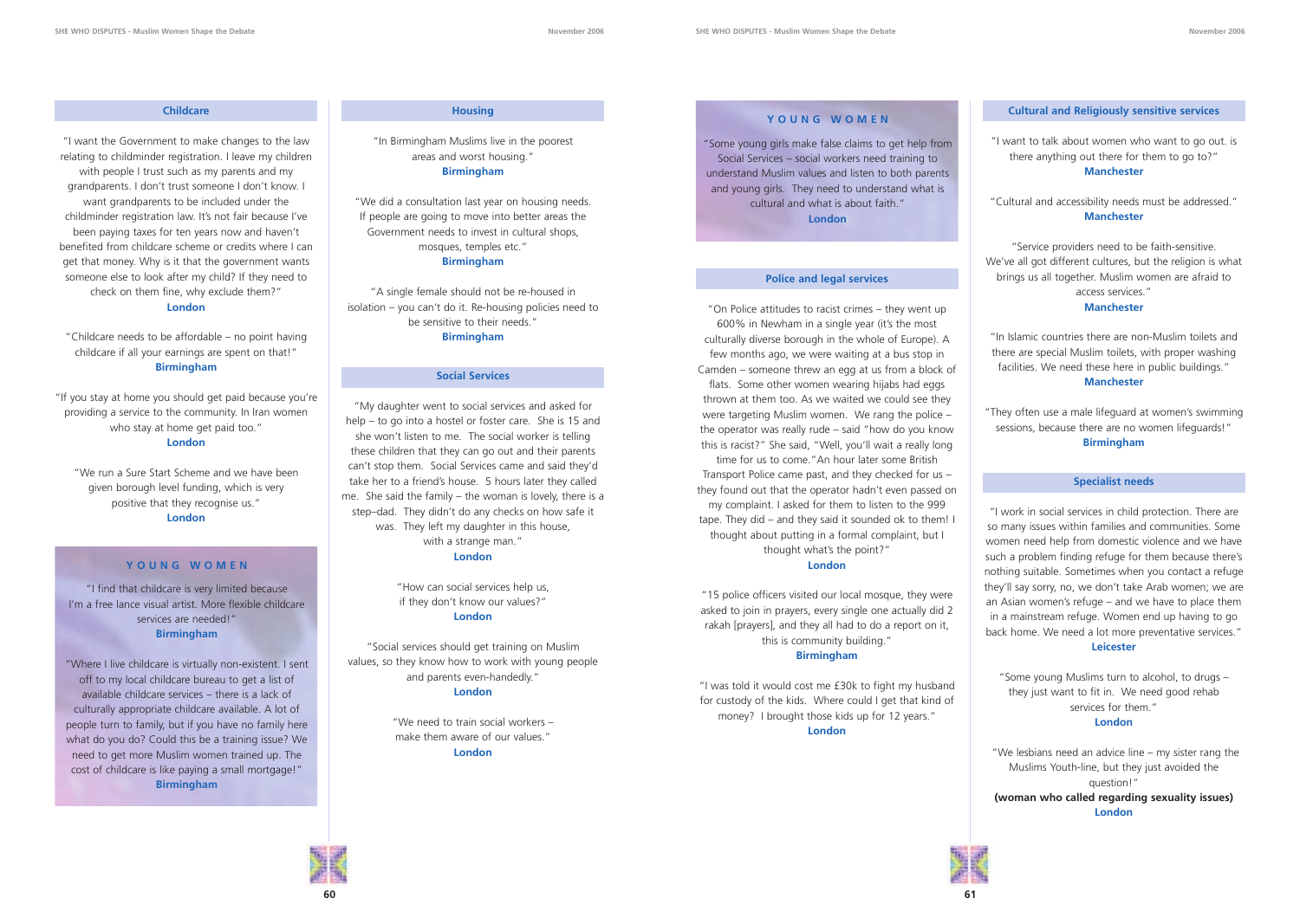### Childcare

"I want the Government to make changes to the law relating to childminder registration. I leave my children with people I trust such as my parents and my grandparents. I don't trust someone I don't know. I want grandparents to be included under the childminder registration law. It's not fair because I've been paying taxes for ten years now and haven't benefited from childcare scheme or credits where I can get that money. Why is it that the government wants someone else to look after my child? If they need to check on them fine, why exclude them?"
**London**

"Childcare needs to be affordable – no point having childcare if all your earnings are spent on that!"
**Birmingham**

"If you stay at home you should get paid because you're providing a service to the community. In Iran women who stay at home get paid too."
**London**

"We run a Sure Start Scheme and we have been given borough level funding, which is very positive that they recognise us."
**London**

### YOUNG WOMEN

"I find that childcare is very limited because I'm a free lance visual artist. More flexible childcare services are needed!"
**Birmingham**

"Where I live childcare is virtually non-existent. I sent off to my local childcare bureau to get a list of available childcare services – there is a lack of culturally appropriate childcare available. A lot of people turn to family, but if you have no family here what do you do? Could this be a training issue? We need to get more Muslim women trained up. The cost of childcare is like paying a small mortgage!"
**Birmingham**

### Housing

"In Birmingham Muslims live in the poorest areas and worst housing."
**Birmingham**

"We did a consultation last year on housing needs. If people are going to move into better areas the Government needs to invest in cultural shops, mosques, temples etc."
**Birmingham**

"A single female should not be re-housed in isolation – you can't do it. Re-housing policies need to be sensitive to their needs."
**Birmingham**

### Social Services

"My daughter went to social services and asked for help – to go into a hostel or foster care. She is 15 and she won't listen to me. The social worker is telling these children that they can go out and their parents can't stop them. Social Services came and said they'd take her to a friend's house. 5 hours later they called me. She said the family – the woman is lovely, there is a step–dad. They didn't do any checks on how safe it was. They left my daughter in this house, with a strange man."
**London**

"How can social services help us, if they don't know our values?"
**London**

"Social services should get training on Muslim values, so they know how to work with young people and parents even-handedly."
**London**

"We need to train social workers – make them aware of our values."
**London**

### YOUNG WOMEN

"Some young girls make false claims to get help from Social Services – social workers need training to understand Muslim values and listen to both parents and young girls. They need to understand what is cultural and what is about faith."
**London**

### Police and legal services

"On Police attitudes to racist crimes – they went up 600% in Newham in a single year (it's the most culturally diverse borough in the whole of Europe). A few months ago, we were waiting at a bus stop in Camden – someone threw an egg at us from a block of flats. Some other women wearing hijabs had eggs thrown at them too. As we waited we could see they were targeting Muslim women. We rang the police – the operator was really rude – said "how do you know this is racist?" She said, "Well, you'll wait a really long time for us to come."An hour later some British Transport Police came past, and they checked for us – they found out that the operator hadn't even passed on my complaint. I asked for them to listen to the 999 tape. They did – and they said it sounded ok to them! I thought about putting in a formal complaint, but I thought what's the point?"
**London**

"15 police officers visited our local mosque, they were asked to join in prayers, every single one actually did 2 rakah [prayers], and they all had to do a report on it, this is community building."
**Birmingham**

"I was told it would cost me £30k to fight my husband for custody of the kids. Where could I get that kind of money? I brought those kids up for 12 years."
**London**

### Cultural and Religiously sensitive services

"I want to talk about women who want to go out. is there anything out there for them to go to?"
**Manchester**

"Cultural and accessibility needs must be addressed."
**Manchester**

"Service providers need to be faith-sensitive. We've all got different cultures, but the religion is what brings us all together. Muslim women are afraid to access services."
**Manchester**

"In Islamic countries there are non-Muslim toilets and there are special Muslim toilets, with proper washing facilities. We need these here in public buildings."
**Manchester**

"They often use a male lifeguard at women's swimming sessions, because there are no women lifeguards!"
**Birmingham**

### Specialist needs

"I work in social services in child protection. There are so many issues within families and communities. Some women need help from domestic violence and we have such a problem finding refuge for them because there's nothing suitable. Sometimes when you contact a refuge they'll say sorry, no, we don't take Arab women; we are an Asian women's refuge – and we have to place them in a mainstream refuge. Women end up having to go back home. We need a lot more preventative services."
**Leicester**

"Some young Muslims turn to alcohol, to drugs – they just want to fit in. We need good rehab services for them."
**London**

"We lesbians need an advice line – my sister rang the Muslims Youth-line, but they just avoided the question!"
**(woman who called regarding sexuality issues)**
**London**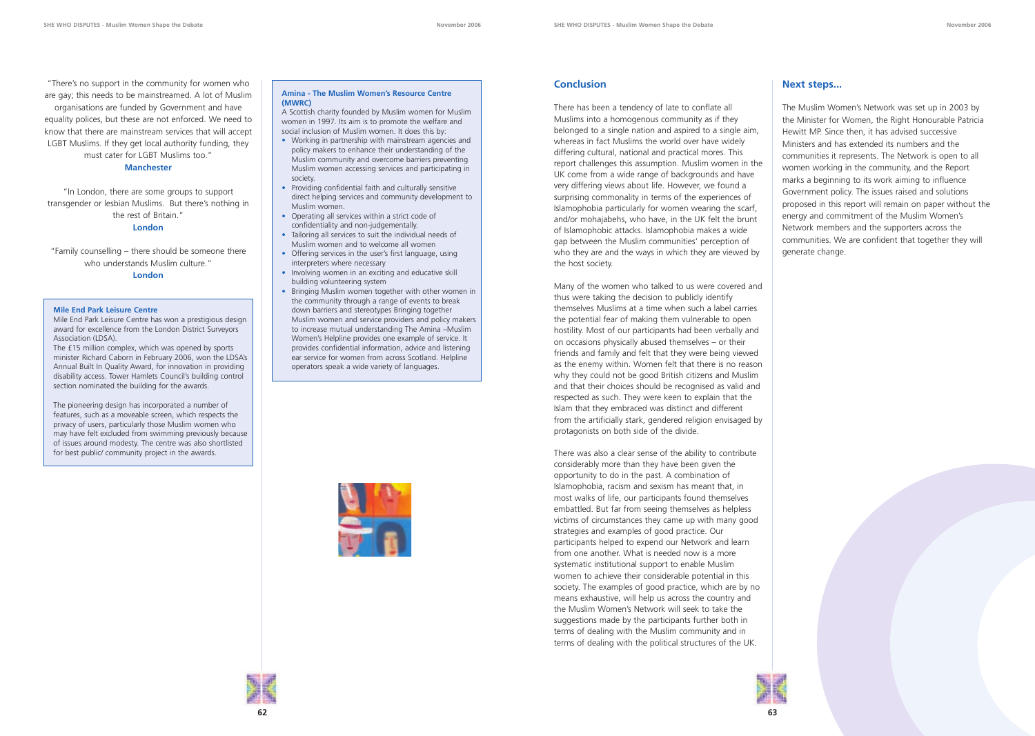"There's no support in the community for women who are gay; this needs to be mainstreamed. A lot of Muslim organisations are funded by Government and have equality polices, but these are not enforced. We need to know that there are mainstream services that will accept LGBT Muslims. If they get local authority funding, they must cater for LGBT Muslims too."

**Manchester**

"In London, there are some groups to support transgender or lesbian Muslims. But there's nothing in the rest of Britain."

**London**

"Family counselling – there should be someone there who understands Muslim culture."

**London**

**Mile End Park Leisure Centre**

Mile End Park Leisure Centre has won a prestigious design award for excellence from the London District Surveyors Association (LDSA).

The £15 million complex, which was opened by sports minister Richard Caborn in February 2006, won the LDSA's Annual Built In Quality Award, for innovation in providing disability access. Tower Hamlets Council's building control section nominated the building for the awards.

The pioneering design has incorporated a number of features, such as a moveable screen, which respects the privacy of users, particularly those Muslim women who may have felt excluded from swimming previously because of issues around modesty. The centre was also shortlisted for best public/ community project in the awards.

**Amina - The Muslim Women's Resource Centre (MWRC)**

A Scottish charity founded by Muslim women for Muslim women in 1997. Its aim is to promote the welfare and social inclusion of Muslim women. It does this by:

- Working in partnership with mainstream agencies and policy makers to enhance their understanding of the Muslim community and overcome barriers preventing Muslim women accessing services and participating in society.
- Providing confidential faith and culturally sensitive direct helping services and community development to Muslim women.
- Operating all services within a strict code of confidentiality and non-judgementally.
- Tailoring all services to suit the individual needs of Muslim women and to welcome all women
- Offering services in the user's first language, using interpreters where necessary
- Involving women in an exciting and educative skill building volunteering system
- Bringing Muslim women together with other women in the community through a range of events to break down barriers and stereotypes Bringing together Muslim women and service providers and policy makers to increase mutual understanding The Amina –Muslim Women's Helpline provides one example of service. It provides confidential information, advice and listening ear service for women from across Scotland. Helpline operators speak a wide variety of languages.

## Conclusion

There has been a tendency of late to conflate all Muslims into a homogenous community as if they belonged to a single nation and aspired to a single aim, whereas in fact Muslims the world over have widely differing cultural, national and practical mores. This report challenges this assumption. Muslim women in the UK come from a wide range of backgrounds and have very differing views about life. However, we found a surprising commonality in terms of the experiences of Islamophobia particularly for women wearing the scarf, and/or mohajabehs, who have, in the UK felt the brunt of Islamophobic attacks. Islamophobia makes a wide gap between the Muslim communities' perception of who they are and the ways in which they are viewed by the host society.

Many of the women who talked to us were covered and thus were taking the decision to publicly identify themselves Muslims at a time when such a label carries the potential fear of making them vulnerable to open hostility. Most of our participants had been verbally and on occasions physically abused themselves – or their friends and family and felt that they were being viewed as the enemy within. Women felt that there is no reason why they could not be good British citizens and Muslim and that their choices should be recognised as valid and respected as such. They were keen to explain that the Islam that they embraced was distinct and different from the artificially stark, gendered religion envisaged by protagonists on both side of the divide.

There was also a clear sense of the ability to contribute considerably more than they have been given the opportunity to do in the past. A combination of Islamophobia, racism and sexism has meant that, in most walks of life, our participants found themselves embattled. But far from seeing themselves as helpless victims of circumstances they came up with many good strategies and examples of good practice. Our participants helped to expend our Network and learn from one another. What is needed now is a more systematic institutional support to enable Muslim women to achieve their considerable potential in this society. The examples of good practice, which are by no means exhaustive, will help us across the country and the Muslim Women's Network will seek to take the suggestions made by the participants further both in terms of dealing with the Muslim community and in terms of dealing with the political structures of the UK.

## Next steps...

The Muslim Women's Network was set up in 2003 by the Minister for Women, the Right Honourable Patricia Hewitt MP. Since then, it has advised successive Ministers and has extended its numbers and the communities it represents. The Network is open to all women working in the community, and the Report marks a beginning to its work aiming to influence Government policy. The issues raised and solutions proposed in this report will remain on paper without the energy and commitment of the Muslim Women's Network members and the supporters across the communities. We are confident that together they will generate change.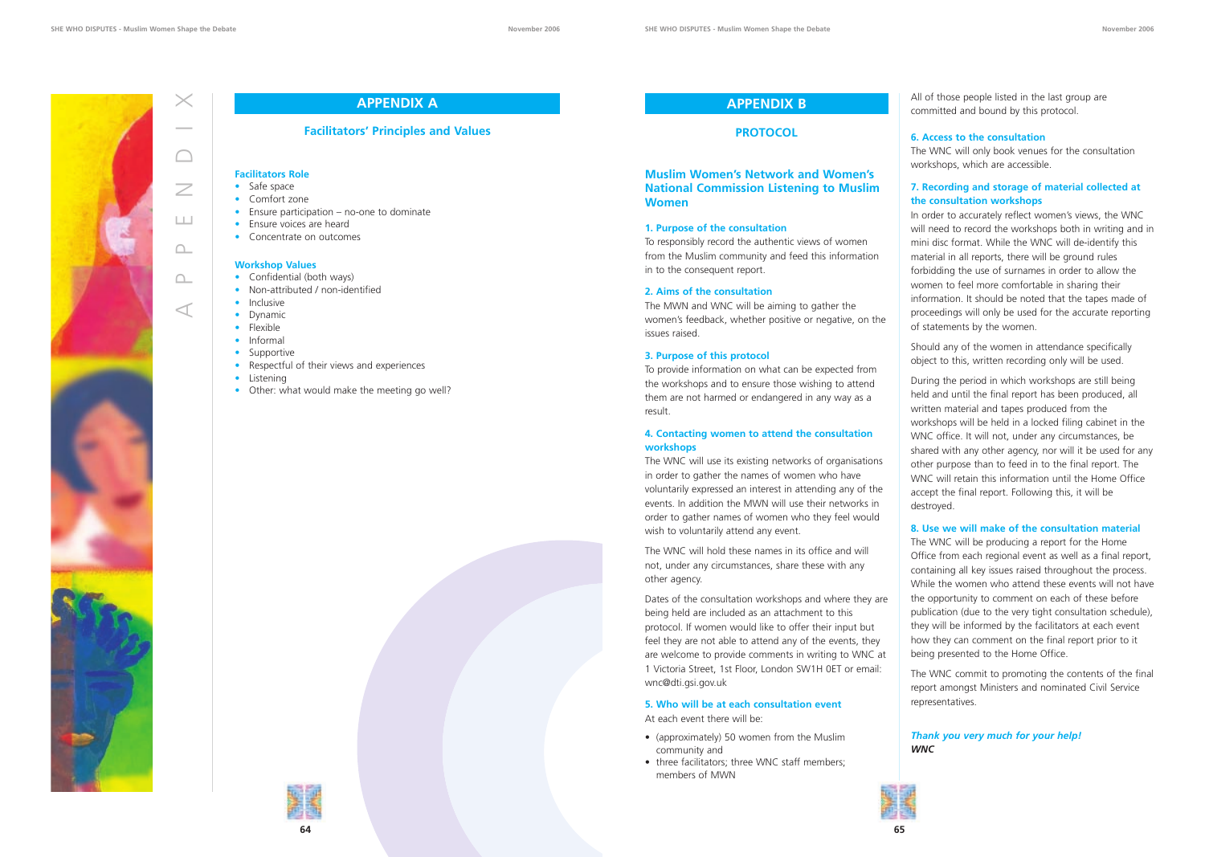## APPENDIX A

### Facilitators' Principles and Values

**Facilitators Role**

- Safe space
- Comfort zone
- Ensure participation – no-one to dominate
- Ensure voices are heard
- Concentrate on outcomes

**Workshop Values**

- Confidential (both ways)
- Non-attributed / non-identified
- Inclusive
- Dynamic
- Flexible
- Informal
- Supportive
- Respectful of their views and experiences
- Listening
- Other: what would make the meeting go well?

## APPENDIX B

### PROTOCOL

### Muslim Women's Network and Women's National Commission Listening to Muslim Women

**1. Purpose of the consultation**

To responsibly record the authentic views of women from the Muslim community and feed this information in to the consequent report.

**2. Aims of the consultation**

The MWN and WNC will be aiming to gather the women's feedback, whether positive or negative, on the issues raised.

**3. Purpose of this protocol**

To provide information on what can be expected from the workshops and to ensure those wishing to attend them are not harmed or endangered in any way as a result.

**4. Contacting women to attend the consultation workshops**

The WNC will use its existing networks of organisations in order to gather the names of women who have voluntarily expressed an interest in attending any of the events. In addition the MWN will use their networks in order to gather names of women who they feel would wish to voluntarily attend any event.

The WNC will hold these names in its office and will not, under any circumstances, share these with any other agency.

Dates of the consultation workshops and where they are being held are included as an attachment to this protocol. If women would like to offer their input but feel they are not able to attend any of the events, they are welcome to provide comments in writing to WNC at 1 Victoria Street, 1st Floor, London SW1H 0ET or email: wnc@dti.gsi.gov.uk

**5. Who will be at each consultation event**

At each event there will be:

- (approximately) 50 women from the Muslim community and
- three facilitators; three WNC staff members; members of MWN

All of those people listed in the last group are committed and bound by this protocol.

**6. Access to the consultation**

The WNC will only book venues for the consultation workshops, which are accessible.

**7. Recording and storage of material collected at the consultation workshops**

In order to accurately reflect women's views, the WNC will need to record the workshops both in writing and in mini disc format. While the WNC will de-identify this material in all reports, there will be ground rules forbidding the use of surnames in order to allow the women to feel more comfortable in sharing their information. It should be noted that the tapes made of proceedings will only be used for the accurate reporting of statements by the women.

Should any of the women in attendance specifically object to this, written recording only will be used.

During the period in which workshops are still being held and until the final report has been produced, all written material and tapes produced from the workshops will be held in a locked filing cabinet in the WNC office. It will not, under any circumstances, be shared with any other agency, nor will it be used for any other purpose than to feed in to the final report. The WNC will retain this information until the Home Office accept the final report. Following this, it will be destroyed.

**8. Use we will make of the consultation material**

The WNC will be producing a report for the Home Office from each regional event as well as a final report, containing all key issues raised throughout the process. While the women who attend these events will not have the opportunity to comment on each of these before publication (due to the very tight consultation schedule), they will be informed by the facilitators at each event how they can comment on the final report prior to it being presented to the Home Office.

The WNC commit to promoting the contents of the final report amongst Ministers and nominated Civil Service representatives.

***Thank you very much for your help!***
***WNC***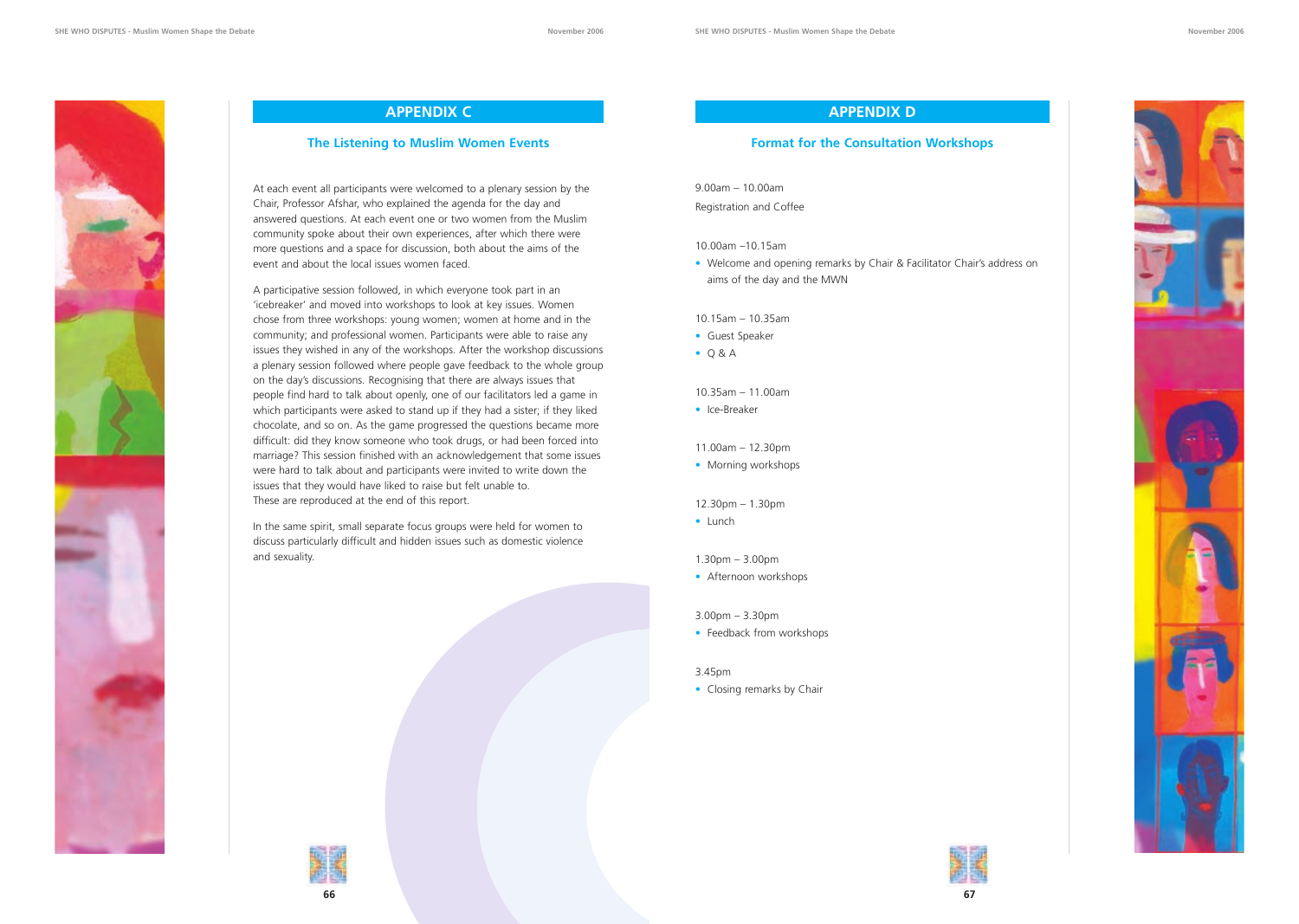## APPENDIX C

### The Listening to Muslim Women Events

At each event all participants were welcomed to a plenary session by the Chair, Professor Afshar, who explained the agenda for the day and answered questions. At each event one or two women from the Muslim community spoke about their own experiences, after which there were more questions and a space for discussion, both about the aims of the event and about the local issues women faced.

A participative session followed, in which everyone took part in an 'icebreaker' and moved into workshops to look at key issues. Women chose from three workshops: young women; women at home and in the community; and professional women. Participants were able to raise any issues they wished in any of the workshops. After the workshop discussions a plenary session followed where people gave feedback to the whole group on the day's discussions. Recognising that there are always issues that people find hard to talk about openly, one of our facilitators led a game in which participants were asked to stand up if they had a sister; if they liked chocolate, and so on. As the game progressed the questions became more difficult: did they know someone who took drugs, or had been forced into marriage? This session finished with an acknowledgement that some issues were hard to talk about and participants were invited to write down the issues that they would have liked to raise but felt unable to. These are reproduced at the end of this report.

In the same spirit, small separate focus groups were held for women to discuss particularly difficult and hidden issues such as domestic violence and sexuality.

## APPENDIX D

### Format for the Consultation Workshops

9.00am – 10.00am
Registration and Coffee

10.00am –10.15am

- Welcome and opening remarks by Chair & Facilitator Chair's address on aims of the day and the MWN

10.15am – 10.35am

- Guest Speaker
- Q & A

10.35am – 11.00am

- Ice-Breaker

11.00am – 12.30pm

- Morning workshops

12.30pm – 1.30pm

- Lunch

1.30pm – 3.00pm

- Afternoon workshops

3.00pm – 3.30pm

- Feedback from workshops

3.45pm

- Closing remarks by Chair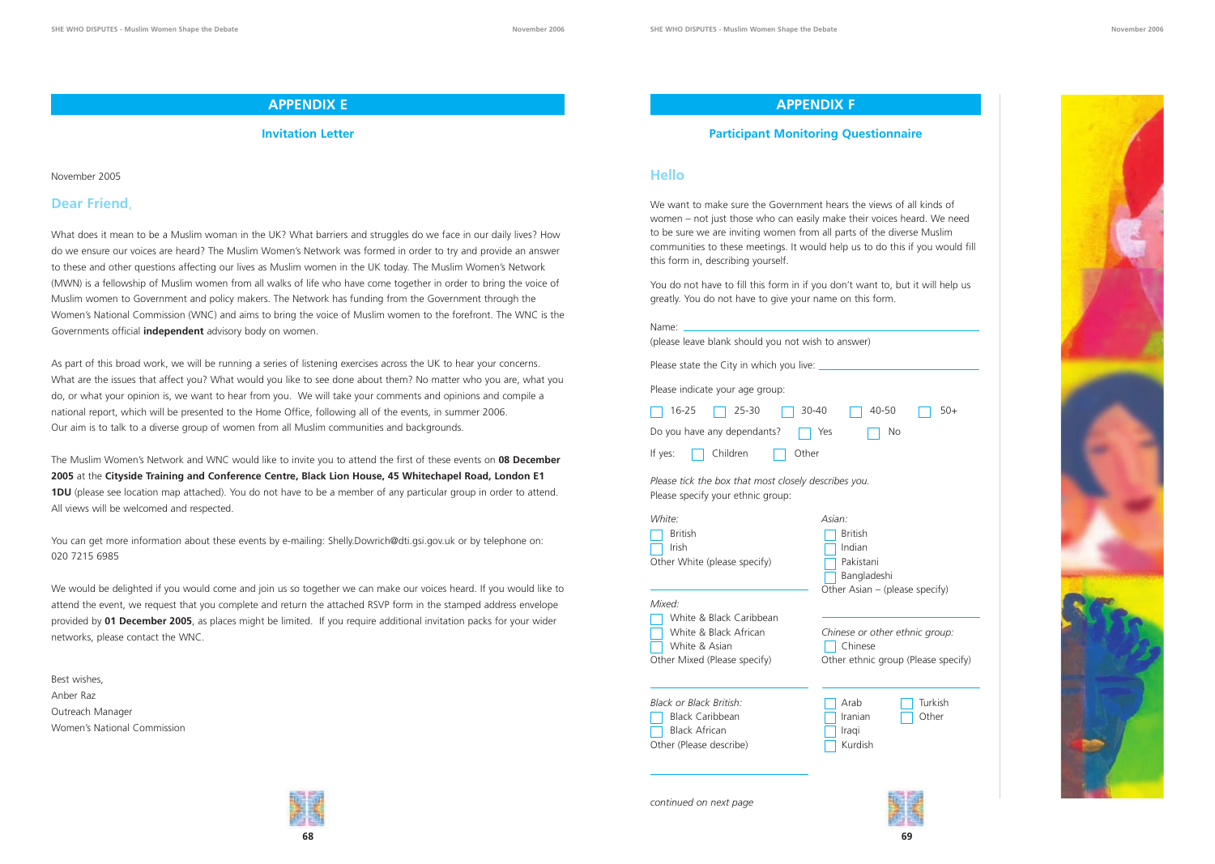## APPENDIX E

### Invitation Letter

November 2005

**Dear Friend**,

What does it mean to be a Muslim woman in the UK? What barriers and struggles do we face in our daily lives? How do we ensure our voices are heard? The Muslim Women's Network was formed in order to try and provide an answer to these and other questions affecting our lives as Muslim women in the UK today. The Muslim Women's Network (MWN) is a fellowship of Muslim women from all walks of life who have come together in order to bring the voice of Muslim women to Government and policy makers. The Network has funding from the Government through the Women's National Commission (WNC) and aims to bring the voice of Muslim women to the forefront. The WNC is the Governments official **independent** advisory body on women.

As part of this broad work, we will be running a series of listening exercises across the UK to hear your concerns. What are the issues that affect you? What would you like to see done about them? No matter who you are, what you do, or what your opinion is, we want to hear from you. We will take your comments and opinions and compile a national report, which will be presented to the Home Office, following all of the events, in summer 2006. Our aim is to talk to a diverse group of women from all Muslim communities and backgrounds.

The Muslim Women's Network and WNC would like to invite you to attend the first of these events on **08 December 2005** at the **Cityside Training and Conference Centre, Black Lion House, 45 Whitechapel Road, London E1 1DU** (please see location map attached). You do not have to be a member of any particular group in order to attend. All views will be welcomed and respected.

You can get more information about these events by e-mailing: Shelly.Dowrich@dti.gsi.gov.uk or by telephone on: 020 7215 6985

We would be delighted if you would come and join us so together we can make our voices heard. If you would like to attend the event, we request that you complete and return the attached RSVP form in the stamped address envelope provided by **01 December 2005**, as places might be limited. If you require additional invitation packs for your wider networks, please contact the WNC.

Best wishes,
Anber Raz
Outreach Manager
Women's National Commission

## APPENDIX F

### Participant Monitoring Questionnaire

**Hello**

We want to make sure the Government hears the views of all kinds of women – not just those who can easily make their voices heard. We need to be sure we are inviting women from all parts of the diverse Muslim communities to these meetings. It would help us to do this if you would fill this form in, describing yourself.

You do not have to fill this form in if you don't want to, but it will help us greatly. You do not have to give your name on this form.

Name: ______________________________
(please leave blank should you not wish to answer)

Please state the City in which you live: ______________________________

Please indicate your age group:

☐ 16-25 ☐ 25-30 ☐ 30-40 ☐ 40-50 ☐ 50+

Do you have any dependants? ☐ Yes ☐ No

If yes: ☐ Children ☐ Other

*Please tick the box that most closely describes you.*
Please specify your ethnic group:

*White:*
☐ British
☐ Irish
Other White (please specify)
______________________________

*Mixed:*
☐ White & Black Caribbean
☐ White & Black African
☐ White & Asian
Other Mixed (Please specify)
______________________________

*Black or Black British:*
☐ Black Caribbean
☐ Black African
Other (Please describe)
______________________________

*Asian:*
☐ British
☐ Indian
☐ Pakistani
☐ Bangladeshi
Other Asian – (please specify)
______________________________

*Chinese or other ethnic group:*
☐ Chinese
Other ethnic group (Please specify)
______________________________

☐ Arab
☐ Iranian
☐ Iraqi
☐ Kurdish
☐ Turkish
☐ Other

*continued on next page*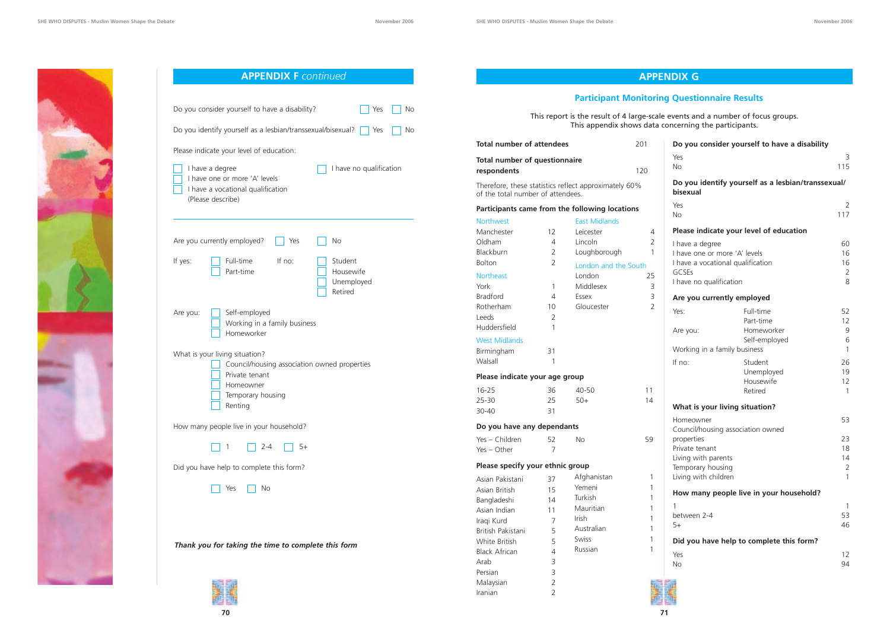## APPENDIX F *continued*

Do you consider yourself to have a disability? ☐ Yes ☐ No

Do you identify yourself as a lesbian/transsexual/bisexual? ☐ Yes ☐ No

Please indicate your level of education:

- ☐ I have a degree
- ☐ I have one or more 'A' levels
- ☐ I have a vocational qualification (Please describe)
- ☐ I have no qualification

Are you currently employed? ☐ Yes ☐ No

If yes:
- ☐ Full-time
- ☐ Part-time

If no:
- ☐ Student
- ☐ Housewife
- ☐ Unemployed
- ☐ Retired

Are you:
- ☐ Self-employed
- ☐ Working in a family business
- ☐ Homeworker

What is your living situation?
- ☐ Council/housing association owned properties
- ☐ Private tenant
- ☐ Homeowner
- ☐ Temporary housing
- ☐ Renting

How many people live in your household?

☐ 1 ☐ 2-4 ☐ 5+

Did you have help to complete this form?

☐ Yes ☐ No

***Thank you for taking the time to complete this form***

## APPENDIX G

### Participant Monitoring Questionnaire Results

This report is the result of 4 large-scale events and a number of focus groups. This appendix shows data concerning the participants.

| | |
|---|---|
| **Total number of attendees** | 201 |
| **Total number of questionnaire respondents** | 120 |

Therefore, these statistics reflect approximately 60% of the total number of attendees.

**Participants came from the following locations**

| Location | | Location | |
|---|---|---|---|
| **Northwest** | | **East Midlands** | |
| Manchester | 12 | Leicester | 4 |
| Oldham | 4 | Lincoln | 2 |
| Blackburn | 2 | Loughborough | 1 |
| Bolton | 2 | **London and the South** | |
| **Northeast** | | London | 25 |
| York | 1 | Middlesex | 3 |
| Bradford | 4 | Essex | 3 |
| Rotherham | 10 | Gloucester | 2 |
| Leeds | 2 | | |
| Huddersfield | 1 | | |
| **West Midlands** | | | |
| Birmingham | 31 | | |
| Walsall | 1 | | |

**Please indicate your age group**

| | | | |
|---|---|---|---|
| 16-25 | 36 | 40-50 | 11 |
| 25-30 | 25 | 50+ | 14 |
| 30-40 | 31 | | |

**Do you have any dependants**

| | | | |
|---|---|---|---|
| Yes – Children | 52 | No | 59 |
| Yes – Other | 7 | | |

**Please specify your ethnic group**

| | | | |
|---|---|---|---|
| Asian Pakistani | 37 | Afghanistan | 1 |
| Asian British | 15 | Yemeni | 1 |
| Bangladeshi | 14 | Turkish | 1 |
| Asian Indian | 11 | Mauritian | 1 |
| Iraqi Kurd | 7 | Irish | 1 |
| British Pakistani | 5 | Australian | 1 |
| White British | 5 | Swiss | 1 |
| Black African | 4 | Russian | 1 |
| Arab | 3 | | |
| Persian | 3 | | |
| Malaysian | 2 | | |
| Iranian | 2 | | |

**Do you consider yourself to have a disability**

| | |
|---|---|
| Yes | 3 |
| No | 115 |

**Do you identify yourself as a lesbian/transsexual/bisexual**

| | |
|---|---|
| Yes | 2 |
| No | 117 |

**Please indicate your level of education**

| | |
|---|---|
| I have a degree | 60 |
| I have one or more 'A' levels | 16 |
| I have a vocational qualification | 16 |
| GCSEs | 2 |
| I have no qualification | 8 |

**Are you currently employed**

| | | |
|---|---|---|
| Yes: | Full-time | 52 |
| | Part-time | 12 |
| Are you: | Homeworker | 9 |
| | Self-employed | 6 |
| Working in a family business | | 1 |
| If no: | Student | 26 |
| | Unemployed | 19 |
| | Housewife | 12 |
| | Retired | 1 |

**What is your living situation?**

| | |
|---|---|
| Homeowner | 53 |
| Council/housing association owned properties | 23 |
| Private tenant | 18 |
| Living with parents | 14 |
| Temporary housing | 2 |
| Living with children | 1 |

**How many people live in your household?**

| | |
|---|---|
| 1 | 1 |
| between 2-4 | 53 |
| 5+ | 46 |

**Did you have help to complete this form?**

| | |
|---|---|
| Yes | 12 |
| No | 94 |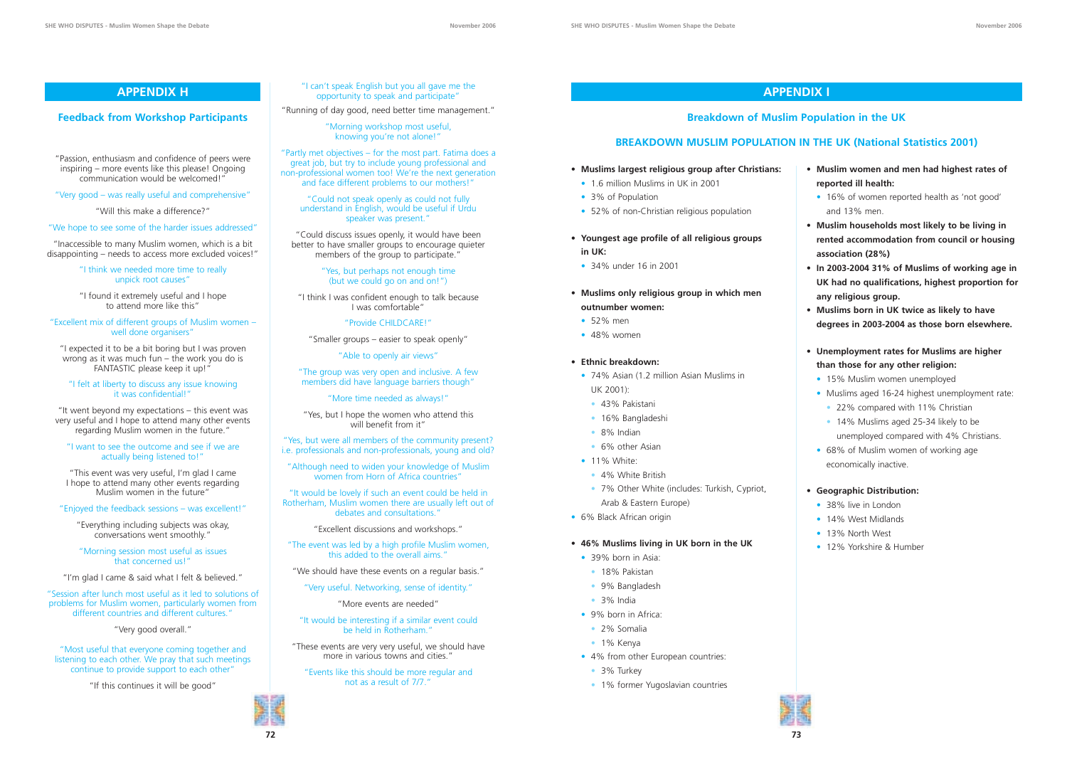## APPENDIX H

### Feedback from Workshop Participants

"Passion, enthusiasm and confidence of peers were inspiring – more events like this please! Ongoing communication would be welcomed!"

"Very good – was really useful and comprehensive"

"Will this make a difference?"

"We hope to see some of the harder issues addressed"

"Inaccessible to many Muslim women, which is a bit disappointing – needs to access more excluded voices!"

"I think we needed more time to really unpick root causes"

"I found it extremely useful and I hope to attend more like this"

"Excellent mix of different groups of Muslim women – well done organisers"

"I expected it to be a bit boring but I was proven wrong as it was much fun – the work you do is FANTASTIC please keep it up!"

"I felt at liberty to discuss any issue knowing it was confidential!"

"It went beyond my expectations – this event was very useful and I hope to attend many other events regarding Muslim women in the future."

"I want to see the outcome and see if we are actually being listened to!"

"This event was very useful, I'm glad I came I hope to attend many other events regarding Muslim women in the future"

"Enjoyed the feedback sessions – was excellent!"

"Everything including subjects was okay, conversations went smoothly."

"Morning session most useful as issues that concerned us!"

"I'm glad I came & said what I felt & believed."

"Session after lunch most useful as it led to solutions of problems for Muslim women, particularly women from different countries and different cultures."

"Very good overall."

"Most useful that everyone coming together and listening to each other. We pray that such meetings continue to provide support to each other"

"If this continues it will be good"

"I can't speak English but you all gave me the opportunity to speak and participate"

"Running of day good, need better time management."

"Morning workshop most useful, knowing you're not alone!"

"Partly met objectives – for the most part. Fatima does a great job, but try to include young professional and non-professional women too! We're the next generation and face different problems to our mothers!"

"Could not speak openly as could not fully understand in English, would be useful if Urdu speaker was present."

"Could discuss issues openly, it would have been better to have smaller groups to encourage quieter members of the group to participate."

"Yes, but perhaps not enough time (but we could go on and on!")

"I think I was confident enough to talk because I was comfortable"

"Provide CHILDCARE!"

"Smaller groups – easier to speak openly"

"Able to openly air views"

"The group was very open and inclusive. A few members did have language barriers though"

"More time needed as always!"

"Yes, but I hope the women who attend this will benefit from it"

"Yes, but were all members of the community present? i.e. professionals and non-professionals, young and old?

"Although need to widen your knowledge of Muslim women from Horn of Africa countries"

"It would be lovely if such an event could be held in Rotherham, Muslim women there are usually left out of debates and consultations."

"Excellent discussions and workshops."

"The event was led by a high profile Muslim women, this added to the overall aims."

"We should have these events on a regular basis."

"Very useful. Networking, sense of identity."

"More events are needed"

"It would be interesting if a similar event could be held in Rotherham."

"These events are very very useful, we should have more in various towns and cities."

"Events like this should be more regular and not as a result of 7/7."

## APPENDIX I

### Breakdown of Muslim Population in the UK

### BREAKDOWN MUSLIM POPULATION IN THE UK (National Statistics 2001)

- **Muslims largest religious group after Christians:**
  - 1.6 million Muslims in UK in 2001
  - 3% of Population
  - 52% of non-Christian religious population
- **Youngest age profile of all religious groups in UK:**
  - 34% under 16 in 2001
- **Muslims only religious group in which men outnumber women:**
  - 52% men
  - 48% women
- **Ethnic breakdown:**
  - 74% Asian (1.2 million Asian Muslims in UK 2001):
    - 43% Pakistani
    - 16% Bangladeshi
    - 8% Indian
    - 6% other Asian
  - 11% White:
    - 4% White British
    - 7% Other White (includes: Turkish, Cypriot, Arab & Eastern Europe)
- 6% Black African origin
- **46% Muslims living in UK born in the UK**
  - 39% born in Asia:
    - 18% Pakistan
    - 9% Bangladesh
    - 3% India
  - 9% born in Africa:
    - 2% Somalia
    - 1% Kenya
  - 4% from other European countries:
    - 3% Turkey
    - 1% former Yugoslavian countries
- **Muslim women and men had highest rates of reported ill health:**
  - 16% of women reported health as 'not good' and 13% men.
- **Muslim households most likely to be living in rented accommodation from council or housing association (28%)**
- **In 2003-2004 31% of Muslims of working age in UK had no qualifications, highest proportion for any religious group.**
- **Muslims born in UK twice as likely to have degrees in 2003-2004 as those born elsewhere.**
- **Unemployment rates for Muslims are higher than those for any other religion:**
  - 15% Muslim women unemployed
  - Muslims aged 16-24 highest unemployment rate:
    - 22% compared with 11% Christian
    - 14% Muslims aged 25-34 likely to be unemployed compared with 4% Christians.
  - 68% of Muslim women of working age economically inactive.
- **Geographic Distribution:**
  - 38% live in London
  - 14% West Midlands
  - 13% North West
  - 12% Yorkshire & Humber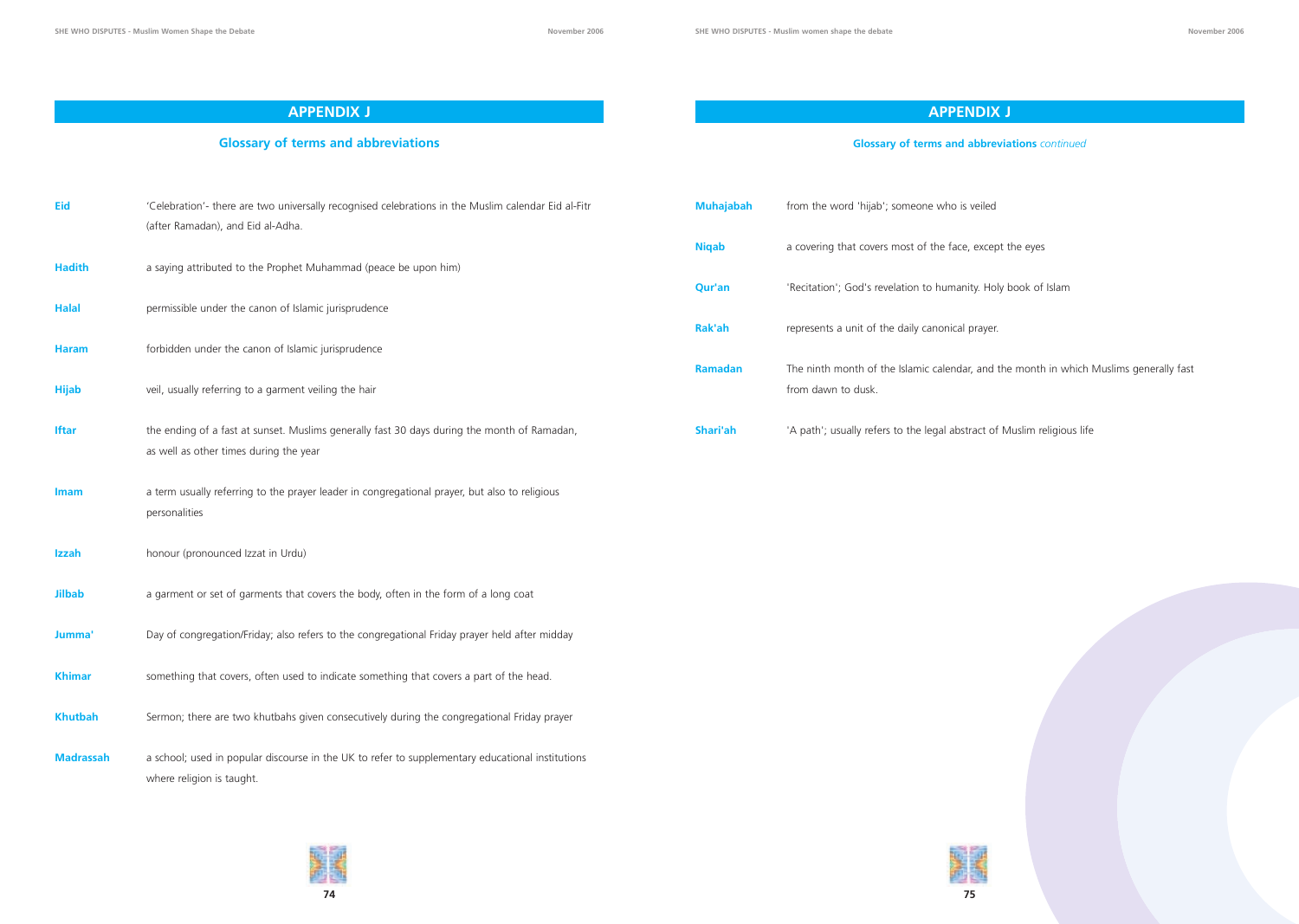# APPENDIX J

## Glossary of terms and abbreviations

**Eid** 'Celebration'- there are two universally recognised celebrations in the Muslim calendar Eid al-Fitr (after Ramadan), and Eid al-Adha.

**Hadith** a saying attributed to the Prophet Muhammad (peace be upon him)

**Halal** permissible under the canon of Islamic jurisprudence

**Haram** forbidden under the canon of Islamic jurisprudence

**Hijab** veil, usually referring to a garment veiling the hair

**Iftar** the ending of a fast at sunset. Muslims generally fast 30 days during the month of Ramadan, as well as other times during the year

**Imam** a term usually referring to the prayer leader in congregational prayer, but also to religious personalities

**Izzah** honour (pronounced Izzat in Urdu)

**Jilbab** a garment or set of garments that covers the body, often in the form of a long coat

**Jumma'** Day of congregation/Friday; also refers to the congregational Friday prayer held after midday

**Khimar** something that covers, often used to indicate something that covers a part of the head.

**Khutbah** Sermon; there are two khutbahs given consecutively during the congregational Friday prayer

**Madrassah** a school; used in popular discourse in the UK to refer to supplementary educational institutions where religion is taught.

# APPENDIX J

## Glossary of terms and abbreviations *continued*

**Muhajabah** from the word 'hijab'; someone who is veiled

**Niqab** a covering that covers most of the face, except the eyes

**Qur'an** 'Recitation'; God's revelation to humanity. Holy book of Islam

**Rak'ah** represents a unit of the daily canonical prayer.

**Ramadan** The ninth month of the Islamic calendar, and the month in which Muslims generally fast from dawn to dusk.

**Shari'ah** 'A path'; usually refers to the legal abstract of Muslim religious life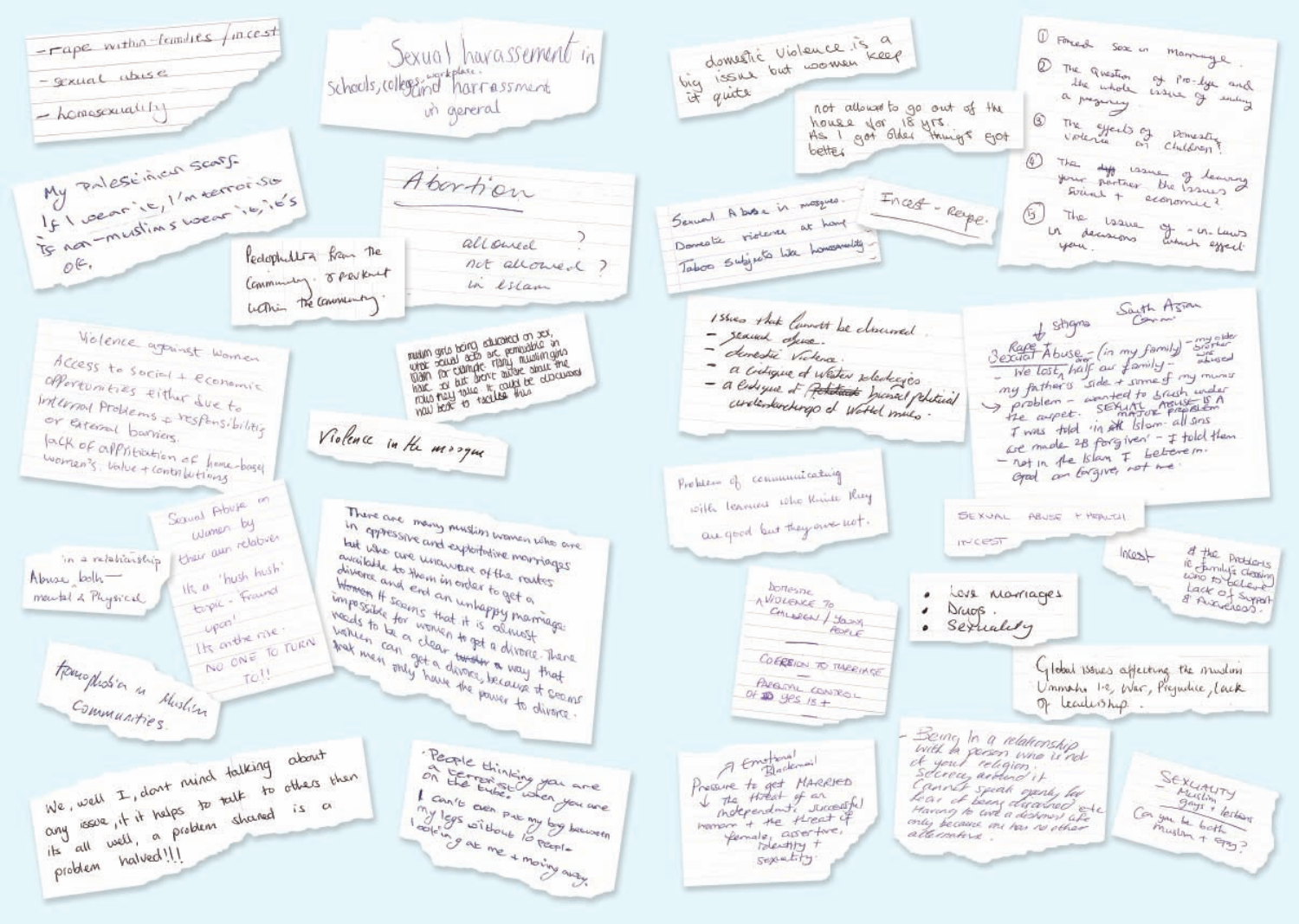- rape within families / incest
- sexual abuse
- homosexuality

Sexual harassement in Schools, colleges, workplace, and harrassment in general

My Palestinian scarf.
If I wear it, I'm terrorist
If non-muslims wear it, it's OK.

Abortion

allowed ?
not allowed ?
in Islam

Pedophillia from the Community & prevalent within the community.

Violence against Women

Access to social + economic opportunities either due to internal problems + responsibilities or external barriers.

lack of appreciation of home-based women's value + contributions

muslim girls being educated on sex, what sexual acts are permissible in Islam for example many muslim girls have sex but don't know about the rules they may think it could be discussed now best to tackle this

Violence in the mosque

Sexual Abuse on women by their own relatives

It's a 'hush hush' topic - Frowned upon!

It's on the rise.

NO ONE TO TURN TO!!

Abuse both — in a relationship
mental & physical

Homophobia in Muslim Communities.

There are many muslim women who are in oppressive and exploitative marriages but who are unaware of the routes available to them in order to get a divorce and end an unhappy marriage. Women It seems that it is almost impossible for women to get a divorce. There needs to be a clear way that women can get a divorce, because it seems that men only have the power to divorce.

We, well I, dont mind talking about any issue, it it helps to talk to others then its all well, a problem shared is a problem halved!!!

People thinking you are a terrorist when you are on the tube.
I can't even put my bag between my legs without 10 people looking at me + moving away.

domestic violence is a big issue but women keep it quite

not allowed to go out of the house for 18 yrs.
As I got older things got better

1. Forced Sex in Marriage.
2. The question of pro-life and the whole issue of ending a pregnancy
3. The effects of Domestic violence on Children?
4. The issue of leaving your partner the issues social + economic?
5. The issue of - in laws in decisions which effect you.

Sexual Abuse in mosques.
Domestic violence at home
Taboo subjects like homosexuality -

Incest - Rape.

Issues that cannot be discussed.
- sexual abuse.
- domestic violence.
- a critique of western stereotypes
- a critique of biased political understandings of Western media.

South Asian Comm
Rape / Sexual Abuse (in my family) - my older brother abused
↑ stigma
- We lost over half our family -
my father's side + some of my mums
→ problem - wanted to brush under the carpet. SEXUAL ABUSE IS A MAJOR PROBLEM
I was told 'in Islam - all sins are made to be forgiven' - I told them
- not in the Islam I believe in.
God can forgive, not me.

Problem of communicating with leaders who think they are good but they are not.

SEXUAL ABUSE + HEALTH

INCEST

Incest
& the problems ie family closing who to believe
Lack of support & awareness

DOMESTIC VIOLENCE TO CHILDREN / YOUNG PEOPLE

COERSION TO MARRIAGE

PARENTAL CONTROL OF 18 YRS 15 +

- Love Marriages
- Drugs.
- Sexuality

Global issues affecting the muslim Ummah i.e, War, Prejudice, lack of leadership.

Emotional Blackmail
Pressure to get MARRIED
↓ the threat of an independent, succesful woman + the threat of female, assertive, identity + sexuality.

- Being in a relationship with a person who is not of your religion.
Secrecy around it
Cannot speak openly for fear of being disowned etc
Having to live a dishonest life only because one has no other alternative.

SEXUALITY
- Muslim gays + lesbians
Can you be both muslim + gay?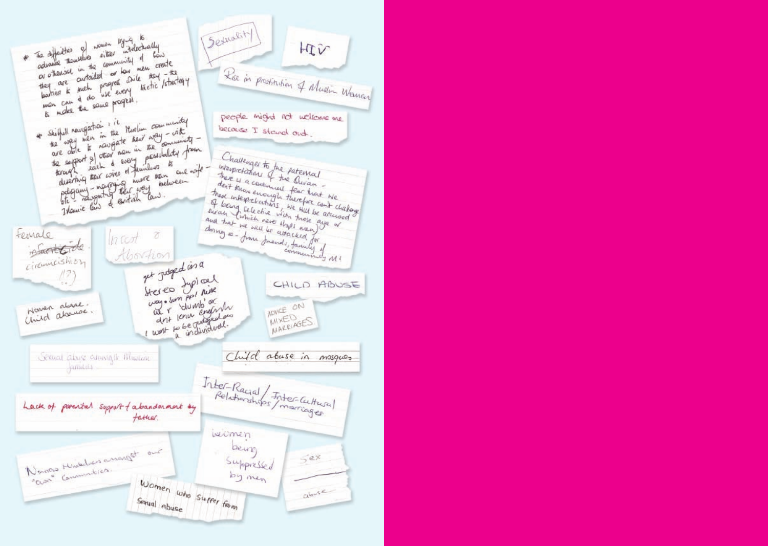* The difficulties of women trying to advance themselves either intellectually or otherwise in the community & how they are curtailed or how men create barriers to such progress while they - the men can & do use every tactic/strategy to make the same progress.

* Skillful navigation: ie the way men in the Muslim community are able to navigate their way - with the support of other men in the community - through each & every possibility from deserting their wives & families to polygamy - marrying more than one wife - etc - navigating their way between Islamic law & British law.

Sexuality

HIV

Rise in prostitution of Muslim Women

people might not welcome me because I stand out.

Challenges to the paternal interpretations of the Quran - there is a continued fear that we don't know enough therefore can't challenge these interpretations, we will be accused of being selective with those ayas or surah (which were shaped men) and that we will be attacked for doing so - from friends, family & community M!

female ~~infanticide~~ circumcision (!?)

Incest & Abortion

get judged as a stereo typical way. Sum ppl think we r 'dumb' or dnt knw english I want to be judged as a individual.

CHILD ABUSE

Women abuse. Child abuse.

ADVICE ON MIXED MARRIAGES

Sexual abuse amongst Muslim families

Child abuse in mosques

Inter-Racial / Inter-Cultural Relationships / marriages

Lack of parental support / abandonment by father.

women being suppressed by men

Narrow Mindedness amongst our "own" Communities.

Sex

abuse

Women who suffer from Sexual abuse